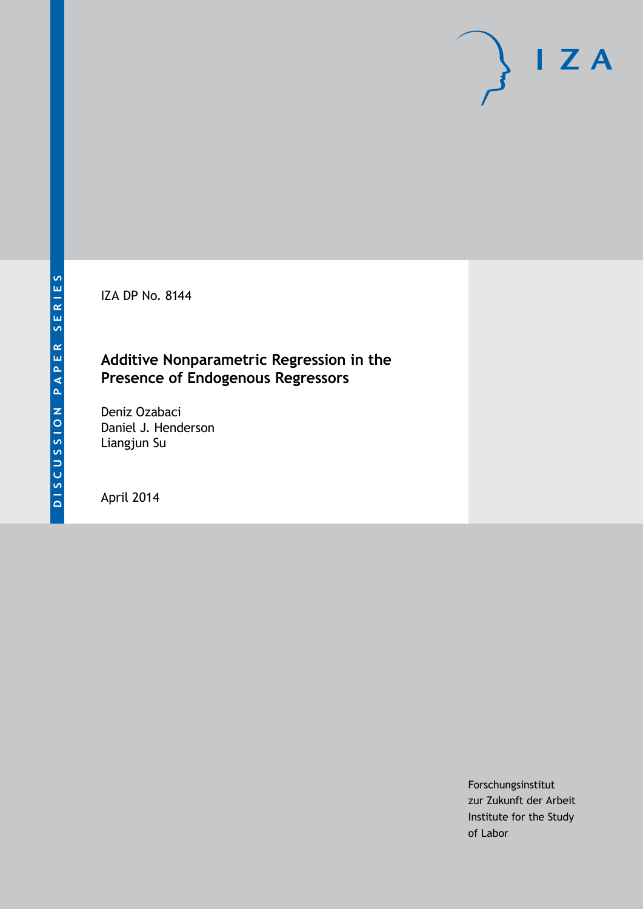DISCUSSION PAPER SERIES

IZA DP No. 8144

# Additive Nonparametric Regression in the Presence of Endogenous Regressors

Deniz Ozabaci
Daniel J. Henderson
Liangjun Su

April 2014

Forschungsinstitut
zur Zukunft der Arbeit
Institute for the Study
of Labor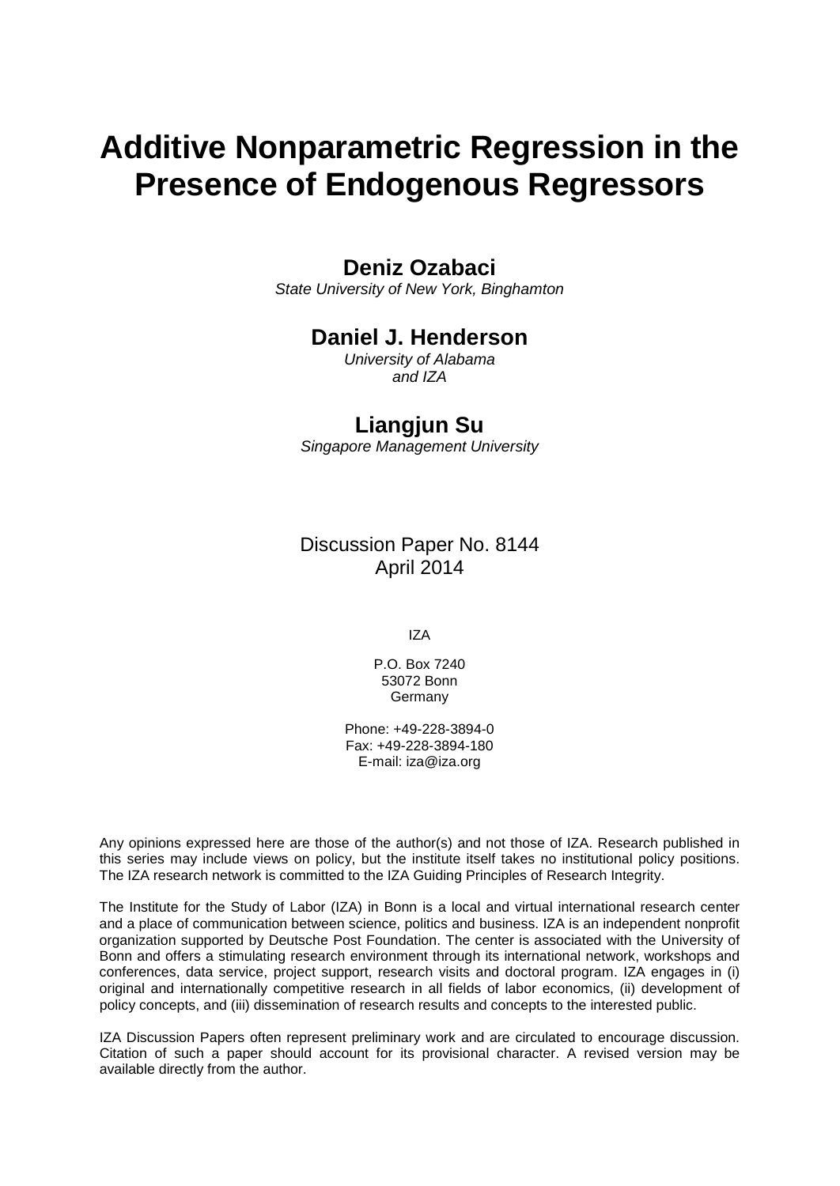# Additive Nonparametric Regression in the Presence of Endogenous Regressors

**Deniz Ozabaci**
*State University of New York, Binghamton*

**Daniel J. Henderson**
*University of Alabama and IZA*

**Liangjun Su**
*Singapore Management University*

Discussion Paper No. 8144
April 2014

IZA

P.O. Box 7240
53072 Bonn
Germany

Phone: +49-228-3894-0
Fax: +49-228-3894-180
E-mail: iza@iza.org

Any opinions expressed here are those of the author(s) and not those of IZA. Research published in this series may include views on policy, but the institute itself takes no institutional policy positions. The IZA research network is committed to the IZA Guiding Principles of Research Integrity.

The Institute for the Study of Labor (IZA) in Bonn is a local and virtual international research center and a place of communication between science, politics and business. IZA is an independent nonprofit organization supported by Deutsche Post Foundation. The center is associated with the University of Bonn and offers a stimulating research environment through its international network, workshops and conferences, data service, project support, research visits and doctoral program. IZA engages in (i) original and internationally competitive research in all fields of labor economics, (ii) development of policy concepts, and (iii) dissemination of research results and concepts to the interested public.

IZA Discussion Papers often represent preliminary work and are circulated to encourage discussion. Citation of such a paper should account for its provisional character. A revised version may be available directly from the author.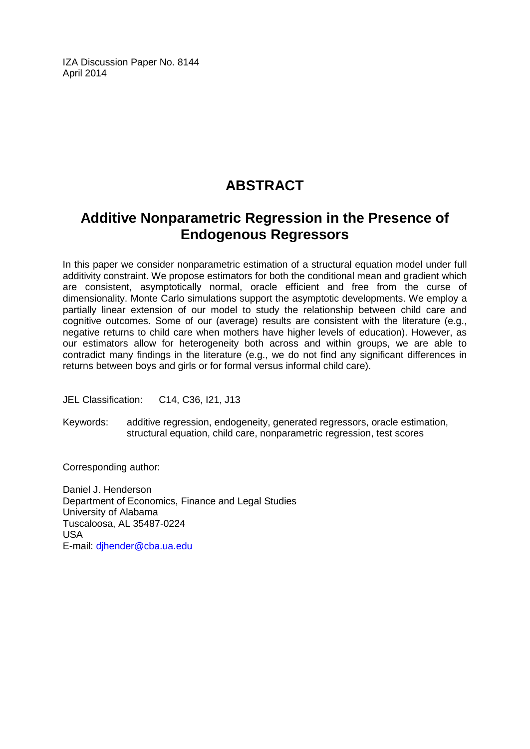IZA Discussion Paper No. 8144
April 2014

# ABSTRACT

## Additive Nonparametric Regression in the Presence of Endogenous Regressors

In this paper we consider nonparametric estimation of a structural equation model under full additivity constraint. We propose estimators for both the conditional mean and gradient which are consistent, asymptotically normal, oracle efficient and free from the curse of dimensionality. Monte Carlo simulations support the asymptotic developments. We employ a partially linear extension of our model to study the relationship between child care and cognitive outcomes. Some of our (average) results are consistent with the literature (e.g., negative returns to child care when mothers have higher levels of education). However, as our estimators allow for heterogeneity both across and within groups, we are able to contradict many findings in the literature (e.g., we do not find any significant differences in returns between boys and girls or for formal versus informal child care).

JEL Classification: C14, C36, I21, J13

Keywords: additive regression, endogeneity, generated regressors, oracle estimation, structural equation, child care, nonparametric regression, test scores

Corresponding author:

Daniel J. Henderson
Department of Economics, Finance and Legal Studies
University of Alabama
Tuscaloosa, AL 35487-0224
USA
E-mail: djhender@cba.ua.edu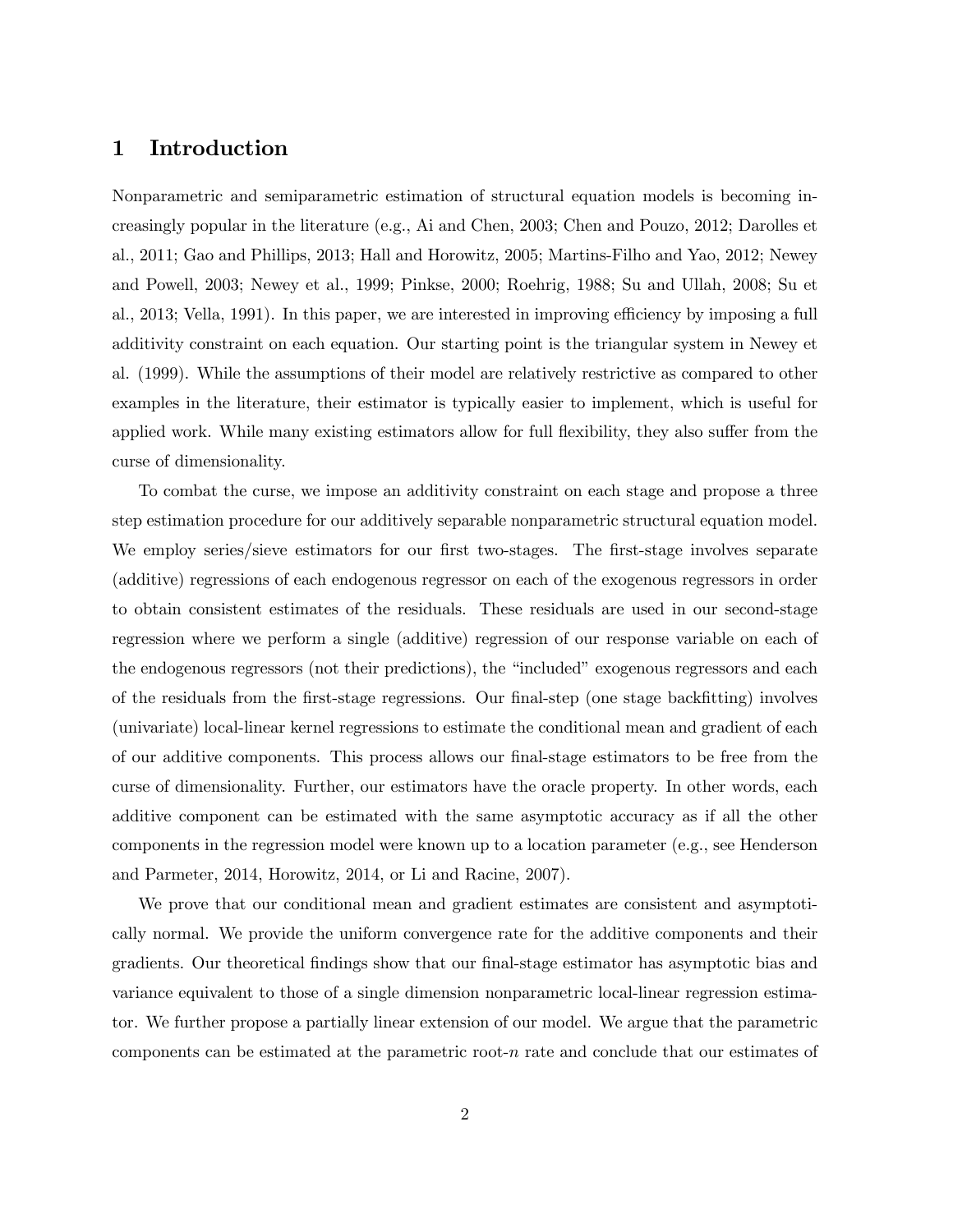# 1 Introduction

Nonparametric and semiparametric estimation of structural equation models is becoming increasingly popular in the literature (e.g., Ai and Chen, 2003; Chen and Pouzo, 2012; Darolles et al., 2011; Gao and Phillips, 2013; Hall and Horowitz, 2005; Martins-Filho and Yao, 2012; Newey and Powell, 2003; Newey et al., 1999; Pinkse, 2000; Roehrig, 1988; Su and Ullah, 2008; Su et al., 2013; Vella, 1991). In this paper, we are interested in improving efficiency by imposing a full additivity constraint on each equation. Our starting point is the triangular system in Newey et al. (1999). While the assumptions of their model are relatively restrictive as compared to other examples in the literature, their estimator is typically easier to implement, which is useful for applied work. While many existing estimators allow for full flexibility, they also suffer from the curse of dimensionality.

To combat the curse, we impose an additivity constraint on each stage and propose a three step estimation procedure for our additively separable nonparametric structural equation model. We employ series/sieve estimators for our first two-stages. The first-stage involves separate (additive) regressions of each endogenous regressor on each of the exogenous regressors in order to obtain consistent estimates of the residuals. These residuals are used in our second-stage regression where we perform a single (additive) regression of our response variable on each of the endogenous regressors (not their predictions), the "included" exogenous regressors and each of the residuals from the first-stage regressions. Our final-step (one stage backfitting) involves (univariate) local-linear kernel regressions to estimate the conditional mean and gradient of each of our additive components. This process allows our final-stage estimators to be free from the curse of dimensionality. Further, our estimators have the oracle property. In other words, each additive component can be estimated with the same asymptotic accuracy as if all the other components in the regression model were known up to a location parameter (e.g., see Henderson and Parmeter, 2014, Horowitz, 2014, or Li and Racine, 2007).

We prove that our conditional mean and gradient estimates are consistent and asymptotically normal. We provide the uniform convergence rate for the additive components and their gradients. Our theoretical findings show that our final-stage estimator has asymptotic bias and variance equivalent to those of a single dimension nonparametric local-linear regression estimator. We further propose a partially linear extension of our model. We argue that the parametric components can be estimated at the parametric root-$n$ rate and conclude that our estimates of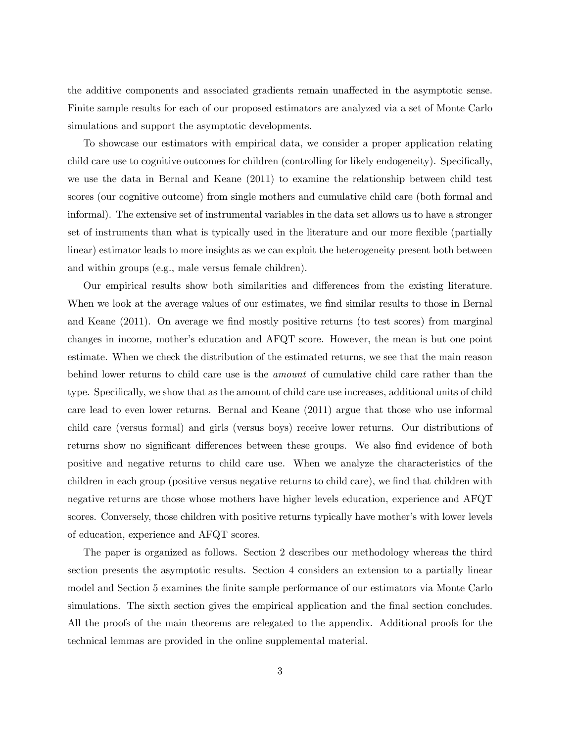the additive components and associated gradients remain unaffected in the asymptotic sense. Finite sample results for each of our proposed estimators are analyzed via a set of Monte Carlo simulations and support the asymptotic developments.

To showcase our estimators with empirical data, we consider a proper application relating child care use to cognitive outcomes for children (controlling for likely endogeneity). Specifically, we use the data in Bernal and Keane (2011) to examine the relationship between child test scores (our cognitive outcome) from single mothers and cumulative child care (both formal and informal). The extensive set of instrumental variables in the data set allows us to have a stronger set of instruments than what is typically used in the literature and our more flexible (partially linear) estimator leads to more insights as we can exploit the heterogeneity present both between and within groups (e.g., male versus female children).

Our empirical results show both similarities and differences from the existing literature. When we look at the average values of our estimates, we find similar results to those in Bernal and Keane (2011). On average we find mostly positive returns (to test scores) from marginal changes in income, mother's education and AFQT score. However, the mean is but one point estimate. When we check the distribution of the estimated returns, we see that the main reason behind lower returns to child care use is the *amount* of cumulative child care rather than the type. Specifically, we show that as the amount of child care use increases, additional units of child care lead to even lower returns. Bernal and Keane (2011) argue that those who use informal child care (versus formal) and girls (versus boys) receive lower returns. Our distributions of returns show no significant differences between these groups. We also find evidence of both positive and negative returns to child care use. When we analyze the characteristics of the children in each group (positive versus negative returns to child care), we find that children with negative returns are those whose mothers have higher levels education, experience and AFQT scores. Conversely, those children with positive returns typically have mother's with lower levels of education, experience and AFQT scores.

The paper is organized as follows. Section 2 describes our methodology whereas the third section presents the asymptotic results. Section 4 considers an extension to a partially linear model and Section 5 examines the finite sample performance of our estimators via Monte Carlo simulations. The sixth section gives the empirical application and the final section concludes. All the proofs of the main theorems are relegated to the appendix. Additional proofs for the technical lemmas are provided in the online supplemental material.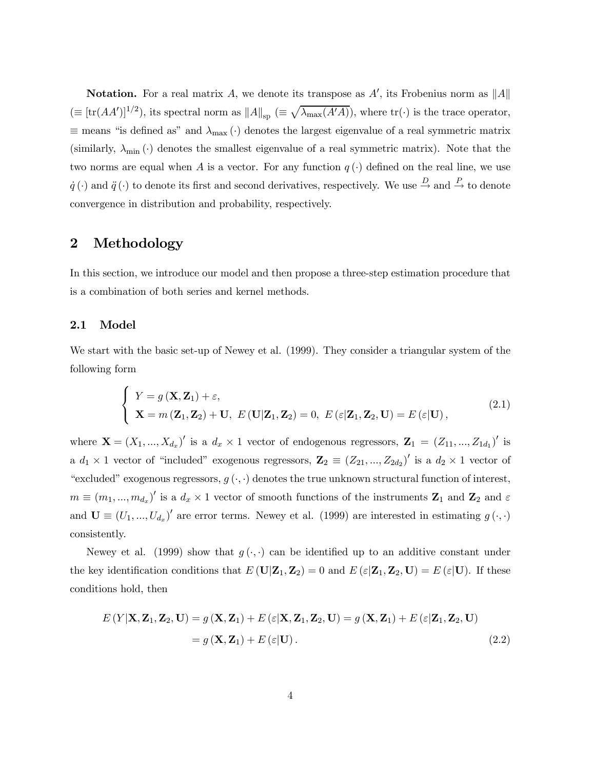**Notation.** For a real matrix $A$, we denote its transpose as $A'$, its Frobenius norm as $\|A\|$ ($\equiv [\text{tr}(AA')]^{1/2}$), its spectral norm as $\|A\|_{\text{sp}}$ ($\equiv \sqrt{\lambda_{\max}(A'A)}$), where $\text{tr}(\cdot)$ is the trace operator, $\equiv$ means "is defined as" and $\lambda_{\max}(\cdot)$ denotes the largest eigenvalue of a real symmetric matrix (similarly, $\lambda_{\min}(\cdot)$ denotes the smallest eigenvalue of a real symmetric matrix). Note that the two norms are equal when $A$ is a vector. For any function $q(\cdot)$ defined on the real line, we use $\dot{q}(\cdot)$ and $\ddot{q}(\cdot)$ to denote its first and second derivatives, respectively. We use $\xrightarrow{D}$ and $\xrightarrow{P}$ to denote convergence in distribution and probability, respectively.

# 2 Methodology

In this section, we introduce our model and then propose a three-step estimation procedure that is a combination of both series and kernel methods.

## 2.1 Model

We start with the basic set-up of Newey et al. (1999). They consider a triangular system of the following form

$$
\begin{cases} Y = g(\mathbf{X}, \mathbf{Z}_1) + \varepsilon, \\ \mathbf{X} = m(\mathbf{Z}_1, \mathbf{Z}_2) + \mathbf{U}, \ E(\mathbf{U}|\mathbf{Z}_1, \mathbf{Z}_2) = 0, \ E(\varepsilon|\mathbf{Z}_1, \mathbf{Z}_2, \mathbf{U}) = E(\varepsilon|\mathbf{U}), \end{cases} \tag{2.1}
$$

where $\mathbf{X} = (X_1, ..., X_{d_x})'$ is a $d_x \times 1$ vector of endogenous regressors, $\mathbf{Z}_1 = (Z_{11}, ..., Z_{1d_1})'$ is a $d_1 \times 1$ vector of "included" exogenous regressors, $\mathbf{Z}_2 \equiv (Z_{21}, ..., Z_{2d_2})'$ is a $d_2 \times 1$ vector of "excluded" exogenous regressors, $g(\cdot, \cdot)$ denotes the true unknown structural function of interest, $m \equiv (m_1, ..., m_{d_x})'$ is a $d_x \times 1$ vector of smooth functions of the instruments $\mathbf{Z}_1$ and $\mathbf{Z}_2$ and $\varepsilon$ and $\mathbf{U} \equiv (U_1, ..., U_{d_x})'$ are error terms. Newey et al. (1999) are interested in estimating $g(\cdot, \cdot)$ consistently.

Newey et al. (1999) show that $g(\cdot, \cdot)$ can be identified up to an additive constant under the key identification conditions that $E(\mathbf{U}|\mathbf{Z}_1, \mathbf{Z}_2) = 0$ and $E(\varepsilon|\mathbf{Z}_1, \mathbf{Z}_2, \mathbf{U}) = E(\varepsilon|\mathbf{U})$. If these conditions hold, then

$$
\begin{aligned}
E(Y|\mathbf{X}, \mathbf{Z}_1, \mathbf{Z}_2, \mathbf{U}) &= g(\mathbf{X}, \mathbf{Z}_1) + E(\varepsilon|\mathbf{X}, \mathbf{Z}_1, \mathbf{Z}_2, \mathbf{U}) = g(\mathbf{X}, \mathbf{Z}_1) + E(\varepsilon|\mathbf{Z}_1, \mathbf{Z}_2, \mathbf{U}) \\
&= g(\mathbf{X}, \mathbf{Z}_1) + E(\varepsilon|\mathbf{U}). 
\end{aligned} \tag{2.2}
$$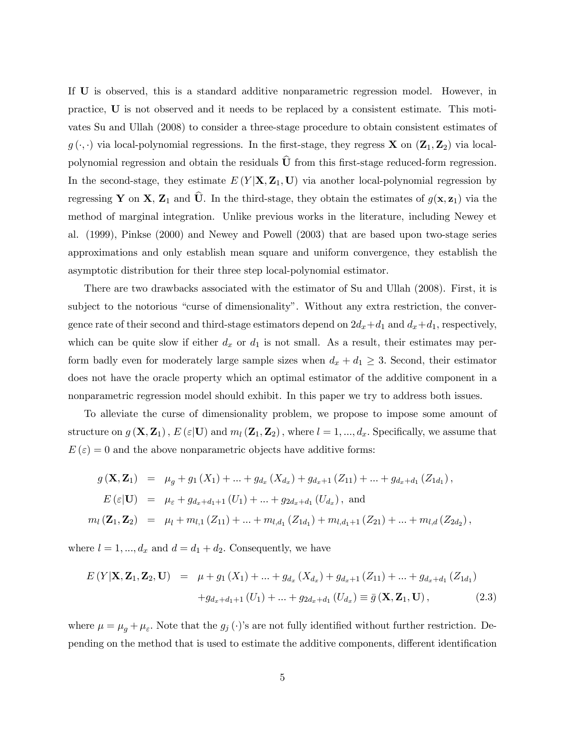If $\mathbf{U}$ is observed, this is a standard additive nonparametric regression model. However, in practice, $\mathbf{U}$ is not observed and it needs to be replaced by a consistent estimate. This motivates Su and Ullah (2008) to consider a three-stage procedure to obtain consistent estimates of $g(\cdot,\cdot)$ via local-polynomial regressions. In the first-stage, they regress $\mathbf{X}$ on $(\mathbf{Z}_1, \mathbf{Z}_2)$ via local-polynomial regression and obtain the residuals $\widehat{\mathbf{U}}$ from this first-stage reduced-form regression. In the second-stage, they estimate $E(Y|\mathbf{X}, \mathbf{Z}_1, \mathbf{U})$ via another local-polynomial regression by regressing $\mathbf{Y}$ on $\mathbf{X}$, $\mathbf{Z}_1$ and $\widehat{\mathbf{U}}$. In the third-stage, they obtain the estimates of $g(\mathbf{x}, \mathbf{z}_1)$ via the method of marginal integration. Unlike previous works in the literature, including Newey et al. (1999), Pinkse (2000) and Newey and Powell (2003) that are based upon two-stage series approximations and only establish mean square and uniform convergence, they establish the asymptotic distribution for their three step local-polynomial estimator.

There are two drawbacks associated with the estimator of Su and Ullah (2008). First, it is subject to the notorious "curse of dimensionality". Without any extra restriction, the convergence rate of their second and third-stage estimators depend on $2d_x+d_1$ and $d_x+d_1$, respectively, which can be quite slow if either $d_x$ or $d_1$ is not small. As a result, their estimates may perform badly even for moderately large sample sizes when $d_x + d_1 \geq 3$. Second, their estimator does not have the oracle property which an optimal estimator of the additive component in a nonparametric regression model should exhibit. In this paper we try to address both issues.

To alleviate the curse of dimensionality problem, we propose to impose some amount of structure on $g(\mathbf{X}, \mathbf{Z}_1)$, $E(\varepsilon|\mathbf{U})$ and $m_l(\mathbf{Z}_1, \mathbf{Z}_2)$, where $l = 1, ..., d_x$. Specifically, we assume that $E(\varepsilon) = 0$ and the above nonparametric objects have additive forms:

$$
\begin{aligned}
g(\mathbf{X}, \mathbf{Z}_1) &= \mu_g + g_1(X_1) + ... + g_{d_x}(X_{d_x}) + g_{d_x+1}(Z_{11}) + ... + g_{d_x+d_1}(Z_{1d_1}), \\
E(\varepsilon|\mathbf{U}) &= \mu_\varepsilon + g_{d_x+d_1+1}(U_1) + ... + g_{2d_x+d_1}(U_{d_x}), \text{ and} \\
m_l(\mathbf{Z}_1, \mathbf{Z}_2) &= \mu_l + m_{l,1}(Z_{11}) + ... + m_{l,d_1}(Z_{1d_1}) + m_{l,d_1+1}(Z_{21}) + ... + m_{l,d}(Z_{2d_2}),
\end{aligned}
$$

where $l = 1, ..., d_x$ and $d = d_1 + d_2$. Consequently, we have

$$
\begin{aligned}
E(Y|\mathbf{X}, \mathbf{Z}_1, \mathbf{Z}_2, \mathbf{U}) &= \mu + g_1(X_1) + ... + g_{d_x}(X_{d_x}) + g_{d_x+1}(Z_{11}) + ... + g_{d_x+d_1}(Z_{1d_1}) \\
&\quad + g_{d_x+d_1+1}(U_1) + ... + g_{2d_x+d_1}(U_{d_x}) \equiv \bar{g}(\mathbf{X}, \mathbf{Z}_1, \mathbf{U}), \qquad (2.3)
\end{aligned}
$$

where $\mu = \mu_g + \mu_\varepsilon$. Note that the $g_j(\cdot)$'s are not fully identified without further restriction. Depending on the method that is used to estimate the additive components, different identification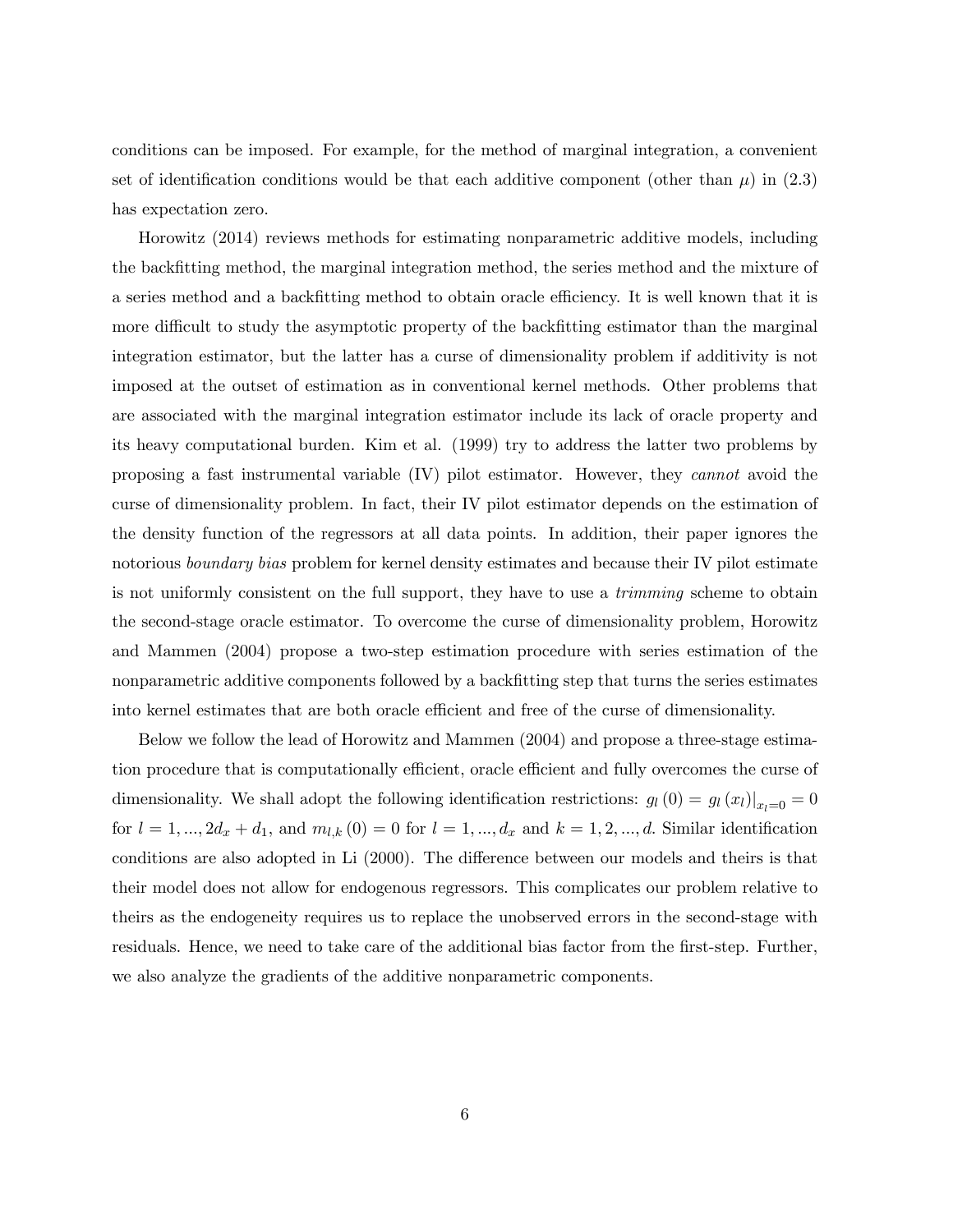conditions can be imposed. For example, for the method of marginal integration, a convenient set of identification conditions would be that each additive component (other than $\mu$) in (2.3) has expectation zero.

Horowitz (2014) reviews methods for estimating nonparametric additive models, including the backfitting method, the marginal integration method, the series method and the mixture of a series method and a backfitting method to obtain oracle efficiency. It is well known that it is more difficult to study the asymptotic property of the backfitting estimator than the marginal integration estimator, but the latter has a curse of dimensionality problem if additivity is not imposed at the outset of estimation as in conventional kernel methods. Other problems that are associated with the marginal integration estimator include its lack of oracle property and its heavy computational burden. Kim et al. (1999) try to address the latter two problems by proposing a fast instrumental variable (IV) pilot estimator. However, they *cannot* avoid the curse of dimensionality problem. In fact, their IV pilot estimator depends on the estimation of the density function of the regressors at all data points. In addition, their paper ignores the notorious *boundary bias* problem for kernel density estimates and because their IV pilot estimate is not uniformly consistent on the full support, they have to use a *trimming* scheme to obtain the second-stage oracle estimator. To overcome the curse of dimensionality problem, Horowitz and Mammen (2004) propose a two-step estimation procedure with series estimation of the nonparametric additive components followed by a backfitting step that turns the series estimates into kernel estimates that are both oracle efficient and free of the curse of dimensionality.

Below we follow the lead of Horowitz and Mammen (2004) and propose a three-stage estimation procedure that is computationally efficient, oracle efficient and fully overcomes the curse of dimensionality. We shall adopt the following identification restrictions: $g_l(0) = g_l(x_l)|_{x_l=0} = 0$ for $l = 1, ..., 2d_x + d_1$, and $m_{l,k}(0) = 0$ for $l = 1, ..., d_x$ and $k = 1, 2, ..., d$. Similar identification conditions are also adopted in Li (2000). The difference between our models and theirs is that their model does not allow for endogenous regressors. This complicates our problem relative to theirs as the endogeneity requires us to replace the unobserved errors in the second-stage with residuals. Hence, we need to take care of the additional bias factor from the first-step. Further, we also analyze the gradients of the additive nonparametric components.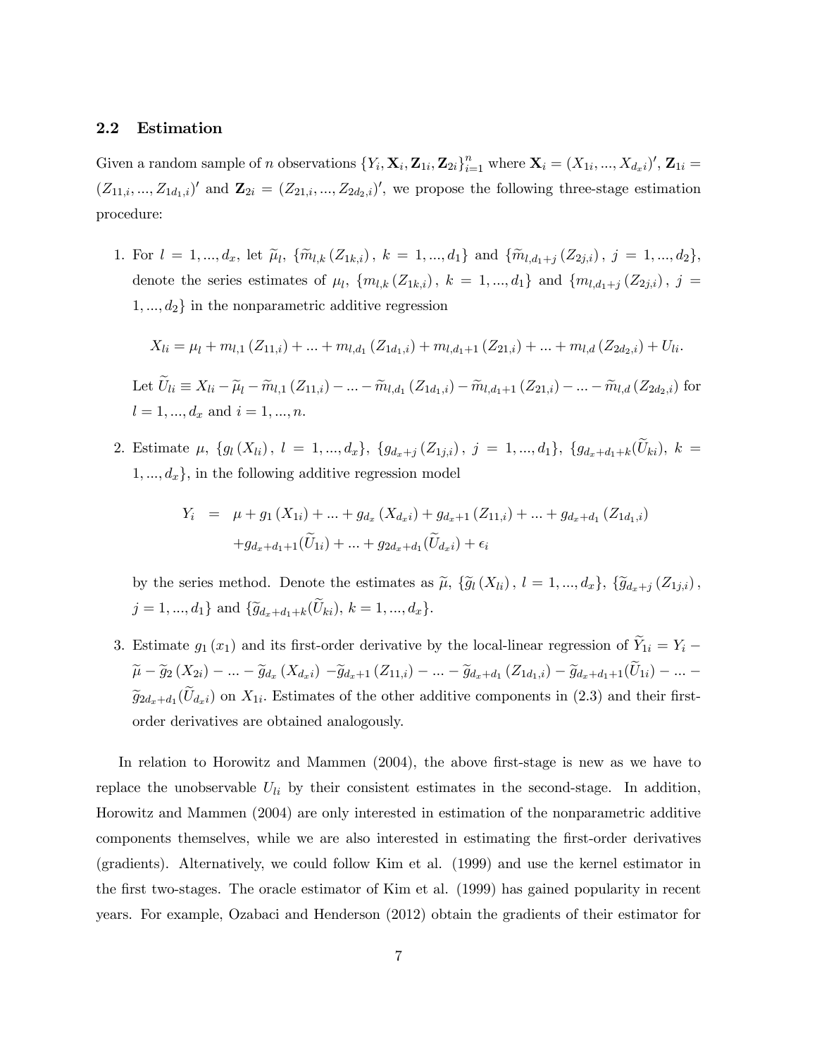## 2.2 Estimation

Given a random sample of $n$ observations $\{Y_i, \mathbf{X}_i, \mathbf{Z}_{1i}, \mathbf{Z}_{2i}\}_{i=1}^n$ where $\mathbf{X}_i = (X_{1i}, ..., X_{d_x i})'$, $\mathbf{Z}_{1i} = (Z_{11,i}, ..., Z_{1d_1,i})'$ and $\mathbf{Z}_{2i} = (Z_{21,i}, ..., Z_{2d_2,i})'$, we propose the following three-stage estimation procedure:

1. For $l = 1, ..., d_x$, let $\widetilde{\mu}_l$, $\{\widetilde{m}_{l,k}(Z_{1k,i}), \ k = 1, ..., d_1\}$ and $\{\widetilde{m}_{l,d_1+j}(Z_{2j,i}), \ j = 1, ..., d_2\}$, denote the series estimates of $\mu_l$, $\{m_{l,k}(Z_{1k,i}), \ k = 1, ..., d_1\}$ and $\{m_{l,d_1+j}(Z_{2j,i}), \ j = 1, ..., d_2\}$ in the nonparametric additive regression

$$X_{li} = \mu_l + m_{l,1}(Z_{11,i}) + ... + m_{l,d_1}(Z_{1d_1,i}) + m_{l,d_1+1}(Z_{21,i}) + ... + m_{l,d}(Z_{2d_2,i}) + U_{li}.$$

   Let $\widetilde{U}_{li} \equiv X_{li} - \widetilde{\mu}_l - \widetilde{m}_{l,1}(Z_{11,i}) - ... - \widetilde{m}_{l,d_1}(Z_{1d_1,i}) - \widetilde{m}_{l,d_1+1}(Z_{21,i}) - ... - \widetilde{m}_{l,d}(Z_{2d_2,i})$ for $l = 1, ..., d_x$ and $i = 1, ..., n$.

2. Estimate $\mu$, $\{g_l(X_{li}), \ l = 1, ..., d_x\}$, $\{g_{d_x+j}(Z_{1j,i}), \ j = 1, ..., d_1\}$, $\{g_{d_x+d_1+k}(\widetilde{U}_{ki}), \ k = 1, ..., d_x\}$, in the following additive regression model

$$\begin{aligned} Y_i &= \mu + g_1(X_{1i}) + ... + g_{d_x}(X_{d_x i}) + g_{d_x+1}(Z_{11,i}) + ... + g_{d_x+d_1}(Z_{1d_1,i}) \\ &\quad + g_{d_x+d_1+1}(\widetilde{U}_{1i}) + ... + g_{2d_x+d_1}(\widetilde{U}_{d_x i}) + \epsilon_i \end{aligned}$$

   by the series method. Denote the estimates as $\widetilde{\mu}$, $\{\widetilde{g}_l(X_{li}), \ l = 1, ..., d_x\}$, $\{\widetilde{g}_{d_x+j}(Z_{1j,i}), \ j = 1, ..., d_1\}$ and $\{\widetilde{g}_{d_x+d_1+k}(\widetilde{U}_{ki}), \ k = 1, ..., d_x\}$.

3. Estimate $g_1(x_1)$ and its first-order derivative by the local-linear regression of $\widetilde{Y}_{1i} = Y_i - \widetilde{\mu} - \widetilde{g}_2(X_{2i}) - ... - \widetilde{g}_{d_x}(X_{d_x i}) - \widetilde{g}_{d_x+1}(Z_{11,i}) - ... - \widetilde{g}_{d_x+d_1}(Z_{1d_1,i}) - \widetilde{g}_{d_x+d_1+1}(\widetilde{U}_{1i}) - ... - \widetilde{g}_{2d_x+d_1}(\widetilde{U}_{d_x i})$ on $X_{1i}$. Estimates of the other additive components in (2.3) and their first-order derivatives are obtained analogously.

In relation to Horowitz and Mammen (2004), the above first-stage is new as we have to replace the unobservable $U_{li}$ by their consistent estimates in the second-stage. In addition, Horowitz and Mammen (2004) are only interested in estimation of the nonparametric additive components themselves, while we are also interested in estimating the first-order derivatives (gradients). Alternatively, we could follow Kim et al. (1999) and use the kernel estimator in the first two-stages. The oracle estimator of Kim et al. (1999) has gained popularity in recent years. For example, Ozabaci and Henderson (2012) obtain the gradients of their estimator for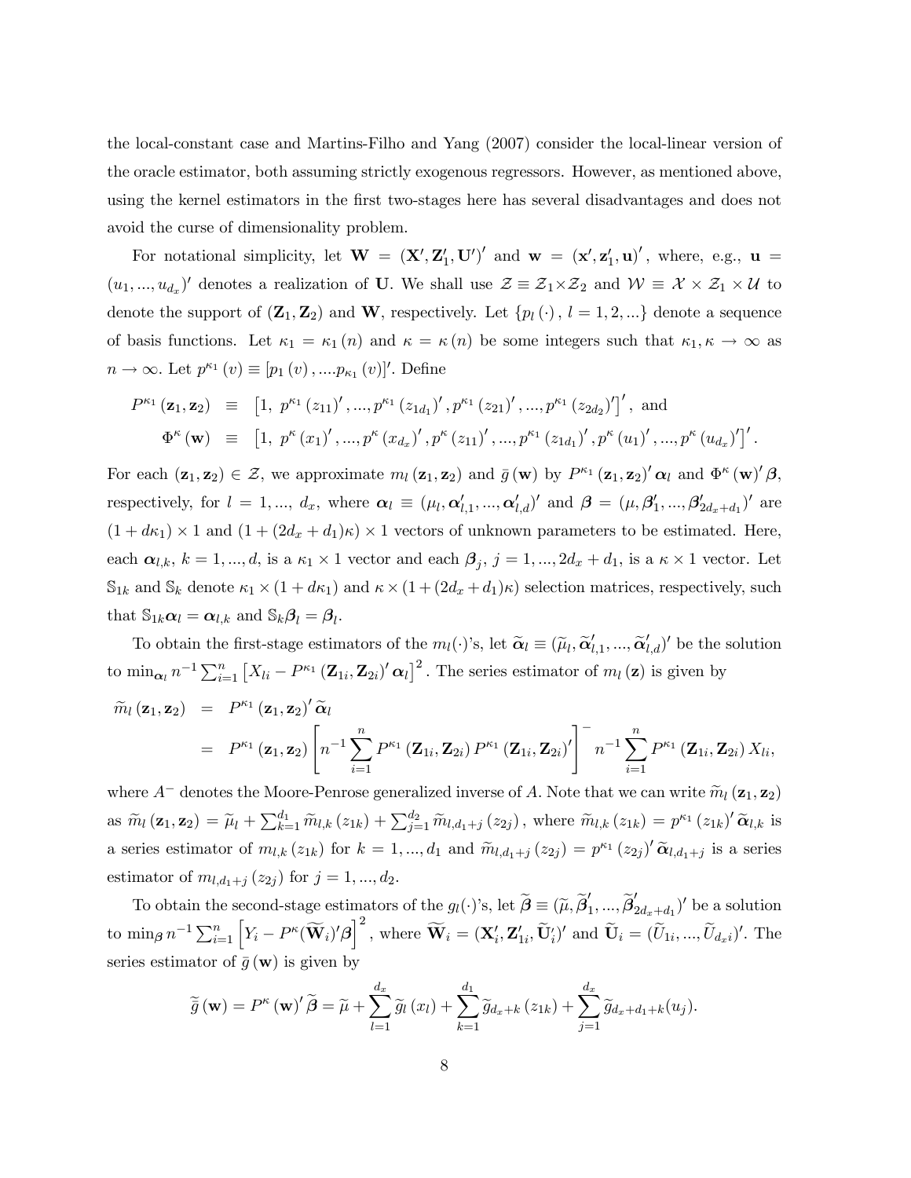the local-constant case and Martins-Filho and Yang (2007) consider the local-linear version of the oracle estimator, both assuming strictly exogenous regressors. However, as mentioned above, using the kernel estimators in the first two-stages here has several disadvantages and does not avoid the curse of dimensionality problem.

For notational simplicity, let $\mathbf{W} = (\mathbf{X}', \mathbf{Z}_1', \mathbf{U}')'$ and $\mathbf{w} = (\mathbf{x}', \mathbf{z}_1', \mathbf{u})'$, where, e.g., $\mathbf{u} = (u_1, ..., u_{d_x})'$ denotes a realization of $\mathbf{U}$. We shall use $\mathcal{Z} \equiv \mathcal{Z}_1 \times \mathcal{Z}_2$ and $\mathcal{W} \equiv \mathcal{X} \times \mathcal{Z}_1 \times \mathcal{U}$ to denote the support of $(\mathbf{Z}_1, \mathbf{Z}_2)$ and $\mathbf{W}$, respectively. Let $\{p_l(\cdot), \, l = 1, 2, ...\}$ denote a sequence of basis functions. Let $\kappa_1 = \kappa_1(n)$ and $\kappa = \kappa(n)$ be some integers such that $\kappa_1, \kappa \to \infty$ as $n \to \infty$. Let $p^{\kappa_1}(v) \equiv [p_1(v), ....p_{\kappa_1}(v)]'$. Define

$$
\begin{aligned}
P^{\kappa_1}(\mathbf{z}_1, \mathbf{z}_2) &\equiv \left[1, \; p^{\kappa_1}(z_{11})', ..., p^{\kappa_1}(z_{1d_1})', p^{\kappa_1}(z_{21})', ..., p^{\kappa_1}(z_{2d_2})'\right]', \text{ and} \\
\Phi^{\kappa}(\mathbf{w}) &\equiv \left[1, \; p^{\kappa}(x_1)', ..., p^{\kappa}(x_{d_x})', p^{\kappa}(z_{11})', ..., p^{\kappa_1}(z_{1d_1})', p^{\kappa}(u_1)', ..., p^{\kappa}(u_{d_x})'\right]'.
\end{aligned}
$$

For each $(\mathbf{z}_1, \mathbf{z}_2) \in \mathcal{Z}$, we approximate $m_l(\mathbf{z}_1, \mathbf{z}_2)$ and $\bar{g}(\mathbf{w})$ by $P^{\kappa_1}(\mathbf{z}_1, \mathbf{z}_2)' \boldsymbol{\alpha}_l$ and $\Phi^{\kappa}(\mathbf{w})' \boldsymbol{\beta}$, respectively, for $l = 1, ..., d_x$, where $\boldsymbol{\alpha}_l \equiv (\mu_l, \boldsymbol{\alpha}_{l,1}', ..., \boldsymbol{\alpha}_{l,d}')'$ and $\boldsymbol{\beta} = (\mu, \boldsymbol{\beta}_1', ..., \boldsymbol{\beta}_{2d_x+d_1}')'$ are $(1 + d\kappa_1) \times 1$ and $(1 + (2d_x + d_1)\kappa) \times 1$ vectors of unknown parameters to be estimated. Here, each $\boldsymbol{\alpha}_{l,k}$, $k = 1, ..., d$, is a $\kappa_1 \times 1$ vector and each $\boldsymbol{\beta}_j$, $j = 1, ..., 2d_x + d_1$, is a $\kappa \times 1$ vector. Let $\mathbb{S}_{1k}$ and $\mathbb{S}_k$ denote $\kappa_1 \times (1 + d\kappa_1)$ and $\kappa \times (1 + (2d_x + d_1)\kappa)$ selection matrices, respectively, such that $\mathbb{S}_{1k}\boldsymbol{\alpha}_l = \boldsymbol{\alpha}_{l,k}$ and $\mathbb{S}_k \boldsymbol{\beta}_l = \boldsymbol{\beta}_l$.

To obtain the first-stage estimators of the $m_l(\cdot)$'s, let $\widetilde{\boldsymbol{\alpha}}_l \equiv (\widetilde{\mu}_l, \widetilde{\boldsymbol{\alpha}}_{l,1}', ..., \widetilde{\boldsymbol{\alpha}}_{l,d}')'$ be the solution to $\min_{\boldsymbol{\alpha}_l} n^{-1} \sum_{i=1}^n \left[X_{li} - P^{\kappa_1}(\mathbf{Z}_{1i}, \mathbf{Z}_{2i})' \boldsymbol{\alpha}_l\right]^2$. The series estimator of $m_l(\mathbf{z})$ is given by

$$
\begin{aligned}
\widetilde{m}_l(\mathbf{z}_1, \mathbf{z}_2) &= P^{\kappa_1}(\mathbf{z}_1, \mathbf{z}_2)' \widetilde{\boldsymbol{\alpha}}_l \\
&= P^{\kappa_1}(\mathbf{z}_1, \mathbf{z}_2) \left[n^{-1} \sum_{i=1}^n P^{\kappa_1}(\mathbf{Z}_{1i}, \mathbf{Z}_{2i}) P^{\kappa_1}(\mathbf{Z}_{1i}, \mathbf{Z}_{2i})'\right]^{-} n^{-1} \sum_{i=1}^n P^{\kappa_1}(\mathbf{Z}_{1i}, \mathbf{Z}_{2i}) X_{li},
\end{aligned}
$$

where $A^{-}$ denotes the Moore-Penrose generalized inverse of $A$. Note that we can write $\widetilde{m}_l(\mathbf{z}_1, \mathbf{z}_2)$ as $\widetilde{m}_l(\mathbf{z}_1, \mathbf{z}_2) = \widetilde{\mu}_l + \sum_{k=1}^{d_1} \widetilde{m}_{l,k}(z_{1k}) + \sum_{j=1}^{d_2} \widetilde{m}_{l,d_1+j}(z_{2j})$, where $\widetilde{m}_{l,k}(z_{1k}) = p^{\kappa_1}(z_{1k})' \widetilde{\boldsymbol{\alpha}}_{l,k}$ is a series estimator of $m_{l,k}(z_{1k})$ for $k = 1, ..., d_1$ and $\widetilde{m}_{l,d_1+j}(z_{2j}) = p^{\kappa_1}(z_{2j})' \widetilde{\boldsymbol{\alpha}}_{l,d_1+j}$ is a series estimator of $m_{l,d_1+j}(z_{2j})$ for $j = 1, ..., d_2$.

To obtain the second-stage estimators of the $g_l(\cdot)$'s, let $\widetilde{\boldsymbol{\beta}} \equiv (\widetilde{\mu}, \widetilde{\boldsymbol{\beta}}_1', ..., \widetilde{\boldsymbol{\beta}}_{2d_x+d_1}')'$ be a solution to $\min_{\boldsymbol{\beta}} n^{-1} \sum_{i=1}^n \left[Y_i - P^{\kappa}(\widetilde{\mathbf{W}}_i)' \boldsymbol{\beta}\right]^2$, where $\widetilde{\mathbf{W}}_i = (\mathbf{X}_i', \mathbf{Z}_{1i}', \widetilde{\mathbf{U}}_i')'$ and $\widetilde{\mathbf{U}}_i = (\widetilde{U}_{1i}, ..., \widetilde{U}_{d_x i})'$. The series estimator of $\bar{g}(\mathbf{w})$ is given by

$$
\widetilde{\bar{g}}(\mathbf{w}) = P^{\kappa}(\mathbf{w})' \widetilde{\boldsymbol{\beta}} = \widetilde{\mu} + \sum_{l=1}^{d_x} \widetilde{g}_l(x_l) + \sum_{k=1}^{d_1} \widetilde{g}_{d_x+k}(z_{1k}) + \sum_{j=1}^{d_x} \widetilde{g}_{d_x+d_1+k}(u_j).
$$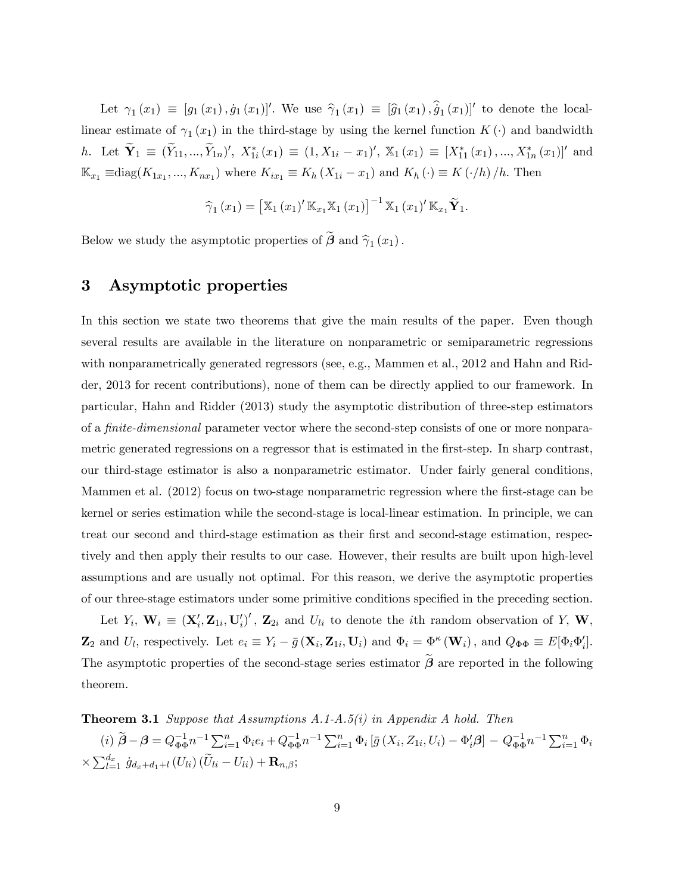Let $\gamma_1(x_1) \equiv [g_1(x_1), \dot{g}_1(x_1)]'$. We use $\widehat{\gamma}_1(x_1) \equiv [\widehat{g}_1(x_1), \widehat{\dot{g}}_1(x_1)]'$ to denote the local-linear estimate of $\gamma_1(x_1)$ in the third-stage by using the kernel function $K(\cdot)$ and bandwidth $h$. Let $\widetilde{\mathbf{Y}}_1 \equiv (\widetilde{Y}_{11}, ..., \widetilde{Y}_{1n})'$, $X_{1i}^*(x_1) \equiv (1, X_{1i} - x_1)'$, $\mathbb{X}_1(x_1) \equiv [X_{11}^*(x_1), ..., X_{1n}^*(x_1)]'$ and $\mathbb{K}_{x_1} \equiv$diag$(K_{1x_1}, ..., K_{nx_1})$ where $K_{ix_1} \equiv K_h(X_{1i} - x_1)$ and $K_h(\cdot) \equiv K(\cdot/h)/h$. Then

$$\widehat{\gamma}_1(x_1) = \left[\mathbb{X}_1(x_1)' \mathbb{K}_{x_1} \mathbb{X}_1(x_1)\right]^{-1} \mathbb{X}_1(x_1)' \mathbb{K}_{x_1} \widetilde{\mathbf{Y}}_1.$$

Below we study the asymptotic properties of $\widetilde{\boldsymbol{\beta}}$ and $\widehat{\gamma}_1(x_1)$.

# 3 Asymptotic properties

In this section we state two theorems that give the main results of the paper. Even though several results are available in the literature on nonparametric or semiparametric regressions with nonparametrically generated regressors (see, e.g., Mammen et al., 2012 and Hahn and Ridder, 2013 for recent contributions), none of them can be directly applied to our framework. In particular, Hahn and Ridder (2013) study the asymptotic distribution of three-step estimators of a *finite-dimensional* parameter vector where the second-step consists of one or more nonparametric generated regressions on a regressor that is estimated in the first-step. In sharp contrast, our third-stage estimator is also a nonparametric estimator. Under fairly general conditions, Mammen et al. (2012) focus on two-stage nonparametric regression where the first-stage can be kernel or series estimation while the second-stage is local-linear estimation. In principle, we can treat our second and third-stage estimation as their first and second-stage estimation, respectively and then apply their results to our case. However, their results are built upon high-level assumptions and are usually not optimal. For this reason, we derive the asymptotic properties of our three-stage estimators under some primitive conditions specified in the preceding section.

Let $Y_i$, $\mathbf{W}_i \equiv (\mathbf{X}_i', \mathbf{Z}_{1i}, \mathbf{U}_i')'$, $\mathbf{Z}_{2i}$ and $U_{li}$ to denote the $i$th random observation of $Y$, $\mathbf{W}$, $\mathbf{Z}_2$ and $U_l$, respectively. Let $e_i \equiv Y_i - \bar{g}(\mathbf{X}_i, \mathbf{Z}_{1i}, \mathbf{U}_i)$ and $\Phi_i = \Phi^{\kappa}(\mathbf{W}_i)$, and $Q_{\Phi\Phi} \equiv E[\Phi_i \Phi_i']$. The asymptotic properties of the second-stage series estimator $\widetilde{\boldsymbol{\beta}}$ are reported in the following theorem.

**Theorem 3.1** *Suppose that Assumptions A.1-A.5(i) in Appendix A hold. Then*

*(i)* $\widetilde{\boldsymbol{\beta}} - \boldsymbol{\beta} = Q_{\Phi\Phi}^{-1} n^{-1} \sum_{i=1}^n \Phi_i e_i + Q_{\Phi\Phi}^{-1} n^{-1} \sum_{i=1}^n \Phi_i \left[\bar{g}(X_i, Z_{1i}, U_i) - \Phi_i' \boldsymbol{\beta}\right] - Q_{\Phi\Phi}^{-1} n^{-1} \sum_{i=1}^n \Phi_i \times \sum_{l=1}^{d_x} \dot{g}_{d_x+d_1+l}(U_{li})(\widetilde{U}_{li} - U_{li}) + \mathbf{R}_{n,\beta}$;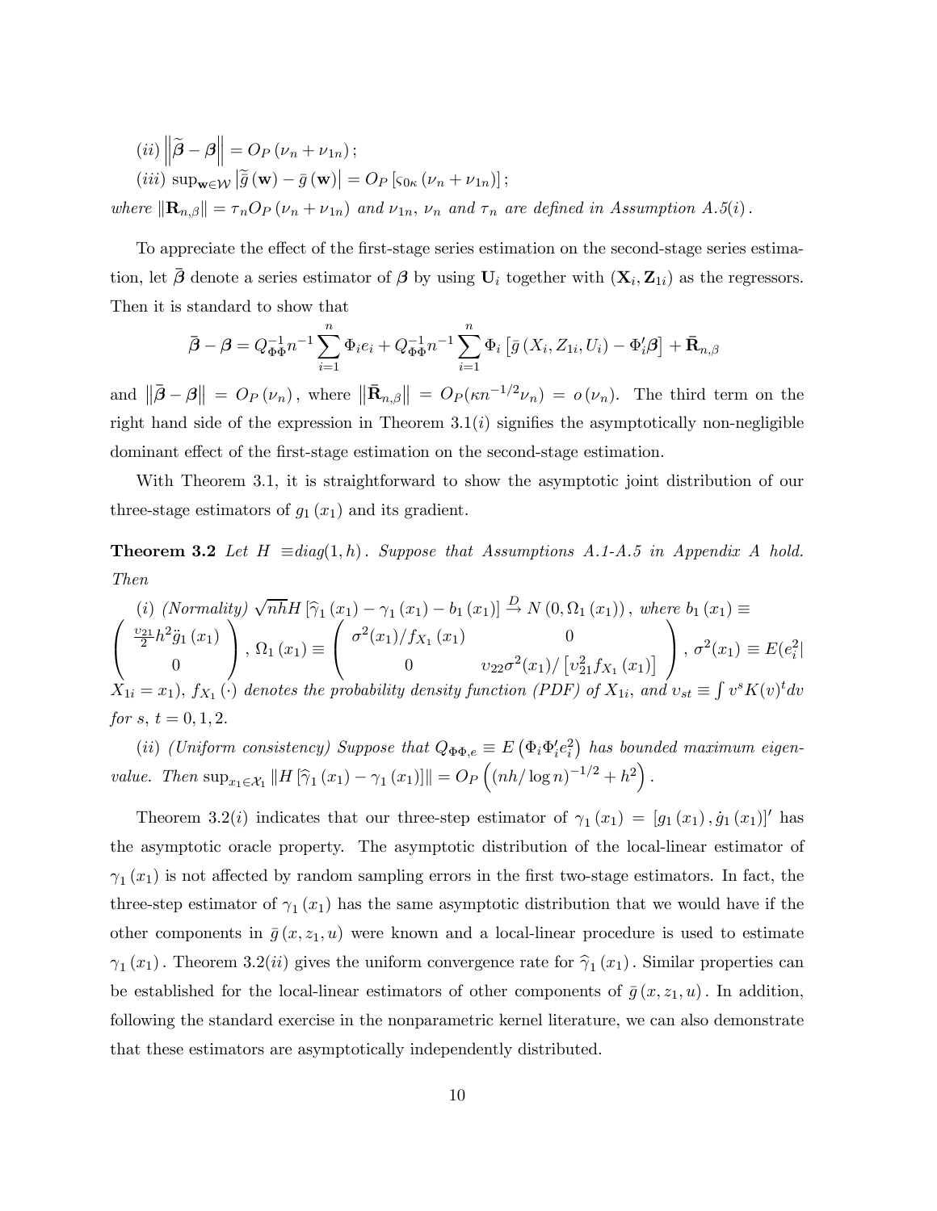(*ii*) $\left\|\widetilde{\boldsymbol{\beta}}-\boldsymbol{\beta}\right\|=O_P\left(\nu_n+\nu_{1n}\right);$

(*iii*) $\sup_{\mathbf{w}\in\mathcal{W}}\left|\widetilde{\bar{g}}\left(\mathbf{w}\right)-\bar{g}\left(\mathbf{w}\right)\right|=O_P\left[\varsigma_{0\kappa}\left(\nu_n+\nu_{1n}\right)\right];$

*where* $\left\|\mathbf{R}_{n,\beta}\right\|=\tau_n O_P\left(\nu_n+\nu_{1n}\right)$ *and* $\nu_{1n}$*,* $\nu_n$ *and* $\tau_n$ *are defined in Assumption A.5(i).*

To appreciate the effect of the first-stage series estimation on the second-stage series estimation, let $\bar{\boldsymbol{\beta}}$ denote a series estimator of $\boldsymbol{\beta}$ by using $\mathbf{U}_i$ together with $(\mathbf{X}_i, \mathbf{Z}_{1i})$ as the regressors. Then it is standard to show that

$$\bar{\boldsymbol{\beta}}-\boldsymbol{\beta}=Q_{\Phi\Phi}^{-1}n^{-1}\sum_{i=1}^{n}\Phi_i e_i+Q_{\Phi\Phi}^{-1}n^{-1}\sum_{i=1}^{n}\Phi_i\left[\bar{g}\left(X_i,Z_{1i},U_i\right)-\Phi_i'\boldsymbol{\beta}\right]+\bar{\mathbf{R}}_{n,\beta}$$

and $\left\|\bar{\boldsymbol{\beta}}-\boldsymbol{\beta}\right\|=O_P\left(\nu_n\right)$, where $\left\|\bar{\mathbf{R}}_{n,\beta}\right\|=O_P(\kappa n^{-1/2}\nu_n)=o\left(\nu_n\right)$. The third term on the right hand side of the expression in Theorem 3.1(*i*) signifies the asymptotically non-negligible dominant effect of the first-stage estimation on the second-stage estimation.

With Theorem 3.1, it is straightforward to show the asymptotic joint distribution of our three-stage estimators of $g_1\left(x_1\right)$ and its gradient.

**Theorem 3.2** *Let* $H\equiv diag(1,h)$*. Suppose that Assumptions A.1-A.5 in Appendix A hold. Then*

(*i*) *(Normality)* $\sqrt{nh}H\left[\widehat{\gamma}_1\left(x_1\right)-\gamma_1\left(x_1\right)-b_1\left(x_1\right)\right]\xrightarrow{D}N\left(0,\Omega_1\left(x_1\right)\right)$*, where* $b_1\left(x_1\right)\equiv\begin{pmatrix}\frac{\upsilon_{21}}{2}h^2\ddot{g}_1\left(x_1\right)\\0\end{pmatrix}$*,* $\Omega_1\left(x_1\right)\equiv\begin{pmatrix}\sigma^2(x_1)/f_{X_1}\left(x_1\right) & 0\\0 & \upsilon_{22}\sigma^2(x_1)/\left[\upsilon_{21}^2 f_{X_1}\left(x_1\right)\right]\end{pmatrix}$*,* $\sigma^2(x_1)\equiv E(e_i^2|X_{1i}=x_1)$*,* $f_{X_1}\left(\cdot\right)$ *denotes the probability density function (PDF) of* $X_{1i}$*, and* $\upsilon_{st}\equiv\int v^s K(v)^t dv$ *for* $s$*,* $t=0,1,2$*.*

(*ii*) *(Uniform consistency) Suppose that* $Q_{\Phi\Phi,e}\equiv E\left(\Phi_i\Phi_i'e_i^2\right)$ *has bounded maximum eigenvalue. Then* $\sup_{x_1\in\mathcal{X}_1}\left\|H\left[\widehat{\gamma}_1\left(x_1\right)-\gamma_1\left(x_1\right)\right]\right\|=O_P\left(\left(nh/\log n\right)^{-1/2}+h^2\right)$*.*

Theorem 3.2(*i*) indicates that our three-step estimator of $\gamma_1\left(x_1\right)=\left[g_1\left(x_1\right),\dot{g}_1\left(x_1\right)\right]'$ has the asymptotic oracle property. The asymptotic distribution of the local-linear estimator of $\gamma_1\left(x_1\right)$ is not affected by random sampling errors in the first two-stage estimators. In fact, the three-step estimator of $\gamma_1\left(x_1\right)$ has the same asymptotic distribution that we would have if the other components in $\bar{g}\left(x,z_1,u\right)$ were known and a local-linear procedure is used to estimate $\gamma_1\left(x_1\right)$. Theorem 3.2(*ii*) gives the uniform convergence rate for $\widehat{\gamma}_1\left(x_1\right)$. Similar properties can be established for the local-linear estimators of other components of $\bar{g}\left(x,z_1,u\right)$. In addition, following the standard exercise in the nonparametric kernel literature, we can also demonstrate that these estimators are asymptotically independently distributed.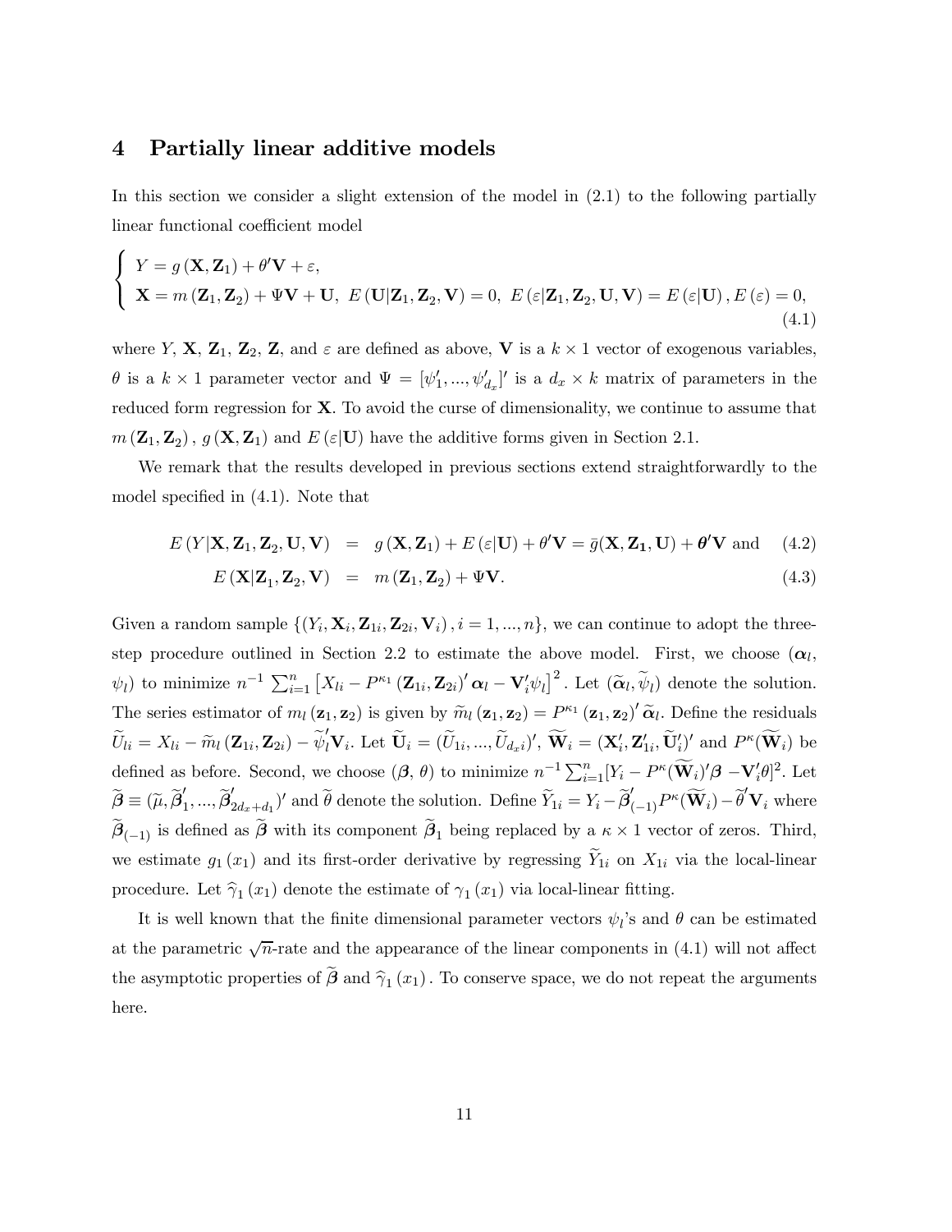## 4 Partially linear additive models

In this section we consider a slight extension of the model in (2.1) to the following partially linear functional coefficient model

$$
\begin{cases} Y = g(\mathbf{X}, \mathbf{Z}_1) + \theta' \mathbf{V} + \varepsilon, \\ \mathbf{X} = m(\mathbf{Z}_1, \mathbf{Z}_2) + \Psi \mathbf{V} + \mathbf{U}, \ E(\mathbf{U}|\mathbf{Z}_1, \mathbf{Z}_2, \mathbf{V}) = 0, \ E(\varepsilon|\mathbf{Z}_1, \mathbf{Z}_2, \mathbf{U}, \mathbf{V}) = E(\varepsilon|\mathbf{U}), E(\varepsilon) = 0, \end{cases} \tag{4.1}
$$

where $Y$, $\mathbf{X}$, $\mathbf{Z}_1$, $\mathbf{Z}_2$, $\mathbf{Z}$, and $\varepsilon$ are defined as above, $\mathbf{V}$ is a $k \times 1$ vector of exogenous variables, $\theta$ is a $k \times 1$ parameter vector and $\Psi = [\psi_1', ..., \psi_{d_x}']'$ is a $d_x \times k$ matrix of parameters in the reduced form regression for $\mathbf{X}$. To avoid the curse of dimensionality, we continue to assume that $m(\mathbf{Z}_1, \mathbf{Z}_2)$, $g(\mathbf{X}, \mathbf{Z}_1)$ and $E(\varepsilon|\mathbf{U})$ have the additive forms given in Section 2.1.

We remark that the results developed in previous sections extend straightforwardly to the model specified in (4.1). Note that

$$
E(Y|\mathbf{X}, \mathbf{Z}_1, \mathbf{Z}_2, \mathbf{U}, \mathbf{V}) = g(\mathbf{X}, \mathbf{Z}_1) + E(\varepsilon|\mathbf{U}) + \theta' \mathbf{V} = \bar{g}(\mathbf{X}, \mathbf{Z}_1, \mathbf{U}) + \boldsymbol{\theta}' \mathbf{V} \text{ and} \tag{4.2}
$$

$$
E(\mathbf{X}|\mathbf{Z}_1, \mathbf{Z}_2, \mathbf{V}) = m(\mathbf{Z}_1, \mathbf{Z}_2) + \Psi \mathbf{V}. \tag{4.3}
$$

Given a random sample $\{(Y_i, \mathbf{X}_i, \mathbf{Z}_{1i}, \mathbf{Z}_{2i}, \mathbf{V}_i), i = 1, ..., n\}$, we can continue to adopt the three-step procedure outlined in Section 2.2 to estimate the above model. First, we choose $(\boldsymbol{\alpha}_l, \psi_l)$ to minimize $n^{-1} \sum_{i=1}^n \left[X_{li} - P^{\kappa_1}(\mathbf{Z}_{1i}, \mathbf{Z}_{2i})' \boldsymbol{\alpha}_l - \mathbf{V}_i' \psi_l\right]^2$. Let $(\widetilde{\boldsymbol{\alpha}}_l, \widetilde{\psi}_l)$ denote the solution. The series estimator of $m_l(\mathbf{z}_1, \mathbf{z}_2)$ is given by $\widetilde{m}_l(\mathbf{z}_1, \mathbf{z}_2) = P^{\kappa_1}(\mathbf{z}_1, \mathbf{z}_2)' \widetilde{\boldsymbol{\alpha}}_l$. Define the residuals $\widetilde{U}_{li} = X_{li} - \widetilde{m}_l(\mathbf{Z}_{1i}, \mathbf{Z}_{2i}) - \widetilde{\psi}_l' \mathbf{V}_i$. Let $\widetilde{\mathbf{U}}_i = (\widetilde{U}_{1i}, ..., \widetilde{U}_{d_x i})'$, $\widetilde{\mathbf{W}}_i = (\mathbf{X}_i', \mathbf{Z}_{1i}', \widetilde{\mathbf{U}}_i')'$ and $P^\kappa(\widetilde{\mathbf{W}}_i)$ be defined as before. Second, we choose $(\boldsymbol{\beta}, \theta)$ to minimize $n^{-1} \sum_{i=1}^n [Y_i - P^\kappa(\widetilde{\mathbf{W}}_i)' \boldsymbol{\beta} - \mathbf{V}_i' \theta]^2$. Let $\widetilde{\boldsymbol{\beta}} \equiv (\widetilde{\mu}, \widetilde{\boldsymbol{\beta}}_1', ..., \widetilde{\boldsymbol{\beta}}_{2d_x + d_1}')'$ and $\widetilde{\theta}$ denote the solution. Define $\widetilde{Y}_{1i} = Y_i - \widetilde{\boldsymbol{\beta}}_{(-1)}' P^\kappa(\widetilde{\mathbf{W}}_i) - \widetilde{\theta}' \mathbf{V}_i$ where $\widetilde{\boldsymbol{\beta}}_{(-1)}$ is defined as $\widetilde{\boldsymbol{\beta}}$ with its component $\widetilde{\boldsymbol{\beta}}_1$ being replaced by a $\kappa \times 1$ vector of zeros. Third, we estimate $g_1(x_1)$ and its first-order derivative by regressing $\widetilde{Y}_{1i}$ on $X_{1i}$ via the local-linear procedure. Let $\widehat{\gamma}_1(x_1)$ denote the estimate of $\gamma_1(x_1)$ via local-linear fitting.

It is well known that the finite dimensional parameter vectors $\psi_l$'s and $\theta$ can be estimated at the parametric $\sqrt{n}$-rate and the appearance of the linear components in (4.1) will not affect the asymptotic properties of $\widetilde{\boldsymbol{\beta}}$ and $\widehat{\gamma}_1(x_1)$. To conserve space, we do not repeat the arguments here.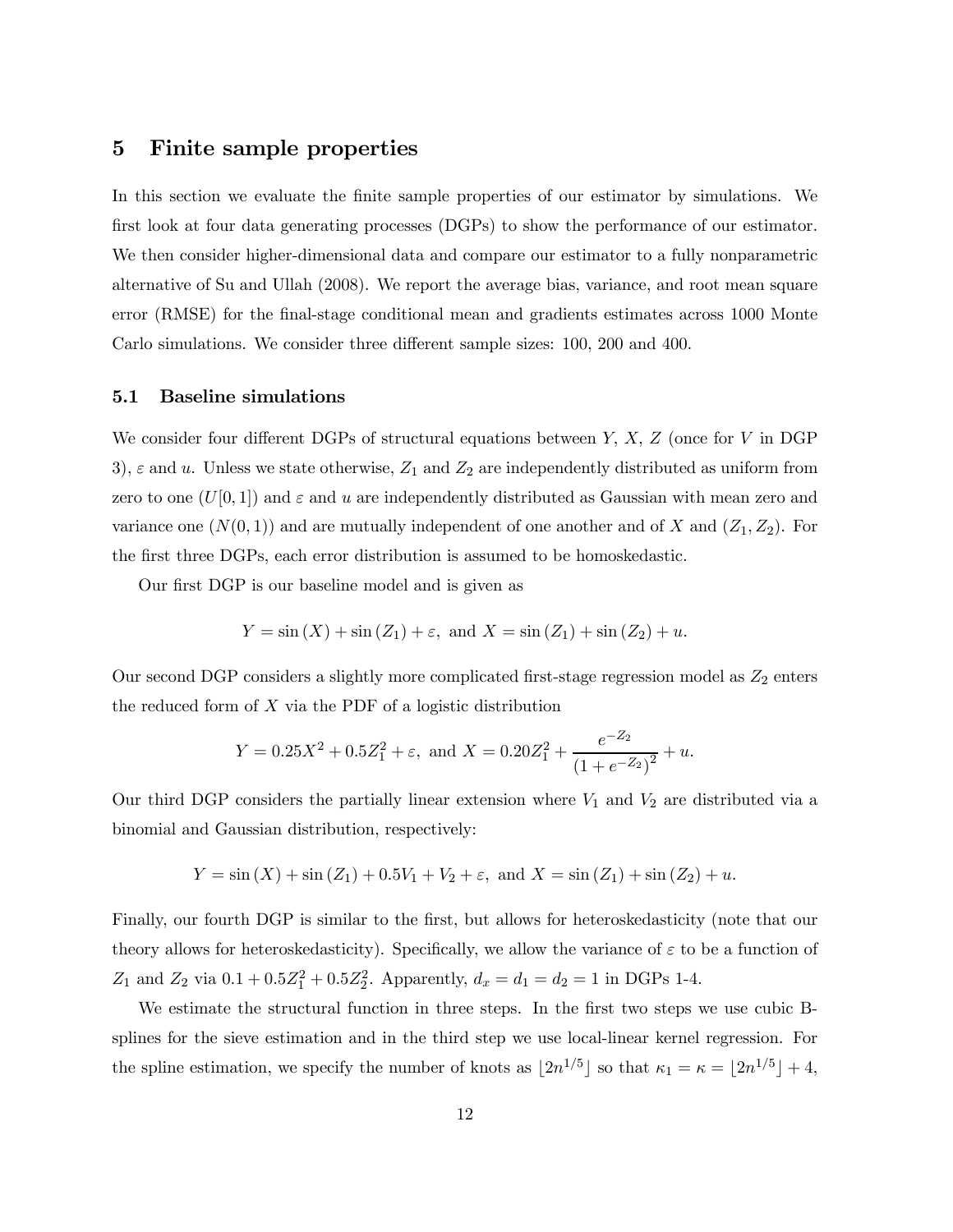## 5 Finite sample properties

In this section we evaluate the finite sample properties of our estimator by simulations. We first look at four data generating processes (DGPs) to show the performance of our estimator. We then consider higher-dimensional data and compare our estimator to a fully nonparametric alternative of Su and Ullah (2008). We report the average bias, variance, and root mean square error (RMSE) for the final-stage conditional mean and gradients estimates across 1000 Monte Carlo simulations. We consider three different sample sizes: 100, 200 and 400.

### 5.1 Baseline simulations

We consider four different DGPs of structural equations between $Y$, $X$, $Z$ (once for $V$ in DGP 3), $\varepsilon$ and $u$. Unless we state otherwise, $Z_1$ and $Z_2$ are independently distributed as uniform from zero to one ($U[0,1]$) and $\varepsilon$ and $u$ are independently distributed as Gaussian with mean zero and variance one ($N(0,1)$) and are mutually independent of one another and of $X$ and $(Z_1, Z_2)$. For the first three DGPs, each error distribution is assumed to be homoskedastic.

Our first DGP is our baseline model and is given as

$$Y = \sin(X) + \sin(Z_1) + \varepsilon, \text{ and } X = \sin(Z_1) + \sin(Z_2) + u.$$

Our second DGP considers a slightly more complicated first-stage regression model as $Z_2$ enters the reduced form of $X$ via the PDF of a logistic distribution

$$Y = 0.25X^2 + 0.5Z_1^2 + \varepsilon, \text{ and } X = 0.20Z_1^2 + \frac{e^{-Z_2}}{\left(1 + e^{-Z_2}\right)^2} + u.$$

Our third DGP considers the partially linear extension where $V_1$ and $V_2$ are distributed via a binomial and Gaussian distribution, respectively:

$$Y = \sin(X) + \sin(Z_1) + 0.5V_1 + V_2 + \varepsilon, \text{ and } X = \sin(Z_1) + \sin(Z_2) + u.$$

Finally, our fourth DGP is similar to the first, but allows for heteroskedasticity (note that our theory allows for heteroskedasticity). Specifically, we allow the variance of $\varepsilon$ to be a function of $Z_1$ and $Z_2$ via $0.1 + 0.5Z_1^2 + 0.5Z_2^2$. Apparently, $d_x = d_1 = d_2 = 1$ in DGPs 1-4.

We estimate the structural function in three steps. In the first two steps we use cubic B-splines for the sieve estimation and in the third step we use local-linear kernel regression. For the spline estimation, we specify the number of knots as $\lfloor 2n^{1/5} \rfloor$ so that $\kappa_1 = \kappa = \lfloor 2n^{1/5} \rfloor + 4$,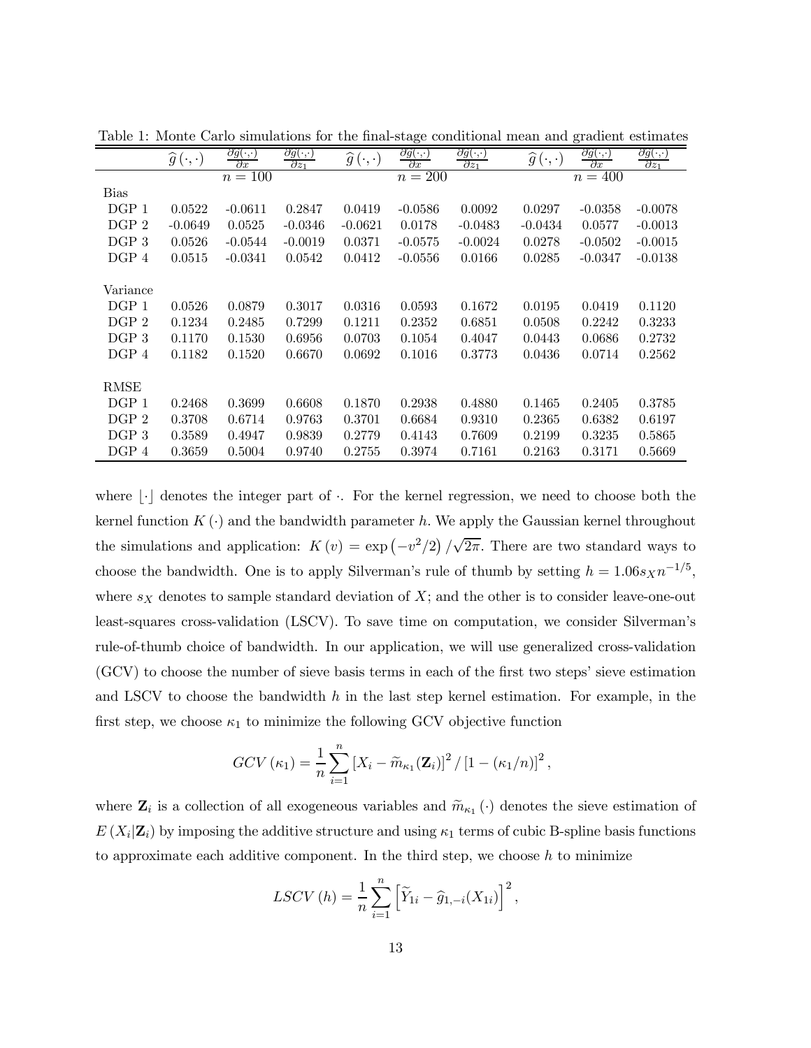Table 1: Monte Carlo simulations for the final-stage conditional mean and gradient estimates

| | $\widehat{g}(\cdot,\cdot)$ | $\frac{\partial \widehat{g}(\cdot,\cdot)}{\partial x}$ | $\frac{\partial \widehat{g}(\cdot,\cdot)}{\partial z_1}$ | $\widehat{g}(\cdot,\cdot)$ | $\frac{\partial \widehat{g}(\cdot,\cdot)}{\partial x}$ | $\frac{\partial \widehat{g}(\cdot,\cdot)}{\partial z_1}$ | $\widehat{g}(\cdot,\cdot)$ | $\frac{\partial \widehat{g}(\cdot,\cdot)}{\partial x}$ | $\frac{\partial \widehat{g}(\cdot,\cdot)}{\partial z_1}$ |
|---|---|---|---|---|---|---|---|---|---|
| | | $n = 100$ | | | $n = 200$ | | | $n = 400$ | |
| Bias | | | | | | | | | |
| DGP 1 | 0.0522 | -0.0611 | 0.2847 | 0.0419 | -0.0586 | 0.0092 | 0.0297 | -0.0358 | -0.0078 |
| DGP 2 | -0.0649 | 0.0525 | -0.0346 | -0.0621 | 0.0178 | -0.0483 | -0.0434 | 0.0577 | -0.0013 |
| DGP 3 | 0.0526 | -0.0544 | -0.0019 | 0.0371 | -0.0575 | -0.0024 | 0.0278 | -0.0502 | -0.0015 |
| DGP 4 | 0.0515 | -0.0341 | 0.0542 | 0.0412 | -0.0556 | 0.0166 | 0.0285 | -0.0347 | -0.0138 |
| Variance | | | | | | | | | |
| DGP 1 | 0.0526 | 0.0879 | 0.3017 | 0.0316 | 0.0593 | 0.1672 | 0.0195 | 0.0419 | 0.1120 |
| DGP 2 | 0.1234 | 0.2485 | 0.7299 | 0.1211 | 0.2352 | 0.6851 | 0.0508 | 0.2242 | 0.3233 |
| DGP 3 | 0.1170 | 0.1530 | 0.6956 | 0.0703 | 0.1054 | 0.4047 | 0.0443 | 0.0686 | 0.2732 |
| DGP 4 | 0.1182 | 0.1520 | 0.6670 | 0.0692 | 0.1016 | 0.3773 | 0.0436 | 0.0714 | 0.2562 |
| RMSE | | | | | | | | | |
| DGP 1 | 0.2468 | 0.3699 | 0.6608 | 0.1870 | 0.2938 | 0.4880 | 0.1465 | 0.2405 | 0.3785 |
| DGP 2 | 0.3708 | 0.6714 | 0.9763 | 0.3701 | 0.6684 | 0.9310 | 0.2365 | 0.6382 | 0.6197 |
| DGP 3 | 0.3589 | 0.4947 | 0.9839 | 0.2779 | 0.4143 | 0.7609 | 0.2199 | 0.3235 | 0.5865 |
| DGP 4 | 0.3659 | 0.5004 | 0.9740 | 0.2755 | 0.3974 | 0.7161 | 0.2163 | 0.3171 | 0.5669 |

where $\lfloor \cdot \rfloor$ denotes the integer part of $\cdot$. For the kernel regression, we need to choose both the kernel function $K(\cdot)$ and the bandwidth parameter $h$. We apply the Gaussian kernel throughout the simulations and application: $K(v) = \exp(-v^2/2)/\sqrt{2\pi}$. There are two standard ways to choose the bandwidth. One is to apply Silverman's rule of thumb by setting $h = 1.06 s_X n^{-1/5}$, where $s_X$ denotes to sample standard deviation of $X$; and the other is to consider leave-one-out least-squares cross-validation (LSCV). To save time on computation, we consider Silverman's rule-of-thumb choice of bandwidth. In our application, we will use generalized cross-validation (GCV) to choose the number of sieve basis terms in each of the first two steps' sieve estimation and LSCV to choose the bandwidth $h$ in the last step kernel estimation. For example, in the first step, we choose $\kappa_1$ to minimize the following GCV objective function

$$GCV(\kappa_1) = \frac{1}{n} \sum_{i=1}^{n} [X_i - \widetilde{m}_{\kappa_1}(\mathbf{Z}_i)]^2 / [1 - (\kappa_1/n)]^2,$$

where $\mathbf{Z}_i$ is a collection of all exogeneous variables and $\widetilde{m}_{\kappa_1}(\cdot)$ denotes the sieve estimation of $E(X_i|\mathbf{Z}_i)$ by imposing the additive structure and using $\kappa_1$ terms of cubic B-spline basis functions to approximate each additive component. In the third step, we choose $h$ to minimize

$$LSCV(h) = \frac{1}{n} \sum_{i=1}^{n} \left[ \widetilde{Y}_{1i} - \widehat{g}_{1,-i}(X_{1i}) \right]^2,$$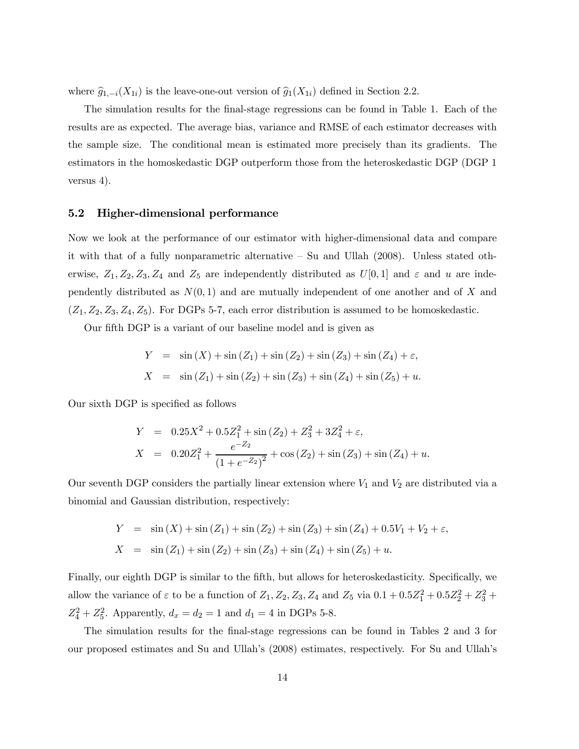where $\widehat{g}_{1,-i}(X_{1i})$ is the leave-one-out version of $\widehat{g}_1(X_{1i})$ defined in Section 2.2.

The simulation results for the final-stage regressions can be found in Table 1. Each of the results are as expected. The average bias, variance and RMSE of each estimator decreases with the sample size. The conditional mean is estimated more precisely than its gradients. The estimators in the homoskedastic DGP outperform those from the heteroskedastic DGP (DGP 1 versus 4).

### 5.2 Higher-dimensional performance

Now we look at the performance of our estimator with higher-dimensional data and compare it with that of a fully nonparametric alternative – Su and Ullah (2008). Unless stated otherwise, $Z_1, Z_2, Z_3, Z_4$ and $Z_5$ are independently distributed as $U[0,1]$ and $\varepsilon$ and $u$ are independently distributed as $N(0,1)$ and are mutually independent of one another and of $X$ and $(Z_1, Z_2, Z_3, Z_4, Z_5)$. For DGPs 5-7, each error distribution is assumed to be homoskedastic.

Our fifth DGP is a variant of our baseline model and is given as

$$
\begin{aligned}
Y &= \sin(X) + \sin(Z_1) + \sin(Z_2) + \sin(Z_3) + \sin(Z_4) + \varepsilon, \\
X &= \sin(Z_1) + \sin(Z_2) + \sin(Z_3) + \sin(Z_4) + \sin(Z_5) + u.
\end{aligned}
$$

Our sixth DGP is specified as follows

$$
\begin{aligned}
Y &= 0.25X^2 + 0.5Z_1^2 + \sin(Z_2) + Z_3^2 + 3Z_4^2 + \varepsilon, \\
X &= 0.20Z_1^2 + \frac{e^{-Z_2}}{\left(1 + e^{-Z_2}\right)^2} + \cos(Z_2) + \sin(Z_3) + \sin(Z_4) + u.
\end{aligned}
$$

Our seventh DGP considers the partially linear extension where $V_1$ and $V_2$ are distributed via a binomial and Gaussian distribution, respectively:

$$
\begin{aligned}
Y &= \sin(X) + \sin(Z_1) + \sin(Z_2) + \sin(Z_3) + \sin(Z_4) + 0.5V_1 + V_2 + \varepsilon, \\
X &= \sin(Z_1) + \sin(Z_2) + \sin(Z_3) + \sin(Z_4) + \sin(Z_5) + u.
\end{aligned}
$$

Finally, our eighth DGP is similar to the fifth, but allows for heteroskedasticity. Specifically, we allow the variance of $\varepsilon$ to be a function of $Z_1, Z_2, Z_3, Z_4$ and $Z_5$ via $0.1 + 0.5Z_1^2 + 0.5Z_2^2 + Z_3^2 + Z_4^2 + Z_5^2$. Apparently, $d_x = d_2 = 1$ and $d_1 = 4$ in DGPs 5-8.

The simulation results for the final-stage regressions can be found in Tables 2 and 3 for our proposed estimates and Su and Ullah's (2008) estimates, respectively. For Su and Ullah's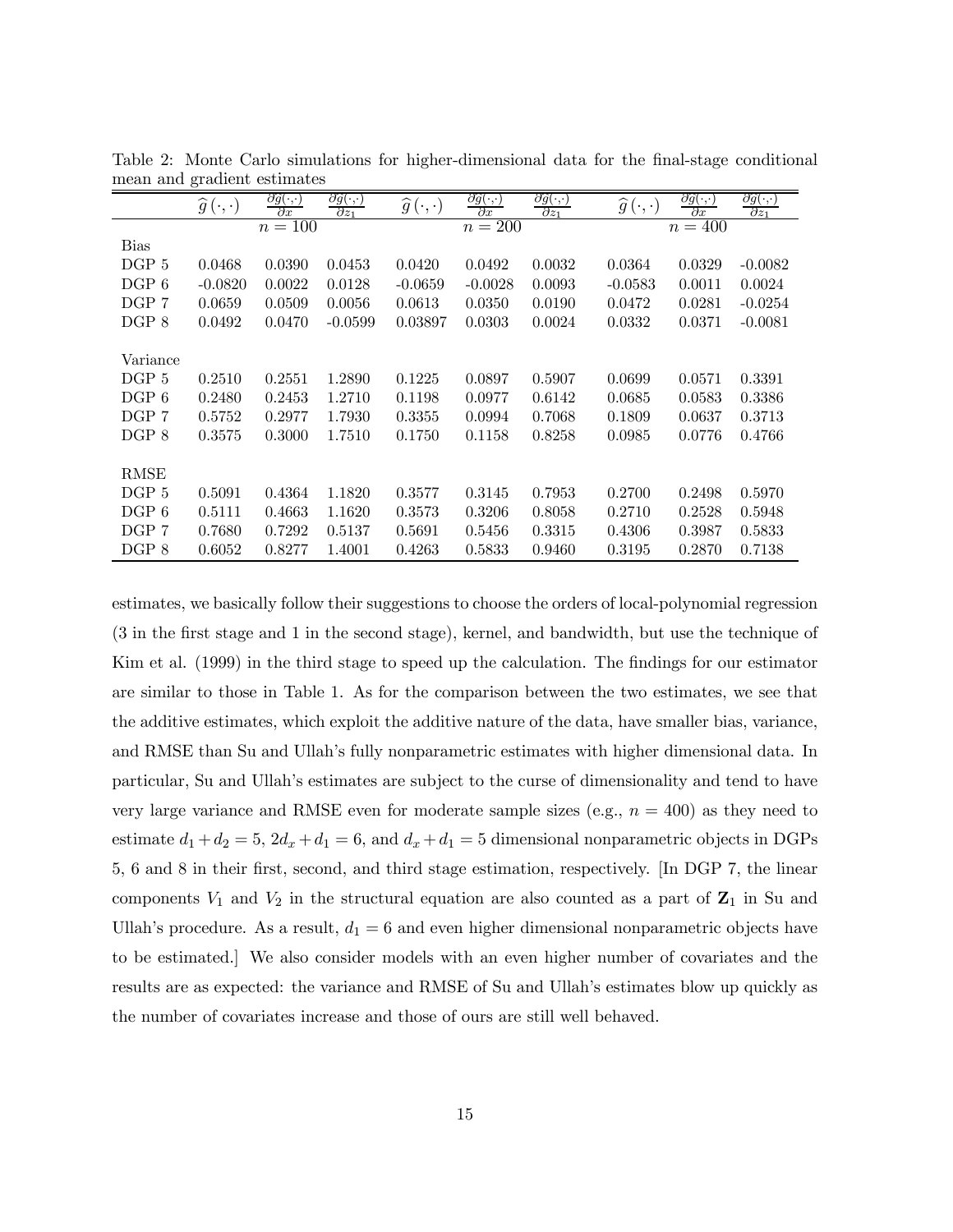Table 2: Monte Carlo simulations for higher-dimensional data for the final-stage conditional mean and gradient estimates

| | $\widehat{g}(\cdot,\cdot)$ | $\frac{\partial \widehat{g}(\cdot,\cdot)}{\partial x}$ | $\frac{\partial \widehat{g}(\cdot,\cdot)}{\partial z_1}$ | $\widehat{g}(\cdot,\cdot)$ | $\frac{\partial \widehat{g}(\cdot,\cdot)}{\partial x}$ | $\frac{\partial \widehat{g}(\cdot,\cdot)}{\partial z_1}$ | $\widehat{g}(\cdot,\cdot)$ | $\frac{\partial \widehat{g}(\cdot,\cdot)}{\partial x}$ | $\frac{\partial \widehat{g}(\cdot,\cdot)}{\partial z_1}$ |
|---|---|---|---|---|---|---|---|---|---|
| | | $n = 100$ | | | $n = 200$ | | | $n = 400$ | |
| Bias | | | | | | | | | |
| DGP 5 | 0.0468 | 0.0390 | 0.0453 | 0.0420 | 0.0492 | 0.0032 | 0.0364 | 0.0329 | -0.0082 |
| DGP 6 | -0.0820 | 0.0022 | 0.0128 | -0.0659 | -0.0028 | 0.0093 | -0.0583 | 0.0011 | 0.0024 |
| DGP 7 | 0.0659 | 0.0509 | 0.0056 | 0.0613 | 0.0350 | 0.0190 | 0.0472 | 0.0281 | -0.0254 |
| DGP 8 | 0.0492 | 0.0470 | -0.0599 | 0.03897 | 0.0303 | 0.0024 | 0.0332 | 0.0371 | -0.0081 |
| Variance | | | | | | | | | |
| DGP 5 | 0.2510 | 0.2551 | 1.2890 | 0.1225 | 0.0897 | 0.5907 | 0.0699 | 0.0571 | 0.3391 |
| DGP 6 | 0.2480 | 0.2453 | 1.2710 | 0.1198 | 0.0977 | 0.6142 | 0.0685 | 0.0583 | 0.3386 |
| DGP 7 | 0.5752 | 0.2977 | 1.7930 | 0.3355 | 0.0994 | 0.7068 | 0.1809 | 0.0637 | 0.3713 |
| DGP 8 | 0.3575 | 0.3000 | 1.7510 | 0.1750 | 0.1158 | 0.8258 | 0.0985 | 0.0776 | 0.4766 |
| RMSE | | | | | | | | | |
| DGP 5 | 0.5091 | 0.4364 | 1.1820 | 0.3577 | 0.3145 | 0.7953 | 0.2700 | 0.2498 | 0.5970 |
| DGP 6 | 0.5111 | 0.4663 | 1.1620 | 0.3573 | 0.3206 | 0.8058 | 0.2710 | 0.2528 | 0.5948 |
| DGP 7 | 0.7680 | 0.7292 | 0.5137 | 0.5691 | 0.5456 | 0.3315 | 0.4306 | 0.3987 | 0.5833 |
| DGP 8 | 0.6052 | 0.8277 | 1.4001 | 0.4263 | 0.5833 | 0.9460 | 0.3195 | 0.2870 | 0.7138 |

estimates, we basically follow their suggestions to choose the orders of local-polynomial regression (3 in the first stage and 1 in the second stage), kernel, and bandwidth, but use the technique of Kim et al. (1999) in the third stage to speed up the calculation. The findings for our estimator are similar to those in Table 1. As for the comparison between the two estimates, we see that the additive estimates, which exploit the additive nature of the data, have smaller bias, variance, and RMSE than Su and Ullah's fully nonparametric estimates with higher dimensional data. In particular, Su and Ullah's estimates are subject to the curse of dimensionality and tend to have very large variance and RMSE even for moderate sample sizes (e.g., $n = 400$) as they need to estimate $d_1 + d_2 = 5$, $2d_x + d_1 = 6$, and $d_x + d_1 = 5$ dimensional nonparametric objects in DGPs 5, 6 and 8 in their first, second, and third stage estimation, respectively. [In DGP 7, the linear components $V_1$ and $V_2$ in the structural equation are also counted as a part of $\mathbf{Z}_1$ in Su and Ullah's procedure. As a result, $d_1 = 6$ and even higher dimensional nonparametric objects have to be estimated.] We also consider models with an even higher number of covariates and the results are as expected: the variance and RMSE of Su and Ullah's estimates blow up quickly as the number of covariates increase and those of ours are still well behaved.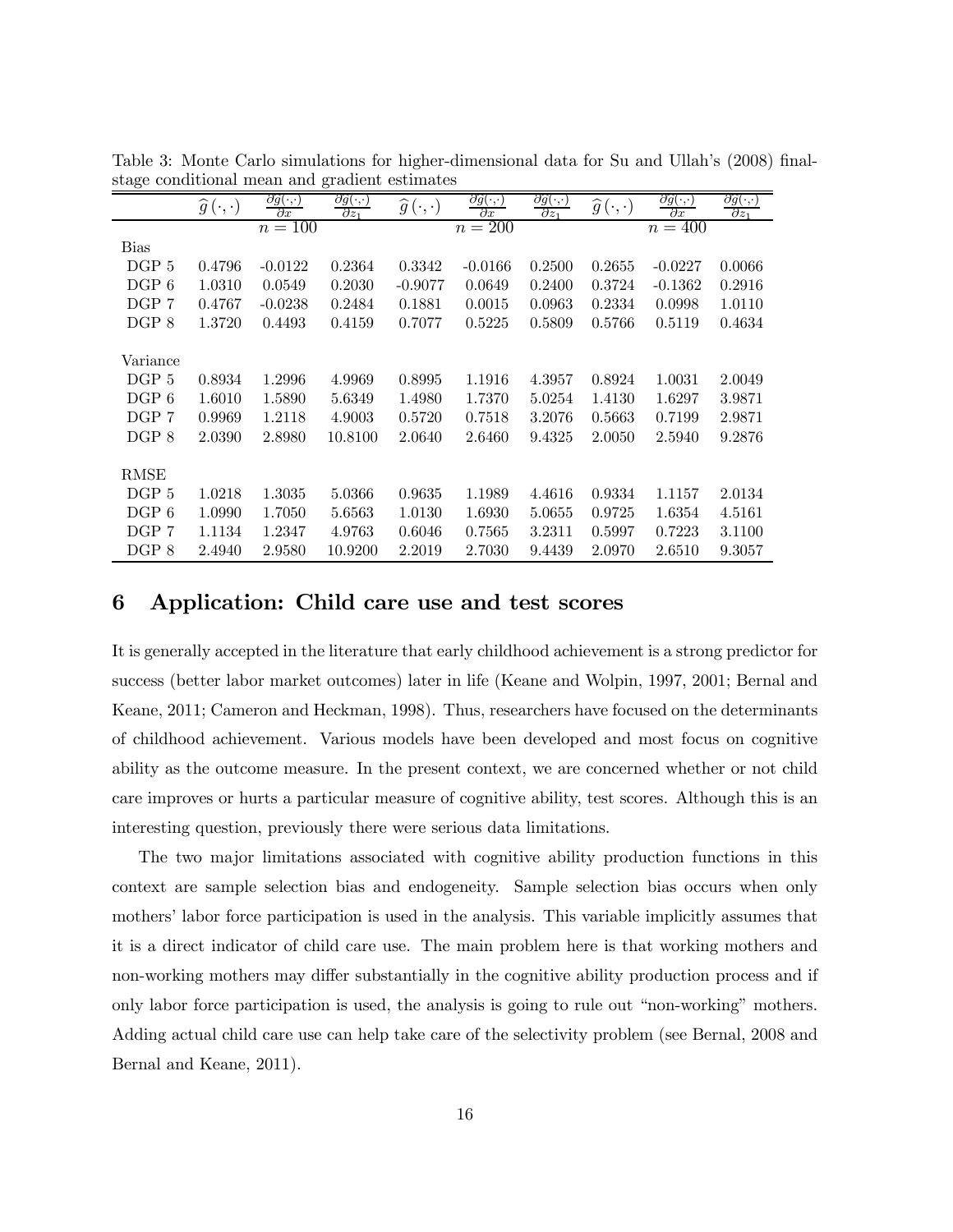Table 3: Monte Carlo simulations for higher-dimensional data for Su and Ullah's (2008) final-stage conditional mean and gradient estimates

| | $\widehat{g}(\cdot,\cdot)$ | $\frac{\partial \widehat{g}(\cdot,\cdot)}{\partial x}$ | $\frac{\partial \widehat{g}(\cdot,\cdot)}{\partial z_1}$ | $\widehat{g}(\cdot,\cdot)$ | $\frac{\partial \widehat{g}(\cdot,\cdot)}{\partial x}$ | $\frac{\partial \widehat{g}(\cdot,\cdot)}{\partial z_1}$ | $\widehat{g}(\cdot,\cdot)$ | $\frac{\partial \widehat{g}(\cdot,\cdot)}{\partial x}$ | $\frac{\partial \widehat{g}(\cdot,\cdot)}{\partial z_1}$ |
|---|---|---|---|---|---|---|---|---|---|
| | | $n = 100$ | | | $n = 200$ | | | $n = 400$ | |
| Bias | | | | | | | | | |
| DGP 5 | 0.4796 | -0.0122 | 0.2364 | 0.3342 | -0.0166 | 0.2500 | 0.2655 | -0.0227 | 0.0066 |
| DGP 6 | 1.0310 | 0.0549 | 0.2030 | -0.9077 | 0.0649 | 0.2400 | 0.3724 | -0.1362 | 0.2916 |
| DGP 7 | 0.4767 | -0.0238 | 0.2484 | 0.1881 | 0.0015 | 0.0963 | 0.2334 | 0.0998 | 1.0110 |
| DGP 8 | 1.3720 | 0.4493 | 0.4159 | 0.7077 | 0.5225 | 0.5809 | 0.5766 | 0.5119 | 0.4634 |
| Variance | | | | | | | | | |
| DGP 5 | 0.8934 | 1.2996 | 4.9969 | 0.8995 | 1.1916 | 4.3957 | 0.8924 | 1.0031 | 2.0049 |
| DGP 6 | 1.6010 | 1.5890 | 5.6349 | 1.4980 | 1.7370 | 5.0254 | 1.4130 | 1.6297 | 3.9871 |
| DGP 7 | 0.9969 | 1.2118 | 4.9003 | 0.5720 | 0.7518 | 3.2076 | 0.5663 | 0.7199 | 2.9871 |
| DGP 8 | 2.0390 | 2.8980 | 10.8100 | 2.0640 | 2.6460 | 9.4325 | 2.0050 | 2.5940 | 9.2876 |
| RMSE | | | | | | | | | |
| DGP 5 | 1.0218 | 1.3035 | 5.0366 | 0.9635 | 1.1989 | 4.4616 | 0.9334 | 1.1157 | 2.0134 |
| DGP 6 | 1.0990 | 1.7050 | 5.6563 | 1.0130 | 1.6930 | 5.0655 | 0.9725 | 1.6354 | 4.5161 |
| DGP 7 | 1.1134 | 1.2347 | 4.9763 | 0.6046 | 0.7565 | 3.2311 | 0.5997 | 0.7223 | 3.1100 |
| DGP 8 | 2.4940 | 2.9580 | 10.9200 | 2.2019 | 2.7030 | 9.4439 | 2.0970 | 2.6510 | 9.3057 |

# 6 Application: Child care use and test scores

It is generally accepted in the literature that early childhood achievement is a strong predictor for success (better labor market outcomes) later in life (Keane and Wolpin, 1997, 2001; Bernal and Keane, 2011; Cameron and Heckman, 1998). Thus, researchers have focused on the determinants of childhood achievement. Various models have been developed and most focus on cognitive ability as the outcome measure. In the present context, we are concerned whether or not child care improves or hurts a particular measure of cognitive ability, test scores. Although this is an interesting question, previously there were serious data limitations.

The two major limitations associated with cognitive ability production functions in this context are sample selection bias and endogeneity. Sample selection bias occurs when only mothers' labor force participation is used in the analysis. This variable implicitly assumes that it is a direct indicator of child care use. The main problem here is that working mothers and non-working mothers may differ substantially in the cognitive ability production process and if only labor force participation is used, the analysis is going to rule out "non-working" mothers. Adding actual child care use can help take care of the selectivity problem (see Bernal, 2008 and Bernal and Keane, 2011).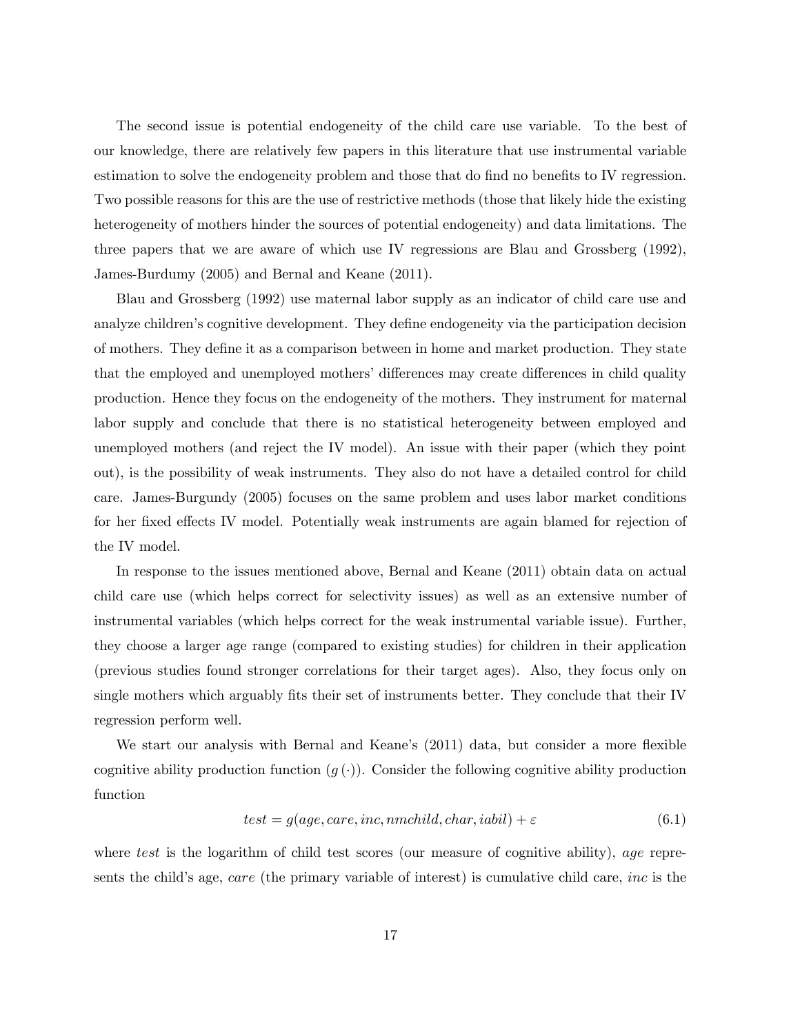The second issue is potential endogeneity of the child care use variable. To the best of our knowledge, there are relatively few papers in this literature that use instrumental variable estimation to solve the endogeneity problem and those that do find no benefits to IV regression. Two possible reasons for this are the use of restrictive methods (those that likely hide the existing heterogeneity of mothers hinder the sources of potential endogeneity) and data limitations. The three papers that we are aware of which use IV regressions are Blau and Grossberg (1992), James-Burdumy (2005) and Bernal and Keane (2011).

Blau and Grossberg (1992) use maternal labor supply as an indicator of child care use and analyze children's cognitive development. They define endogeneity via the participation decision of mothers. They define it as a comparison between in home and market production. They state that the employed and unemployed mothers' differences may create differences in child quality production. Hence they focus on the endogeneity of the mothers. They instrument for maternal labor supply and conclude that there is no statistical heterogeneity between employed and unemployed mothers (and reject the IV model). An issue with their paper (which they point out), is the possibility of weak instruments. They also do not have a detailed control for child care. James-Burgundy (2005) focuses on the same problem and uses labor market conditions for her fixed effects IV model. Potentially weak instruments are again blamed for rejection of the IV model.

In response to the issues mentioned above, Bernal and Keane (2011) obtain data on actual child care use (which helps correct for selectivity issues) as well as an extensive number of instrumental variables (which helps correct for the weak instrumental variable issue). Further, they choose a larger age range (compared to existing studies) for children in their application (previous studies found stronger correlations for their target ages). Also, they focus only on single mothers which arguably fits their set of instruments better. They conclude that their IV regression perform well.

We start our analysis with Bernal and Keane's (2011) data, but consider a more flexible cognitive ability production function ($g(\cdot)$). Consider the following cognitive ability production function

$$test = g(age, care, inc, nmchild, char, iabil) + \varepsilon \tag{6.1}$$

where *test* is the logarithm of child test scores (our measure of cognitive ability), *age* represents the child's age, *care* (the primary variable of interest) is cumulative child care, *inc* is the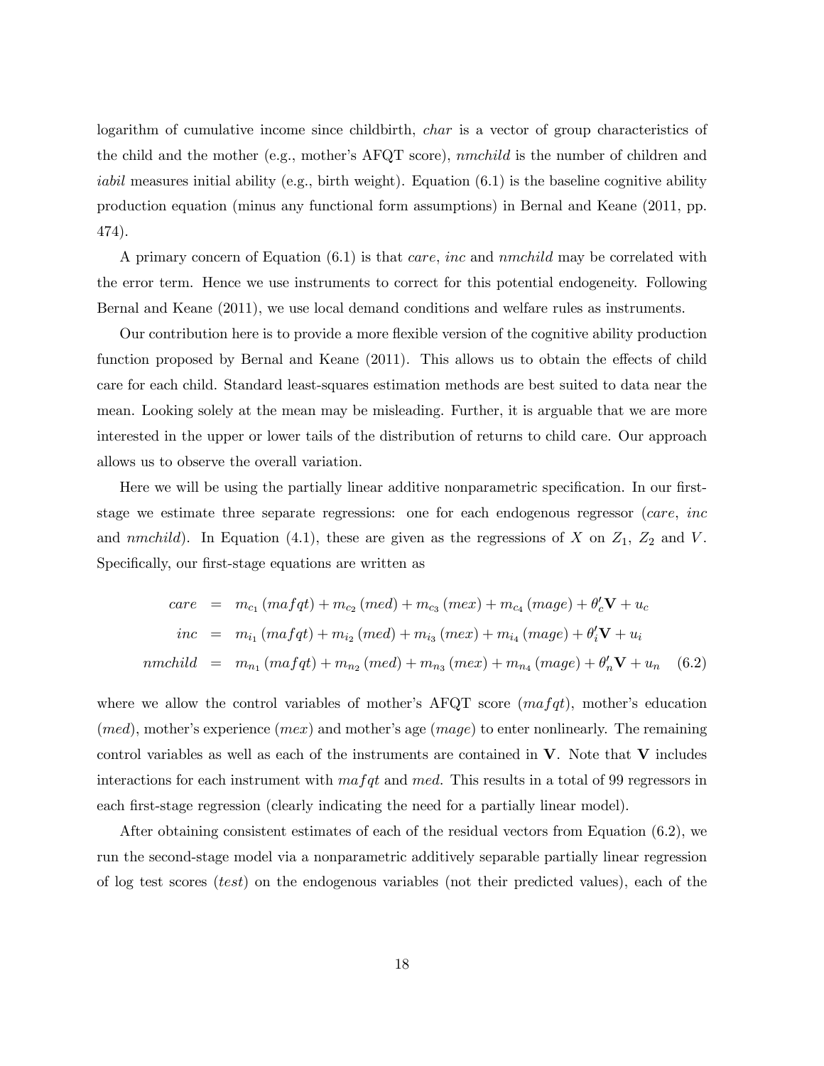logarithm of cumulative income since childbirth, *char* is a vector of group characteristics of the child and the mother (e.g., mother's AFQT score), *nmchild* is the number of children and *iabil* measures initial ability (e.g., birth weight). Equation (6.1) is the baseline cognitive ability production equation (minus any functional form assumptions) in Bernal and Keane (2011, pp. 474).

A primary concern of Equation (6.1) is that *care*, *inc* and *nmchild* may be correlated with the error term. Hence we use instruments to correct for this potential endogeneity. Following Bernal and Keane (2011), we use local demand conditions and welfare rules as instruments.

Our contribution here is to provide a more flexible version of the cognitive ability production function proposed by Bernal and Keane (2011). This allows us to obtain the effects of child care for each child. Standard least-squares estimation methods are best suited to data near the mean. Looking solely at the mean may be misleading. Further, it is arguable that we are more interested in the upper or lower tails of the distribution of returns to child care. Our approach allows us to observe the overall variation.

Here we will be using the partially linear additive nonparametric specification. In our first-stage we estimate three separate regressions: one for each endogenous regressor (*care*, *inc* and *nmchild*). In Equation (4.1), these are given as the regressions of $X$ on $Z_1$, $Z_2$ and $V$. Specifically, our first-stage equations are written as

$$
\begin{aligned}
care &= m_{c_1}(mafqt) + m_{c_2}(med) + m_{c_3}(mex) + m_{c_4}(mage) + \theta_c'\mathbf{V} + u_c \\
inc &= m_{i_1}(mafqt) + m_{i_2}(med) + m_{i_3}(mex) + m_{i_4}(mage) + \theta_i'\mathbf{V} + u_i \\
nmchild &= m_{n_1}(mafqt) + m_{n_2}(med) + m_{n_3}(mex) + m_{n_4}(mage) + \theta_n'\mathbf{V} + u_n \qquad (6.2)
\end{aligned}
$$

where we allow the control variables of mother's AFQT score ($mafqt$), mother's education ($med$), mother's experience ($mex$) and mother's age ($mage$) to enter nonlinearly. The remaining control variables as well as each of the instruments are contained in $\mathbf{V}$. Note that $\mathbf{V}$ includes interactions for each instrument with $mafqt$ and $med$. This results in a total of 99 regressors in each first-stage regression (clearly indicating the need for a partially linear model).

After obtaining consistent estimates of each of the residual vectors from Equation (6.2), we run the second-stage model via a nonparametric additively separable partially linear regression of log test scores (*test*) on the endogenous variables (not their predicted values), each of the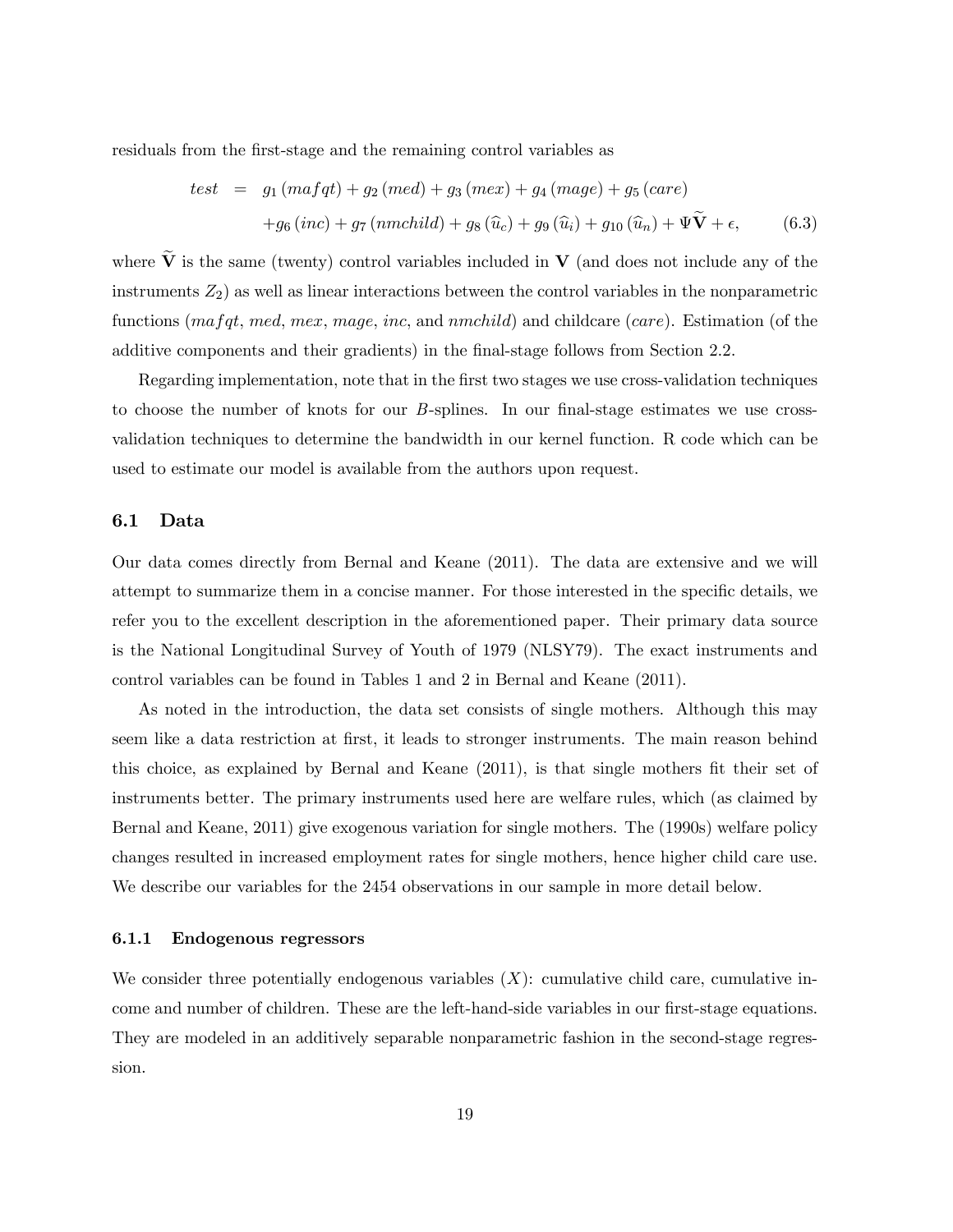residuals from the first-stage and the remaining control variables as

$$
\begin{aligned}
test &= g_1\left(mafqt\right) + g_2\left(med\right) + g_3\left(mex\right) + g_4\left(mage\right) + g_5\left(care\right) \\
&\quad + g_6\left(inc\right) + g_7\left(nmchild\right) + g_8\left(\widehat{u}_c\right) + g_9\left(\widehat{u}_i\right) + g_{10}\left(\widehat{u}_n\right) + \Psi\widetilde{\mathbf{V}} + \epsilon, \qquad (6.3)
\end{aligned}
$$

where $\widetilde{\mathbf{V}}$ is the same (twenty) control variables included in $\mathbf{V}$ (and does not include any of the instruments $Z_2$) as well as linear interactions between the control variables in the nonparametric functions ($mafqt$, $med$, $mex$, $mage$, $inc$, and $nmchild$) and childcare ($care$). Estimation (of the additive components and their gradients) in the final-stage follows from Section 2.2.

Regarding implementation, note that in the first two stages we use cross-validation techniques to choose the number of knots for our $B$-splines. In our final-stage estimates we use cross-validation techniques to determine the bandwidth in our kernel function. R code which can be used to estimate our model is available from the authors upon request.

## 6.1 Data

Our data comes directly from Bernal and Keane (2011). The data are extensive and we will attempt to summarize them in a concise manner. For those interested in the specific details, we refer you to the excellent description in the aforementioned paper. Their primary data source is the National Longitudinal Survey of Youth of 1979 (NLSY79). The exact instruments and control variables can be found in Tables 1 and 2 in Bernal and Keane (2011).

As noted in the introduction, the data set consists of single mothers. Although this may seem like a data restriction at first, it leads to stronger instruments. The main reason behind this choice, as explained by Bernal and Keane (2011), is that single mothers fit their set of instruments better. The primary instruments used here are welfare rules, which (as claimed by Bernal and Keane, 2011) give exogenous variation for single mothers. The (1990s) welfare policy changes resulted in increased employment rates for single mothers, hence higher child care use. We describe our variables for the 2454 observations in our sample in more detail below.

### 6.1.1 Endogenous regressors

We consider three potentially endogenous variables ($X$): cumulative child care, cumulative income and number of children. These are the left-hand-side variables in our first-stage equations. They are modeled in an additively separable nonparametric fashion in the second-stage regression.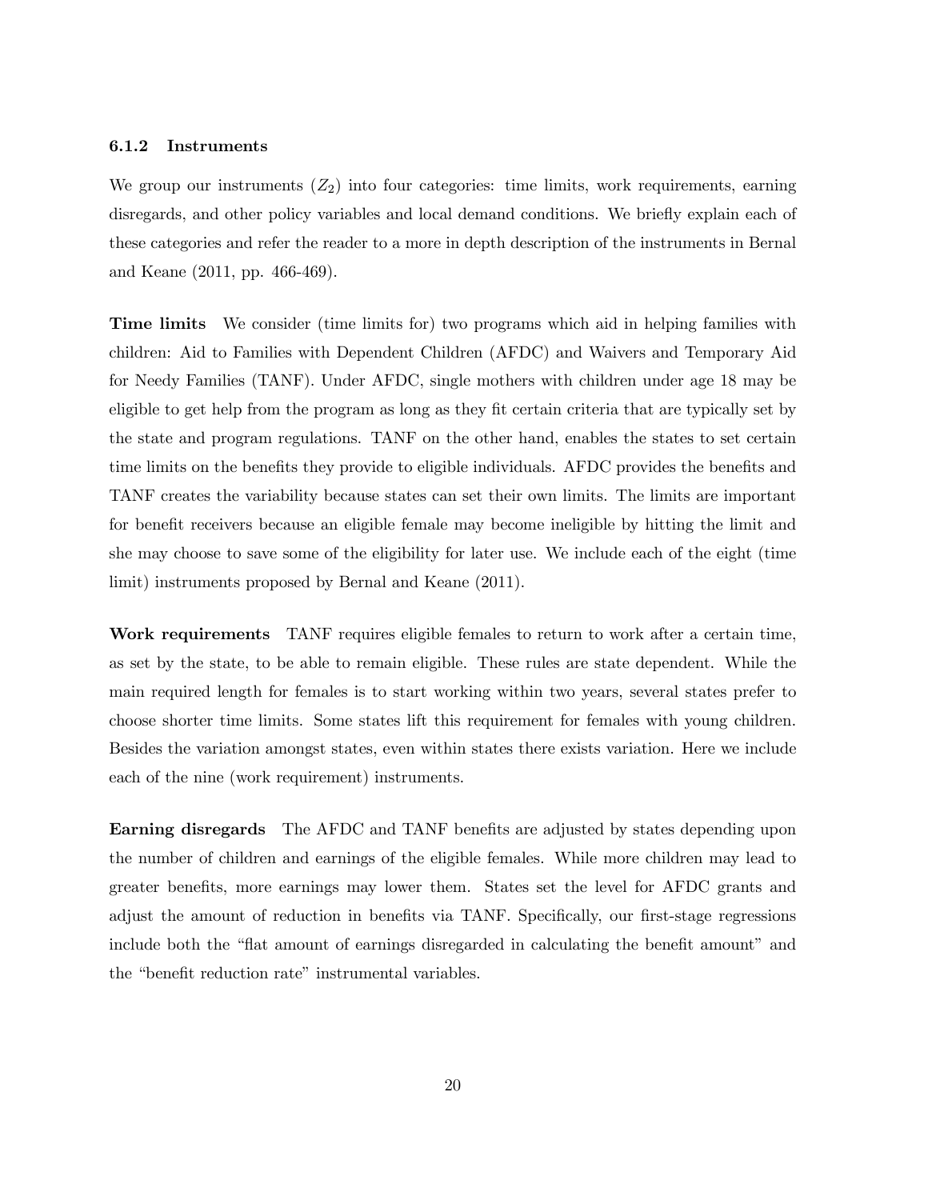### 6.1.2 Instruments

We group our instruments ($Z_2$) into four categories: time limits, work requirements, earning disregards, and other policy variables and local demand conditions. We briefly explain each of these categories and refer the reader to a more in depth description of the instruments in Bernal and Keane (2011, pp. 466-469).

**Time limits** We consider (time limits for) two programs which aid in helping families with children: Aid to Families with Dependent Children (AFDC) and Waivers and Temporary Aid for Needy Families (TANF). Under AFDC, single mothers with children under age 18 may be eligible to get help from the program as long as they fit certain criteria that are typically set by the state and program regulations. TANF on the other hand, enables the states to set certain time limits on the benefits they provide to eligible individuals. AFDC provides the benefits and TANF creates the variability because states can set their own limits. The limits are important for benefit receivers because an eligible female may become ineligible by hitting the limit and she may choose to save some of the eligibility for later use. We include each of the eight (time limit) instruments proposed by Bernal and Keane (2011).

**Work requirements** TANF requires eligible females to return to work after a certain time, as set by the state, to be able to remain eligible. These rules are state dependent. While the main required length for females is to start working within two years, several states prefer to choose shorter time limits. Some states lift this requirement for females with young children. Besides the variation amongst states, even within states there exists variation. Here we include each of the nine (work requirement) instruments.

**Earning disregards** The AFDC and TANF benefits are adjusted by states depending upon the number of children and earnings of the eligible females. While more children may lead to greater benefits, more earnings may lower them. States set the level for AFDC grants and adjust the amount of reduction in benefits via TANF. Specifically, our first-stage regressions include both the "flat amount of earnings disregarded in calculating the benefit amount" and the "benefit reduction rate" instrumental variables.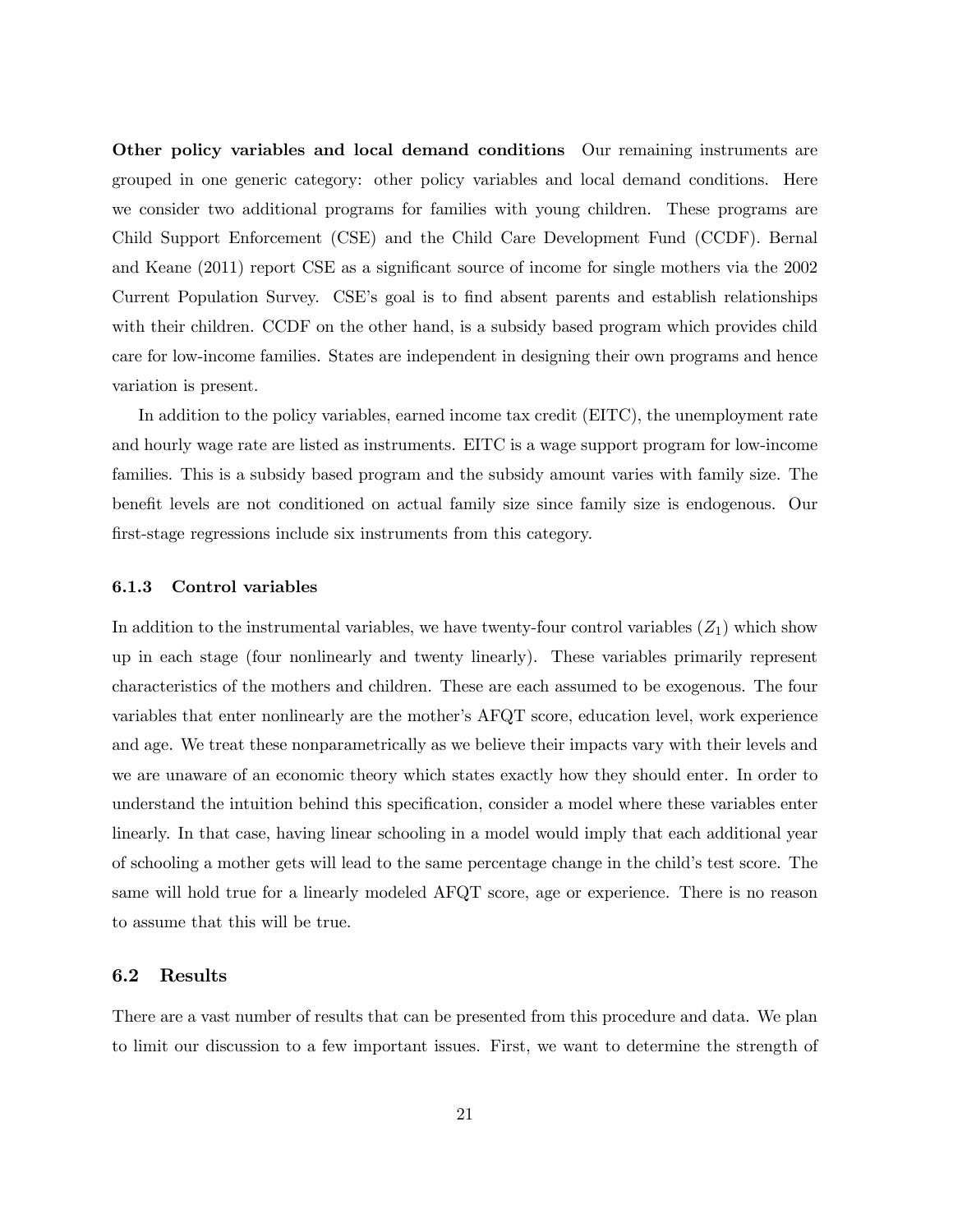**Other policy variables and local demand conditions** Our remaining instruments are grouped in one generic category: other policy variables and local demand conditions. Here we consider two additional programs for families with young children. These programs are Child Support Enforcement (CSE) and the Child Care Development Fund (CCDF). Bernal and Keane (2011) report CSE as a significant source of income for single mothers via the 2002 Current Population Survey. CSE's goal is to find absent parents and establish relationships with their children. CCDF on the other hand, is a subsidy based program which provides child care for low-income families. States are independent in designing their own programs and hence variation is present.

In addition to the policy variables, earned income tax credit (EITC), the unemployment rate and hourly wage rate are listed as instruments. EITC is a wage support program for low-income families. This is a subsidy based program and the subsidy amount varies with family size. The benefit levels are not conditioned on actual family size since family size is endogenous. Our first-stage regressions include six instruments from this category.

### 6.1.3 Control variables

In addition to the instrumental variables, we have twenty-four control variables ($Z_1$) which show up in each stage (four nonlinearly and twenty linearly). These variables primarily represent characteristics of the mothers and children. These are each assumed to be exogenous. The four variables that enter nonlinearly are the mother's AFQT score, education level, work experience and age. We treat these nonparametrically as we believe their impacts vary with their levels and we are unaware of an economic theory which states exactly how they should enter. In order to understand the intuition behind this specification, consider a model where these variables enter linearly. In that case, having linear schooling in a model would imply that each additional year of schooling a mother gets will lead to the same percentage change in the child's test score. The same will hold true for a linearly modeled AFQT score, age or experience. There is no reason to assume that this will be true.

## 6.2 Results

There are a vast number of results that can be presented from this procedure and data. We plan to limit our discussion to a few important issues. First, we want to determine the strength of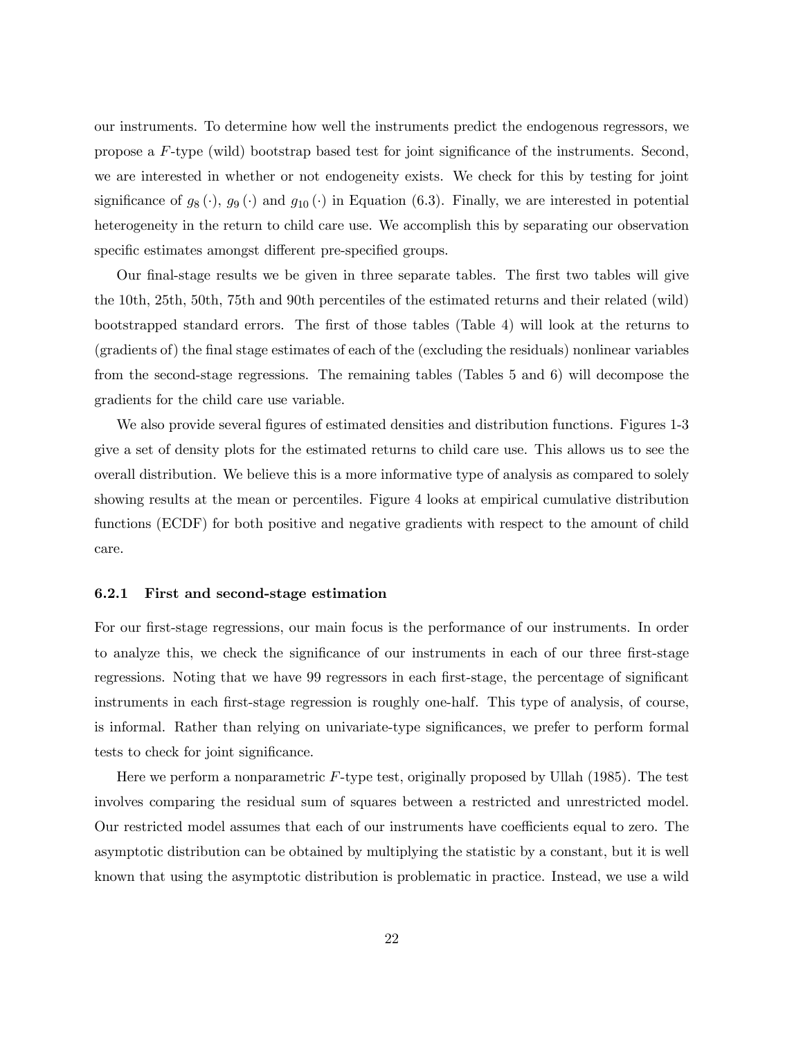our instruments. To determine how well the instruments predict the endogenous regressors, we propose a $F$-type (wild) bootstrap based test for joint significance of the instruments. Second, we are interested in whether or not endogeneity exists. We check for this by testing for joint significance of $g_8(\cdot)$, $g_9(\cdot)$ and $g_{10}(\cdot)$ in Equation (6.3). Finally, we are interested in potential heterogeneity in the return to child care use. We accomplish this by separating our observation specific estimates amongst different pre-specified groups.

Our final-stage results we be given in three separate tables. The first two tables will give the 10th, 25th, 50th, 75th and 90th percentiles of the estimated returns and their related (wild) bootstrapped standard errors. The first of those tables (Table 4) will look at the returns to (gradients of) the final stage estimates of each of the (excluding the residuals) nonlinear variables from the second-stage regressions. The remaining tables (Tables 5 and 6) will decompose the gradients for the child care use variable.

We also provide several figures of estimated densities and distribution functions. Figures 1-3 give a set of density plots for the estimated returns to child care use. This allows us to see the overall distribution. We believe this is a more informative type of analysis as compared to solely showing results at the mean or percentiles. Figure 4 looks at empirical cumulative distribution functions (ECDF) for both positive and negative gradients with respect to the amount of child care.

### 6.2.1 First and second-stage estimation

For our first-stage regressions, our main focus is the performance of our instruments. In order to analyze this, we check the significance of our instruments in each of our three first-stage regressions. Noting that we have 99 regressors in each first-stage, the percentage of significant instruments in each first-stage regression is roughly one-half. This type of analysis, of course, is informal. Rather than relying on univariate-type significances, we prefer to perform formal tests to check for joint significance.

Here we perform a nonparametric $F$-type test, originally proposed by Ullah (1985). The test involves comparing the residual sum of squares between a restricted and unrestricted model. Our restricted model assumes that each of our instruments have coefficients equal to zero. The asymptotic distribution can be obtained by multiplying the statistic by a constant, but it is well known that using the asymptotic distribution is problematic in practice. Instead, we use a wild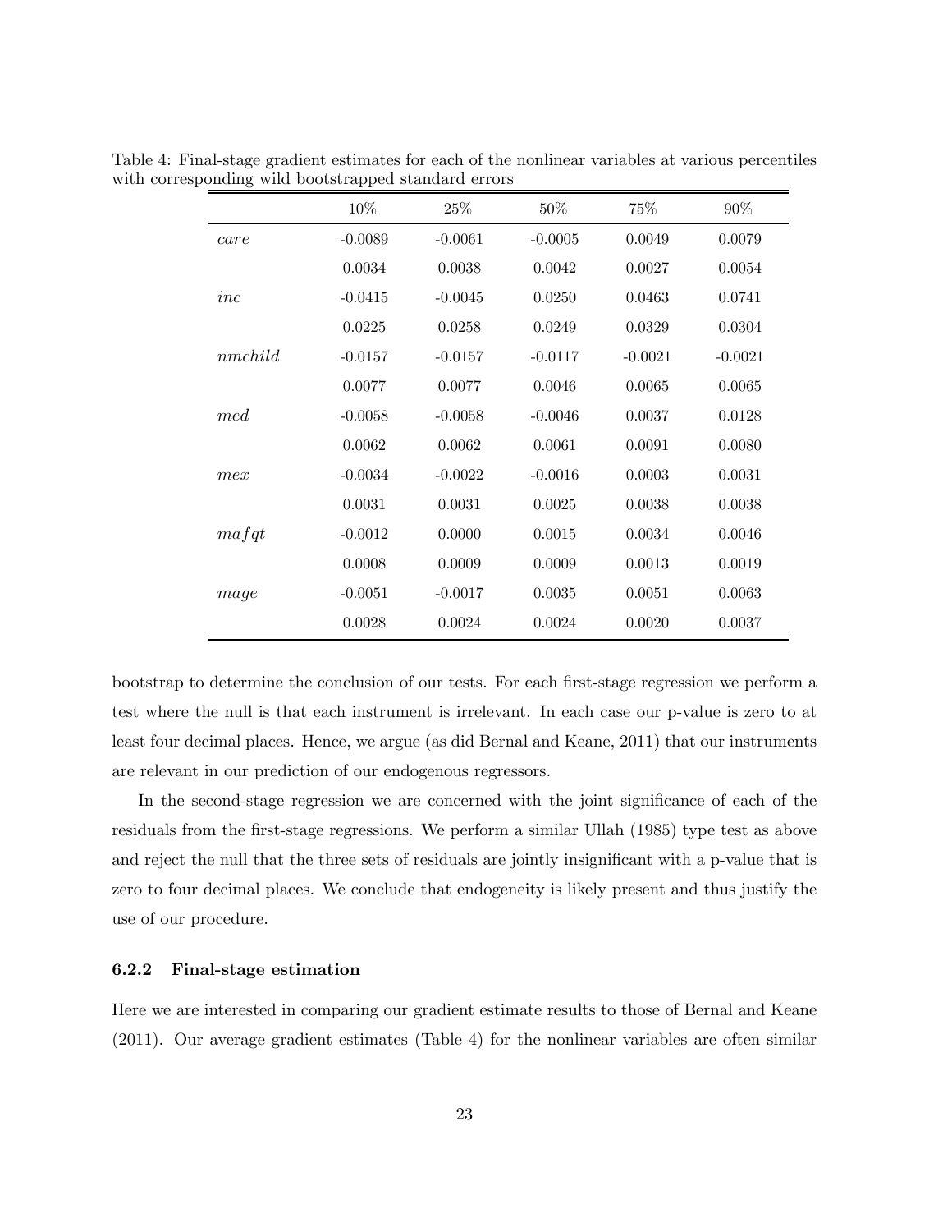Table 4: Final-stage gradient estimates for each of the nonlinear variables at various percentiles with corresponding wild bootstrapped standard errors

| | 10% | 25% | 50% | 75% | 90% |
|---|---|---|---|---|---|
| $care$ | -0.0089 | -0.0061 | -0.0005 | 0.0049 | 0.0079 |
| | 0.0034 | 0.0038 | 0.0042 | 0.0027 | 0.0054 |
| $inc$ | -0.0415 | -0.0045 | 0.0250 | 0.0463 | 0.0741 |
| | 0.0225 | 0.0258 | 0.0249 | 0.0329 | 0.0304 |
| $nmchild$ | -0.0157 | -0.0157 | -0.0117 | -0.0021 | -0.0021 |
| | 0.0077 | 0.0077 | 0.0046 | 0.0065 | 0.0065 |
| $med$ | -0.0058 | -0.0058 | -0.0046 | 0.0037 | 0.0128 |
| | 0.0062 | 0.0062 | 0.0061 | 0.0091 | 0.0080 |
| $mex$ | -0.0034 | -0.0022 | -0.0016 | 0.0003 | 0.0031 |
| | 0.0031 | 0.0031 | 0.0025 | 0.0038 | 0.0038 |
| $mafqt$ | -0.0012 | 0.0000 | 0.0015 | 0.0034 | 0.0046 |
| | 0.0008 | 0.0009 | 0.0009 | 0.0013 | 0.0019 |
| $mage$ | -0.0051 | -0.0017 | 0.0035 | 0.0051 | 0.0063 |
| | 0.0028 | 0.0024 | 0.0024 | 0.0020 | 0.0037 |

bootstrap to determine the conclusion of our tests. For each first-stage regression we perform a test where the null is that each instrument is irrelevant. In each case our p-value is zero to at least four decimal places. Hence, we argue (as did Bernal and Keane, 2011) that our instruments are relevant in our prediction of our endogenous regressors.

In the second-stage regression we are concerned with the joint significance of each of the residuals from the first-stage regressions. We perform a similar Ullah (1985) type test as above and reject the null that the three sets of residuals are jointly insignificant with a p-value that is zero to four decimal places. We conclude that endogeneity is likely present and thus justify the use of our procedure.

### 6.2.2 Final-stage estimation

Here we are interested in comparing our gradient estimate results to those of Bernal and Keane (2011). Our average gradient estimates (Table 4) for the nonlinear variables are often similar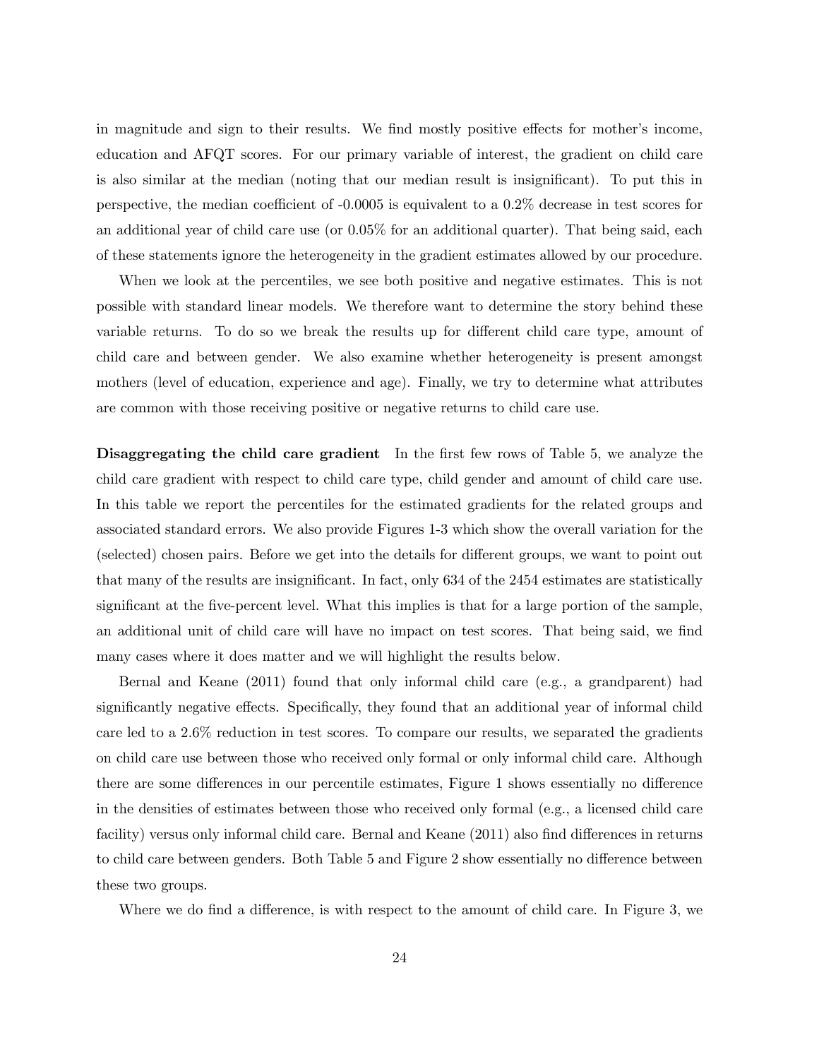in magnitude and sign to their results. We find mostly positive effects for mother's income, education and AFQT scores. For our primary variable of interest, the gradient on child care is also similar at the median (noting that our median result is insignificant). To put this in perspective, the median coefficient of -0.0005 is equivalent to a 0.2% decrease in test scores for an additional year of child care use (or 0.05% for an additional quarter). That being said, each of these statements ignore the heterogeneity in the gradient estimates allowed by our procedure.

When we look at the percentiles, we see both positive and negative estimates. This is not possible with standard linear models. We therefore want to determine the story behind these variable returns. To do so we break the results up for different child care type, amount of child care and between gender. We also examine whether heterogeneity is present amongst mothers (level of education, experience and age). Finally, we try to determine what attributes are common with those receiving positive or negative returns to child care use.

**Disaggregating the child care gradient** In the first few rows of Table 5, we analyze the child care gradient with respect to child care type, child gender and amount of child care use. In this table we report the percentiles for the estimated gradients for the related groups and associated standard errors. We also provide Figures 1-3 which show the overall variation for the (selected) chosen pairs. Before we get into the details for different groups, we want to point out that many of the results are insignificant. In fact, only 634 of the 2454 estimates are statistically significant at the five-percent level. What this implies is that for a large portion of the sample, an additional unit of child care will have no impact on test scores. That being said, we find many cases where it does matter and we will highlight the results below.

Bernal and Keane (2011) found that only informal child care (e.g., a grandparent) had significantly negative effects. Specifically, they found that an additional year of informal child care led to a 2.6% reduction in test scores. To compare our results, we separated the gradients on child care use between those who received only formal or only informal child care. Although there are some differences in our percentile estimates, Figure 1 shows essentially no difference in the densities of estimates between those who received only formal (e.g., a licensed child care facility) versus only informal child care. Bernal and Keane (2011) also find differences in returns to child care between genders. Both Table 5 and Figure 2 show essentially no difference between these two groups.

Where we do find a difference, is with respect to the amount of child care. In Figure 3, we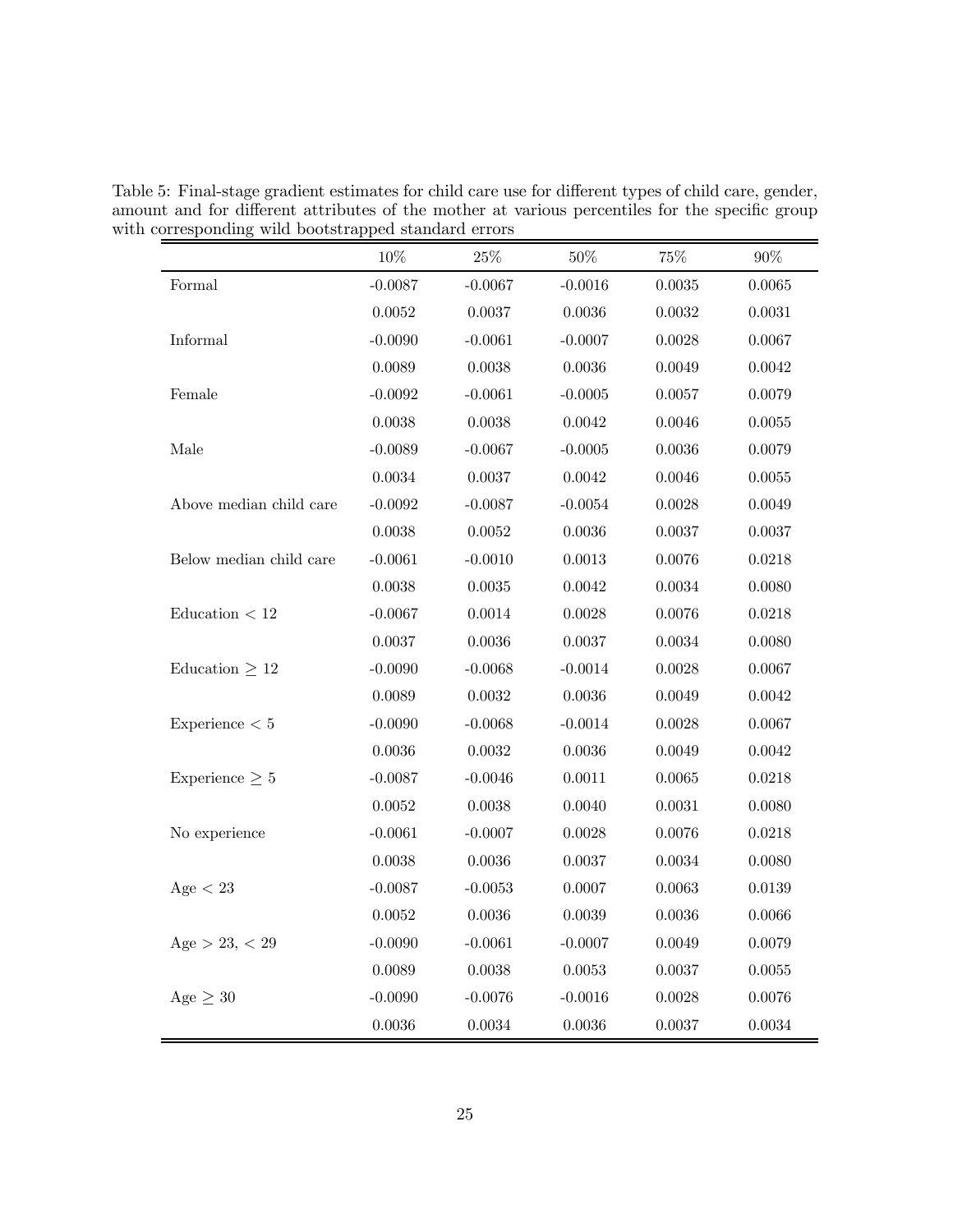Table 5: Final-stage gradient estimates for child care use for different types of child care, gender, amount and for different attributes of the mother at various percentiles for the specific group with corresponding wild bootstrapped standard errors

| | 10% | 25% | 50% | 75% | 90% |
|---|---|---|---|---|---|
| Formal | -0.0087 | -0.0067 | -0.0016 | 0.0035 | 0.0065 |
| | 0.0052 | 0.0037 | 0.0036 | 0.0032 | 0.0031 |
| Informal | -0.0090 | -0.0061 | -0.0007 | 0.0028 | 0.0067 |
| | 0.0089 | 0.0038 | 0.0036 | 0.0049 | 0.0042 |
| Female | -0.0092 | -0.0061 | -0.0005 | 0.0057 | 0.0079 |
| | 0.0038 | 0.0038 | 0.0042 | 0.0046 | 0.0055 |
| Male | -0.0089 | -0.0067 | -0.0005 | 0.0036 | 0.0079 |
| | 0.0034 | 0.0037 | 0.0042 | 0.0046 | 0.0055 |
| Above median child care | -0.0092 | -0.0087 | -0.0054 | 0.0028 | 0.0049 |
| | 0.0038 | 0.0052 | 0.0036 | 0.0037 | 0.0037 |
| Below median child care | -0.0061 | -0.0010 | 0.0013 | 0.0076 | 0.0218 |
| | 0.0038 | 0.0035 | 0.0042 | 0.0034 | 0.0080 |
| Education $< 12$ | -0.0067 | 0.0014 | 0.0028 | 0.0076 | 0.0218 |
| | 0.0037 | 0.0036 | 0.0037 | 0.0034 | 0.0080 |
| Education $\geq 12$ | -0.0090 | -0.0068 | -0.0014 | 0.0028 | 0.0067 |
| | 0.0089 | 0.0032 | 0.0036 | 0.0049 | 0.0042 |
| Experience $< 5$ | -0.0090 | -0.0068 | -0.0014 | 0.0028 | 0.0067 |
| | 0.0036 | 0.0032 | 0.0036 | 0.0049 | 0.0042 |
| Experience $\geq 5$ | -0.0087 | -0.0046 | 0.0011 | 0.0065 | 0.0218 |
| | 0.0052 | 0.0038 | 0.0040 | 0.0031 | 0.0080 |
| No experience | -0.0061 | -0.0007 | 0.0028 | 0.0076 | 0.0218 |
| | 0.0038 | 0.0036 | 0.0037 | 0.0034 | 0.0080 |
| Age $< 23$ | -0.0087 | -0.0053 | 0.0007 | 0.0063 | 0.0139 |
| | 0.0052 | 0.0036 | 0.0039 | 0.0036 | 0.0066 |
| Age $> 23, < 29$ | -0.0090 | -0.0061 | -0.0007 | 0.0049 | 0.0079 |
| | 0.0089 | 0.0038 | 0.0053 | 0.0037 | 0.0055 |
| Age $\geq 30$ | -0.0090 | -0.0076 | -0.0016 | 0.0028 | 0.0076 |
| | 0.0036 | 0.0034 | 0.0036 | 0.0037 | 0.0034 |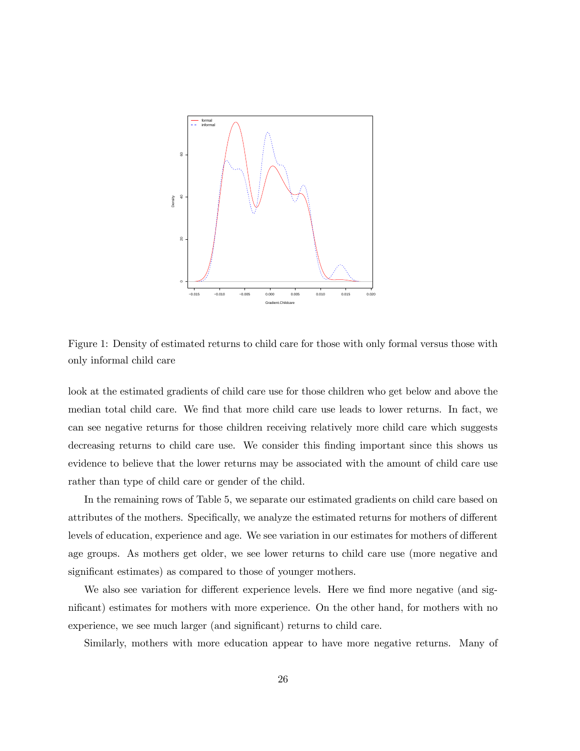Figure 1: Density of estimated returns to child care for those with only formal versus those with only informal child care

look at the estimated gradients of child care use for those children who get below and above the median total child care. We find that more child care use leads to lower returns. In fact, we can see negative returns for those children receiving relatively more child care which suggests decreasing returns to child care use. We consider this finding important since this shows us evidence to believe that the lower returns may be associated with the amount of child care use rather than type of child care or gender of the child.

In the remaining rows of Table 5, we separate our estimated gradients on child care based on attributes of the mothers. Specifically, we analyze the estimated returns for mothers of different levels of education, experience and age. We see variation in our estimates for mothers of different age groups. As mothers get older, we see lower returns to child care use (more negative and significant estimates) as compared to those of younger mothers.

We also see variation for different experience levels. Here we find more negative (and significant) estimates for mothers with more experience. On the other hand, for mothers with no experience, we see much larger (and significant) returns to child care.

Similarly, mothers with more education appear to have more negative returns. Many of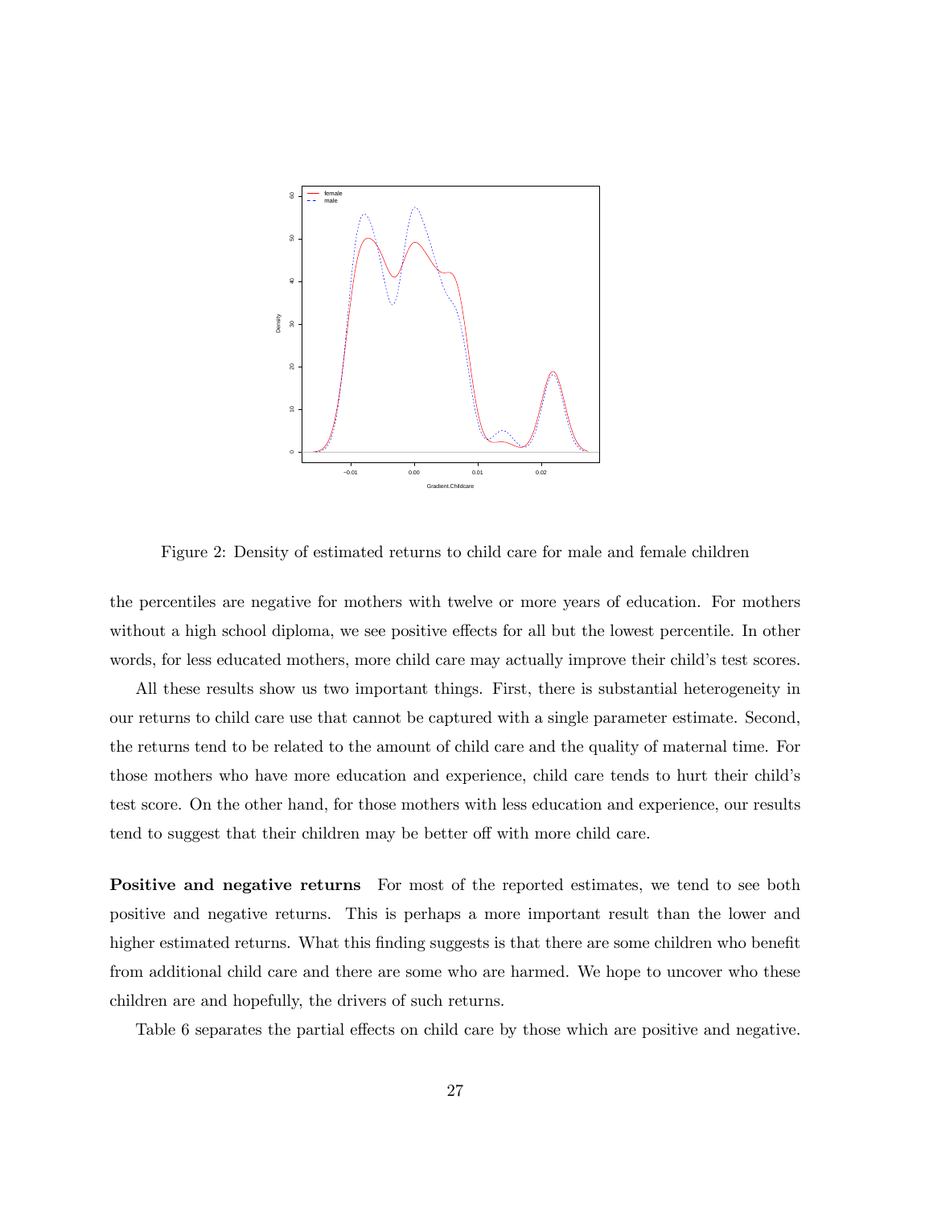Figure 2: Density of estimated returns to child care for male and female children

the percentiles are negative for mothers with twelve or more years of education. For mothers without a high school diploma, we see positive effects for all but the lowest percentile. In other words, for less educated mothers, more child care may actually improve their child's test scores.

All these results show us two important things. First, there is substantial heterogeneity in our returns to child care use that cannot be captured with a single parameter estimate. Second, the returns tend to be related to the amount of child care and the quality of maternal time. For those mothers who have more education and experience, child care tends to hurt their child's test score. On the other hand, for those mothers with less education and experience, our results tend to suggest that their children may be better off with more child care.

**Positive and negative returns** For most of the reported estimates, we tend to see both positive and negative returns. This is perhaps a more important result than the lower and higher estimated returns. What this finding suggests is that there are some children who benefit from additional child care and there are some who are harmed. We hope to uncover who these children are and hopefully, the drivers of such returns.

Table 6 separates the partial effects on child care by those which are positive and negative.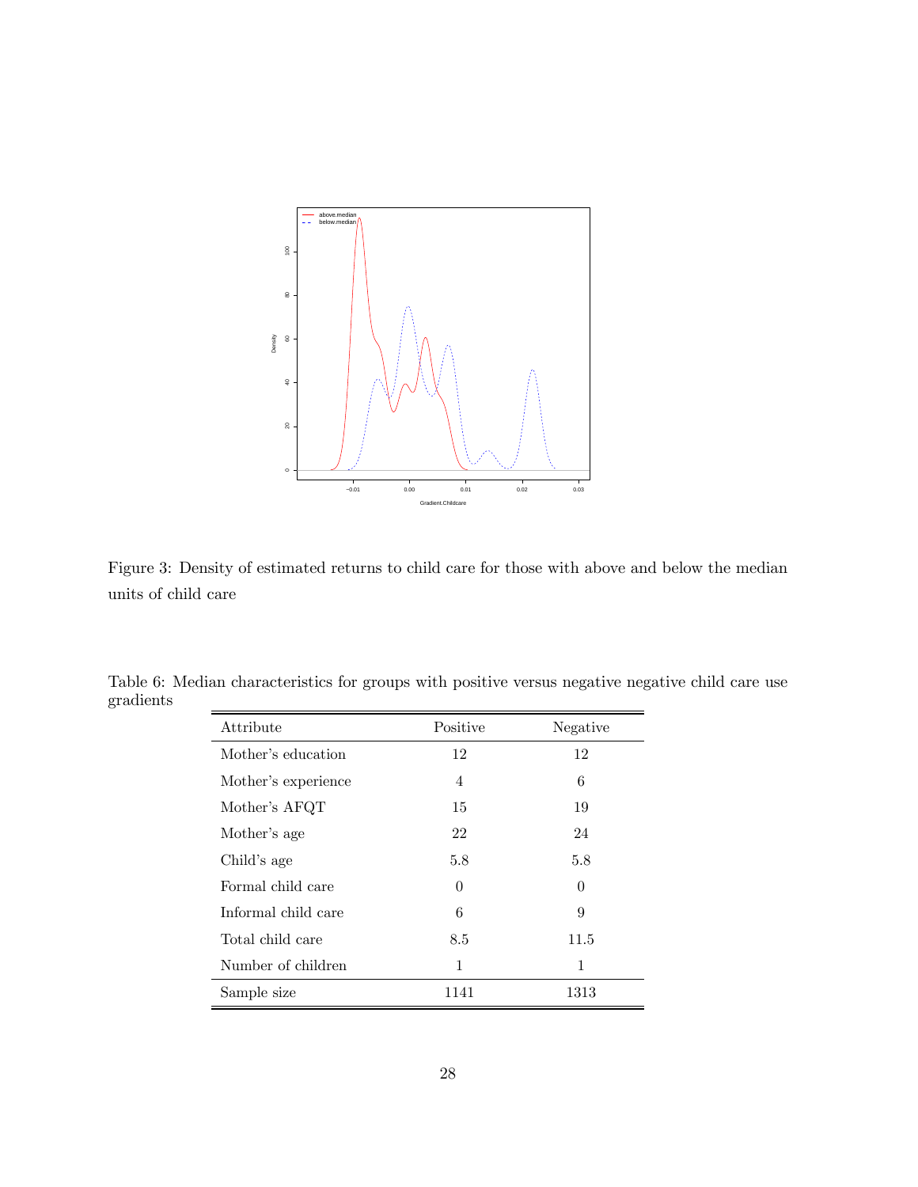Figure 3: Density of estimated returns to child care for those with above and below the median units of child care

Table 6: Median characteristics for groups with positive versus negative negative child care use gradients

| Attribute | Positive | Negative |
|---|---|---|
| Mother's education | 12 | 12 |
| Mother's experience | 4 | 6 |
| Mother's AFQT | 15 | 19 |
| Mother's age | 22 | 24 |
| Child's age | 5.8 | 5.8 |
| Formal child care | 0 | 0 |
| Informal child care | 6 | 9 |
| Total child care | 8.5 | 11.5 |
| Number of children | 1 | 1 |
| Sample size | 1141 | 1313 |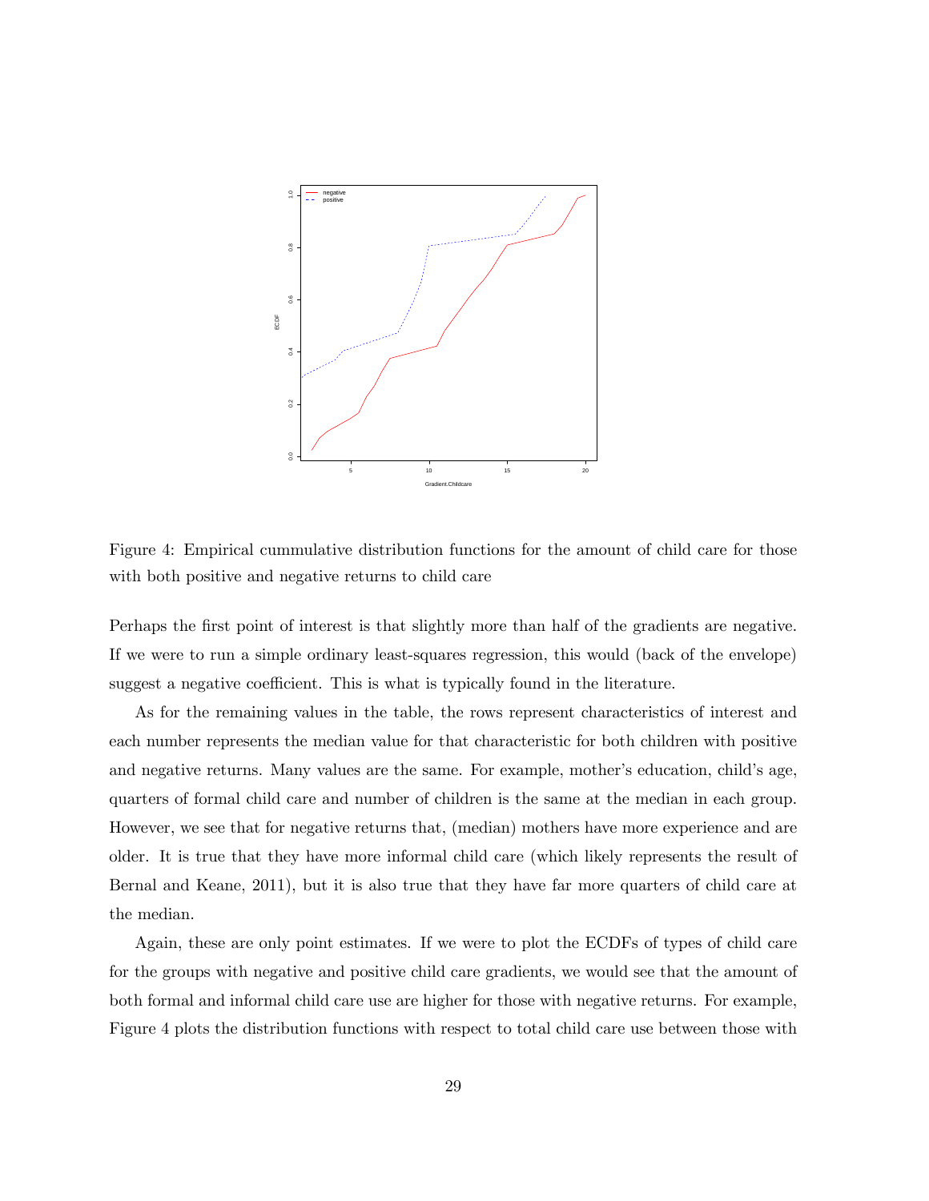Figure 4: Empirical cummulative distribution functions for the amount of child care for those with both positive and negative returns to child care

Perhaps the first point of interest is that slightly more than half of the gradients are negative. If we were to run a simple ordinary least-squares regression, this would (back of the envelope) suggest a negative coefficient. This is what is typically found in the literature.

As for the remaining values in the table, the rows represent characteristics of interest and each number represents the median value for that characteristic for both children with positive and negative returns. Many values are the same. For example, mother's education, child's age, quarters of formal child care and number of children is the same at the median in each group. However, we see that for negative returns that, (median) mothers have more experience and are older. It is true that they have more informal child care (which likely represents the result of Bernal and Keane, 2011), but it is also true that they have far more quarters of child care at the median.

Again, these are only point estimates. If we were to plot the ECDFs of types of child care for the groups with negative and positive child care gradients, we would see that the amount of both formal and informal child care use are higher for those with negative returns. For example, Figure 4 plots the distribution functions with respect to total child care use between those with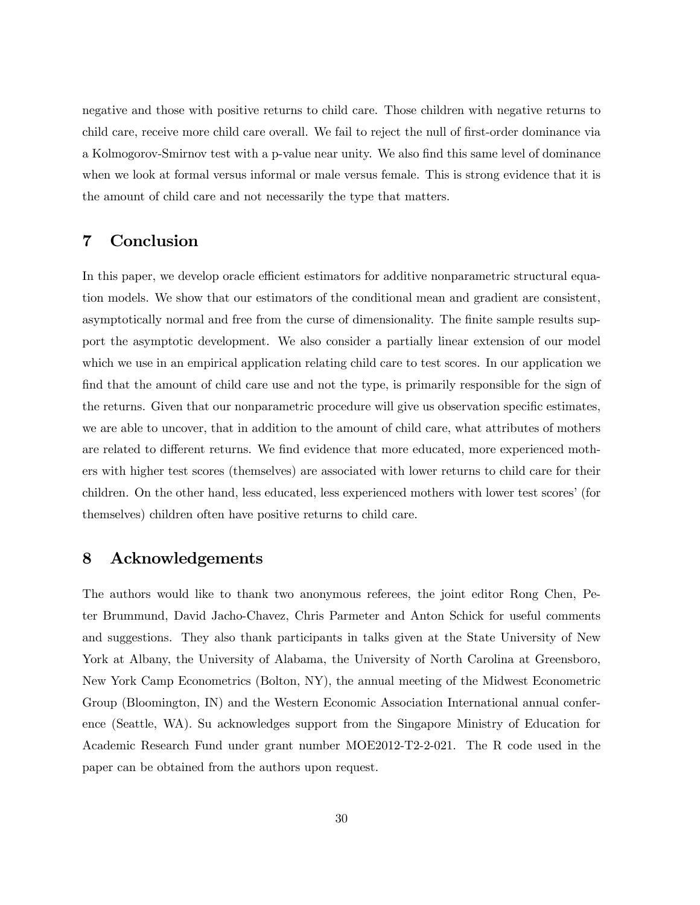negative and those with positive returns to child care. Those children with negative returns to child care, receive more child care overall. We fail to reject the null of first-order dominance via a Kolmogorov-Smirnov test with a p-value near unity. We also find this same level of dominance when we look at formal versus informal or male versus female. This is strong evidence that it is the amount of child care and not necessarily the type that matters.

## 7 Conclusion

In this paper, we develop oracle efficient estimators for additive nonparametric structural equation models. We show that our estimators of the conditional mean and gradient are consistent, asymptotically normal and free from the curse of dimensionality. The finite sample results support the asymptotic development. We also consider a partially linear extension of our model which we use in an empirical application relating child care to test scores. In our application we find that the amount of child care use and not the type, is primarily responsible for the sign of the returns. Given that our nonparametric procedure will give us observation specific estimates, we are able to uncover, that in addition to the amount of child care, what attributes of mothers are related to different returns. We find evidence that more educated, more experienced mothers with higher test scores (themselves) are associated with lower returns to child care for their children. On the other hand, less educated, less experienced mothers with lower test scores' (for themselves) children often have positive returns to child care.

## 8 Acknowledgements

The authors would like to thank two anonymous referees, the joint editor Rong Chen, Peter Brummund, David Jacho-Chavez, Chris Parmeter and Anton Schick for useful comments and suggestions. They also thank participants in talks given at the State University of New York at Albany, the University of Alabama, the University of North Carolina at Greensboro, New York Camp Econometrics (Bolton, NY), the annual meeting of the Midwest Econometric Group (Bloomington, IN) and the Western Economic Association International annual conference (Seattle, WA). Su acknowledges support from the Singapore Ministry of Education for Academic Research Fund under grant number MOE2012-T2-2-021. The R code used in the paper can be obtained from the authors upon request.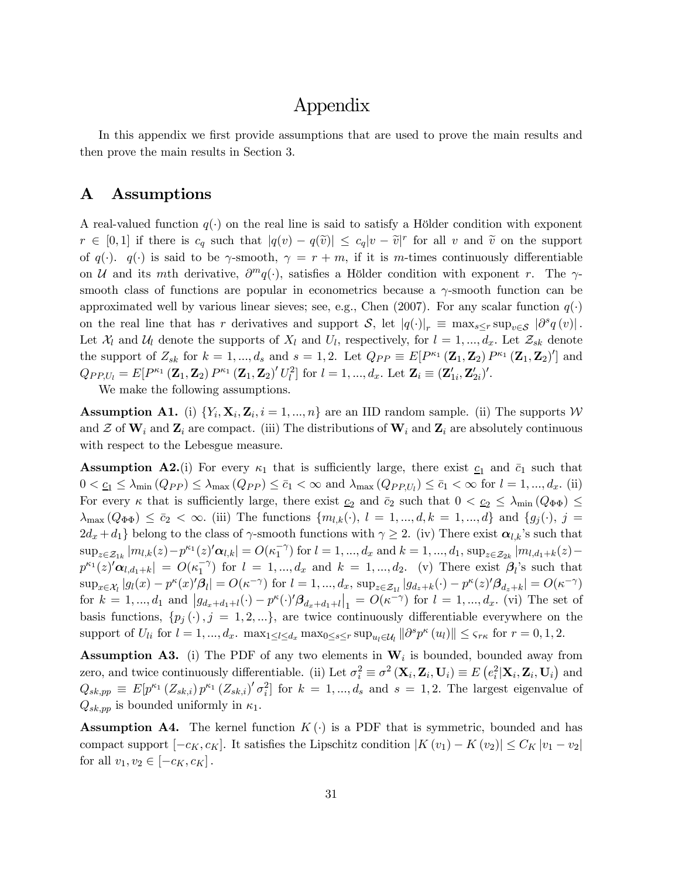# Appendix

In this appendix we first provide assumptions that are used to prove the main results and then prove the main results in Section 3.

## A Assumptions

A real-valued function $q(\cdot)$ on the real line is said to satisfy a Hölder condition with exponent $r \in [0,1]$ if there is $c_q$ such that $|q(v) - q(\widetilde{v})| \leq c_q |v - \widetilde{v}|^r$ for all $v$ and $\widetilde{v}$ on the support of $q(\cdot)$. $q(\cdot)$ is said to be $\gamma$-smooth, $\gamma = r + m$, if it is $m$-times continuously differentiable on $\mathcal{U}$ and its $m$th derivative, $\partial^m q(\cdot)$, satisfies a Hölder condition with exponent $r$. The $\gamma$-smooth class of functions are popular in econometrics because a $\gamma$-smooth function can be approximated well by various linear sieves; see, e.g., Chen (2007). For any scalar function $q(\cdot)$ on the real line that has $r$ derivatives and support $\mathcal{S}$, let $|q(\cdot)|_r \equiv \max_{s \leq r} \sup_{v \in \mathcal{S}} |\partial^s q(v)|$. Let $\mathcal{X}_l$ and $\mathcal{U}_l$ denote the supports of $X_l$ and $U_l$, respectively, for $l = 1, ..., d_x$. Let $\mathcal{Z}_{sk}$ denote the support of $Z_{sk}$ for $k = 1, ..., d_s$ and $s = 1, 2$. Let $Q_{PP} \equiv E[P^{\kappa_1}(\mathbf{Z}_1, \mathbf{Z}_2) P^{\kappa_1}(\mathbf{Z}_1, \mathbf{Z}_2)']$ and $Q_{PP,U_l} = E[P^{\kappa_1}(\mathbf{Z}_1, \mathbf{Z}_2) P^{\kappa_1}(\mathbf{Z}_1, \mathbf{Z}_2)' U_l^2]$ for $l = 1, ..., d_x$. Let $\mathbf{Z}_i \equiv (\mathbf{Z}_{1i}', \mathbf{Z}_{2i}')'$.

We make the following assumptions.

**Assumption A1.** (i) $\{Y_i, \mathbf{X}_i, \mathbf{Z}_i, i = 1, ..., n\}$ are an IID random sample. (ii) The supports $\mathcal{W}$ and $\mathcal{Z}$ of $\mathbf{W}_i$ and $\mathbf{Z}_i$ are compact. (iii) The distributions of $\mathbf{W}_i$ and $\mathbf{Z}_i$ are absolutely continuous with respect to the Lebesgue measure.

**Assumption A2.**(i) For every $\kappa_1$ that is sufficiently large, there exist $\underline{c}_1$ and $\bar{c}_1$ such that $0 < \underline{c}_1 \leq \lambda_{\min}(Q_{PP}) \leq \lambda_{\max}(Q_{PP}) \leq \bar{c}_1 < \infty$ and $\lambda_{\max}(Q_{PP,U_l}) \leq \bar{c}_1 < \infty$ for $l = 1, ..., d_x$. (ii) For every $\kappa$ that is sufficiently large, there exist $\underline{c}_2$ and $\bar{c}_2$ such that $0 < \underline{c}_2 \leq \lambda_{\min}(Q_{\Phi\Phi}) \leq \lambda_{\max}(Q_{\Phi\Phi}) \leq \bar{c}_2 < \infty$. (iii) The functions $\{m_{l,k}(\cdot),\ l = 1, ..., d, k = 1, ..., d\}$ and $\{g_j(\cdot),\ j = 2d_x + d_1\}$ belong to the class of $\gamma$-smooth functions with $\gamma \geq 2$. (iv) There exist $\boldsymbol{\alpha}_{l,k}$'s such that $\sup_{z \in \mathcal{Z}_{1k}} |m_{l,k}(z) - p^{\kappa_1}(z)'\boldsymbol{\alpha}_{l,k}| = O(\kappa_1^{-\gamma})$ for $l = 1, ..., d_x$ and $k = 1, ..., d_1$, $\sup_{z \in \mathcal{Z}_{2k}} |m_{l,d_1+k}(z) - p^{\kappa_1}(z)'\boldsymbol{\alpha}_{l,d_1+k}| = O(\kappa_1^{-\gamma})$ for $l = 1, ..., d_x$ and $k = 1, ..., d_2$. (v) There exist $\boldsymbol{\beta}_l$'s such that $\sup_{x \in \mathcal{X}_l} |g_l(x) - p^{\kappa}(x)'\boldsymbol{\beta}_l| = O(\kappa^{-\gamma})$ for $l = 1, ..., d_x$, $\sup_{z \in \mathcal{Z}_{1l}} |g_{d_z+k}(\cdot) - p^{\kappa}(z)'\boldsymbol{\beta}_{d_z+k}| = O(\kappa^{-\gamma})$ for $k = 1, ..., d_1$ and $\left|g_{d_x+d_1+l}(\cdot) - p^{\kappa}(\cdot)'\boldsymbol{\beta}_{d_x+d_1+l}\right|_1 = O(\kappa^{-\gamma})$ for $l = 1, ..., d_x$. (vi) The set of basis functions, $\{p_j(\cdot), j = 1, 2, ...\}$, are twice continuously differentiable everywhere on the support of $U_{li}$ for $l = 1, ..., d_x$. $\max_{1 \leq l \leq d_x} \max_{0 \leq s \leq r} \sup_{u_l \in \mathcal{U}_l} \|\partial^s p^{\kappa}(u_l)\| \leq \varsigma_{r\kappa}$ for $r = 0, 1, 2$.

**Assumption A3.** (i) The PDF of any two elements in $\mathbf{W}_i$ is bounded, bounded away from zero, and twice continuously differentiable. (ii) Let $\sigma_i^2 \equiv \sigma^2(\mathbf{X}_i, \mathbf{Z}_i, \mathbf{U}_i) \equiv E(e_i^2 | \mathbf{X}_i, \mathbf{Z}_i, \mathbf{U}_i)$ and $Q_{sk,pp} \equiv E[p^{\kappa_1}(Z_{sk,i}) p^{\kappa_1}(Z_{sk,i})' \sigma_i^2]$ for $k = 1, ..., d_s$ and $s = 1, 2$. The largest eigenvalue of $Q_{sk,pp}$ is bounded uniformly in $\kappa_1$.

**Assumption A4.** The kernel function $K(\cdot)$ is a PDF that is symmetric, bounded and has compact support $[-c_K, c_K]$. It satisfies the Lipschitz condition $|K(v_1) - K(v_2)| \leq C_K |v_1 - v_2|$ for all $v_1, v_2 \in [-c_K, c_K]$.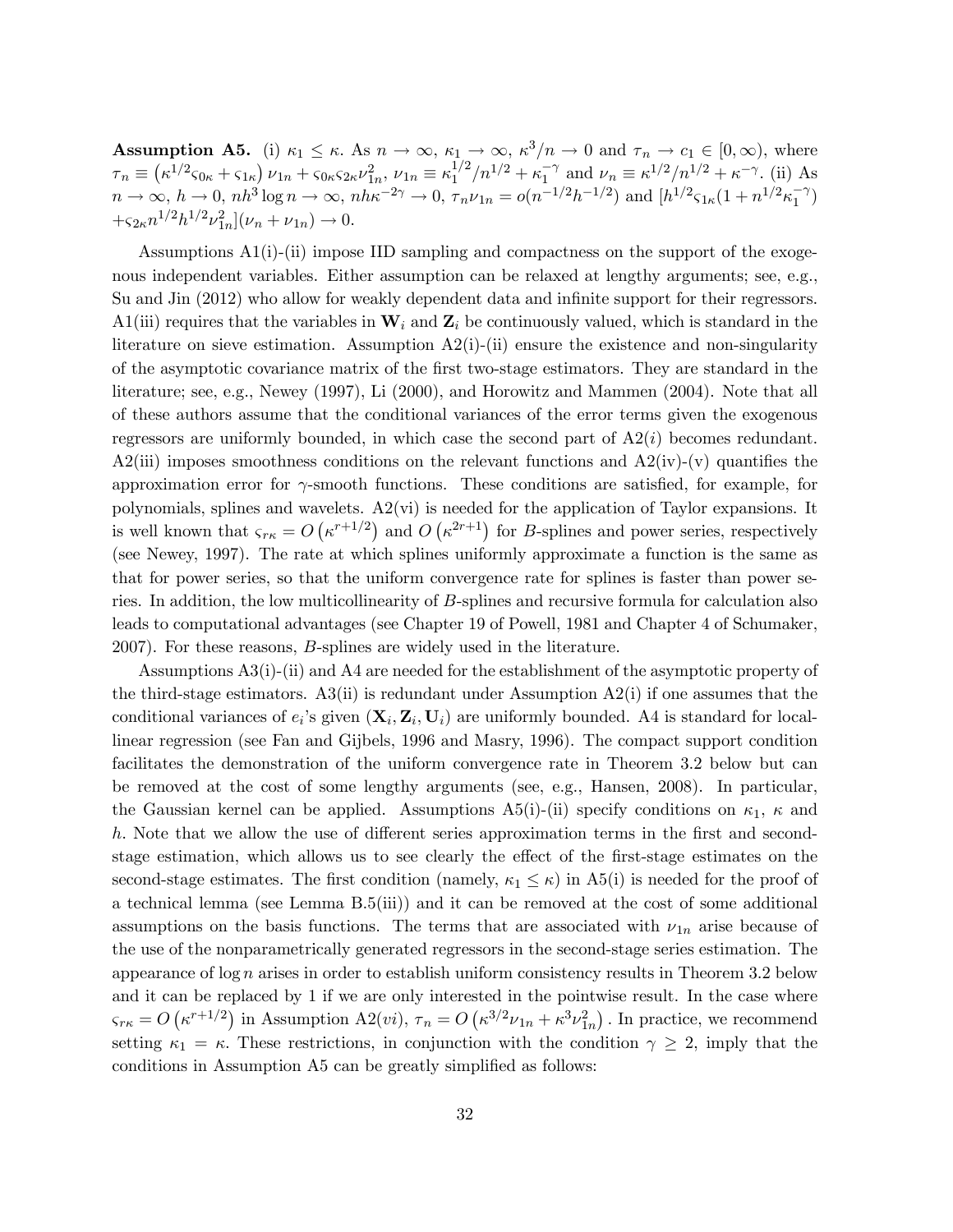**Assumption A5.** (i) $\kappa_1 \leq \kappa$. As $n \to \infty$, $\kappa_1 \to \infty$, $\kappa^3/n \to 0$ and $\tau_n \to c_1 \in [0, \infty)$, where $\tau_n \equiv \left(\kappa^{1/2}\varsigma_{0\kappa} + \varsigma_{1\kappa}\right)\nu_{1n} + \varsigma_{0\kappa}\varsigma_{2\kappa}\nu_{1n}^2$, $\nu_{1n} \equiv \kappa_1^{1/2}/n^{1/2} + \kappa_1^{-\gamma}$ and $\nu_n \equiv \kappa^{1/2}/n^{1/2} + \kappa^{-\gamma}$. (ii) As $n \to \infty$, $h \to 0$, $nh^3 \log n \to \infty$, $nh\kappa^{-2\gamma} \to 0$, $\tau_n \nu_{1n} = o(n^{-1/2}h^{-1/2})$ and $[h^{1/2}\varsigma_{1\kappa}(1 + n^{1/2}\kappa_1^{-\gamma}) + \varsigma_{2\kappa}n^{1/2}h^{1/2}\nu_{1n}^2](\nu_n + \nu_{1n}) \to 0$.

Assumptions A1(i)-(ii) impose IID sampling and compactness on the support of the exogenous independent variables. Either assumption can be relaxed at lengthy arguments; see, e.g., Su and Jin (2012) who allow for weakly dependent data and infinite support for their regressors. A1(iii) requires that the variables in $\mathbf{W}_i$ and $\mathbf{Z}_i$ be continuously valued, which is standard in the literature on sieve estimation. Assumption A2(i)-(ii) ensure the existence and non-singularity of the asymptotic covariance matrix of the first two-stage estimators. They are standard in the literature; see, e.g., Newey (1997), Li (2000), and Horowitz and Mammen (2004). Note that all of these authors assume that the conditional variances of the error terms given the exogenous regressors are uniformly bounded, in which case the second part of A2($i$) becomes redundant. A2(iii) imposes smoothness conditions on the relevant functions and A2(iv)-(v) quantifies the approximation error for $\gamma$-smooth functions. These conditions are satisfied, for example, for polynomials, splines and wavelets. A2(vi) is needed for the application of Taylor expansions. It is well known that $\varsigma_{r\kappa} = O\left(\kappa^{r+1/2}\right)$ and $O\left(\kappa^{2r+1}\right)$ for $B$-splines and power series, respectively (see Newey, 1997). The rate at which splines uniformly approximate a function is the same as that for power series, so that the uniform convergence rate for splines is faster than power series. In addition, the low multicollinearity of $B$-splines and recursive formula for calculation also leads to computational advantages (see Chapter 19 of Powell, 1981 and Chapter 4 of Schumaker, 2007). For these reasons, $B$-splines are widely used in the literature.

Assumptions A3(i)-(ii) and A4 are needed for the establishment of the asymptotic property of the third-stage estimators. A3(ii) is redundant under Assumption A2(i) if one assumes that the conditional variances of $e_i$'s given $(\mathbf{X}_i, \mathbf{Z}_i, \mathbf{U}_i)$ are uniformly bounded. A4 is standard for local-linear regression (see Fan and Gijbels, 1996 and Masry, 1996). The compact support condition facilitates the demonstration of the uniform convergence rate in Theorem 3.2 below but can be removed at the cost of some lengthy arguments (see, e.g., Hansen, 2008). In particular, the Gaussian kernel can be applied. Assumptions A5(i)-(ii) specify conditions on $\kappa_1$, $\kappa$ and $h$. Note that we allow the use of different series approximation terms in the first and second-stage estimation, which allows us to see clearly the effect of the first-stage estimates on the second-stage estimates. The first condition (namely, $\kappa_1 \leq \kappa$) in A5(i) is needed for the proof of a technical lemma (see Lemma B.5(iii)) and it can be removed at the cost of some additional assumptions on the basis functions. The terms that are associated with $\nu_{1n}$ arise because of the use of the nonparametrically generated regressors in the second-stage series estimation. The appearance of $\log n$ arises in order to establish uniform consistency results in Theorem 3.2 below and it can be replaced by 1 if we are only interested in the pointwise result. In the case where $\varsigma_{r\kappa} = O\left(\kappa^{r+1/2}\right)$ in Assumption A2($vi$), $\tau_n = O\left(\kappa^{3/2}\nu_{1n} + \kappa^3\nu_{1n}^2\right)$. In practice, we recommend setting $\kappa_1 = \kappa$. These restrictions, in conjunction with the condition $\gamma \geq 2$, imply that the conditions in Assumption A5 can be greatly simplified as follows: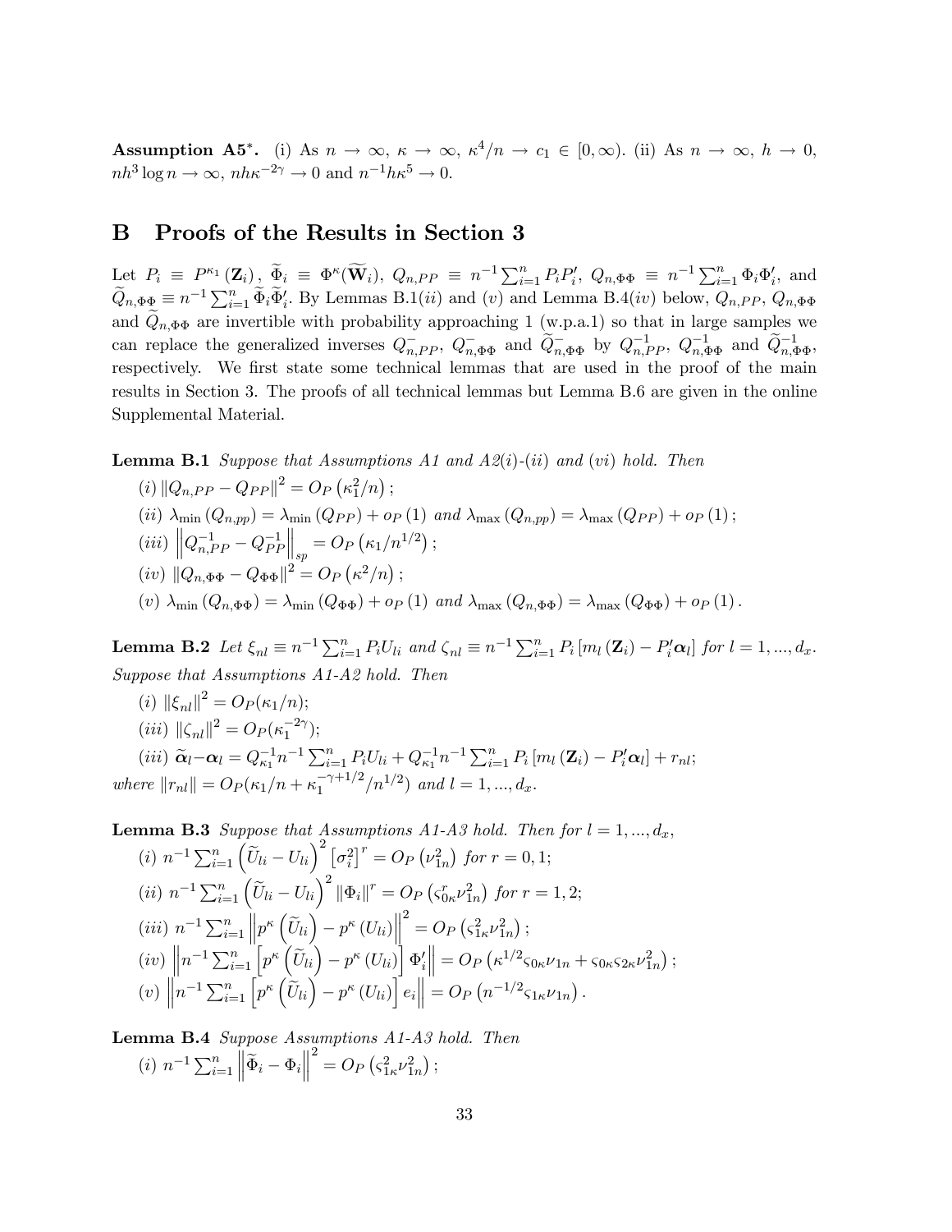**Assumption A5\*.** (i) As $n \to \infty$, $\kappa \to \infty$, $\kappa^4/n \to c_1 \in [0, \infty)$. (ii) As $n \to \infty$, $h \to 0$, $nh^3 \log n \to \infty$, $nh\kappa^{-2\gamma} \to 0$ and $n^{-1}h\kappa^5 \to 0$.

# B Proofs of the Results in Section 3

Let $P_i \equiv P^{\kappa_1}(\mathbf{Z}_i)$, $\widetilde{\Phi}_i \equiv \Phi^{\kappa}(\widetilde{\mathbf{W}}_i)$, $Q_{n,PP} \equiv n^{-1}\sum_{i=1}^n P_i P_i'$, $Q_{n,\Phi\Phi} \equiv n^{-1}\sum_{i=1}^n \Phi_i \Phi_i'$, and $\widetilde{Q}_{n,\Phi\Phi} \equiv n^{-1}\sum_{i=1}^n \widetilde{\Phi}_i \widetilde{\Phi}_i'$. By Lemmas B.1(*ii*) and (*v*) and Lemma B.4(*iv*) below, $Q_{n,PP}$, $Q_{n,\Phi\Phi}$ and $\widetilde{Q}_{n,\Phi\Phi}$ are invertible with probability approaching 1 (w.p.a.1) so that in large samples we can replace the generalized inverses $Q_{n,PP}^-$, $Q_{n,\Phi\Phi}^-$ and $\widetilde{Q}_{n,\Phi\Phi}^-$ by $Q_{n,PP}^{-1}$, $Q_{n,\Phi\Phi}^{-1}$ and $\widetilde{Q}_{n,\Phi\Phi}^{-1}$, respectively. We first state some technical lemmas that are used in the proof of the main results in Section 3. The proofs of all technical lemmas but Lemma B.6 are given in the online Supplemental Material.

**Lemma B.1** *Suppose that Assumptions A1 and A2(i)-(ii) and (vi) hold. Then*

(*i*) $\|Q_{n,PP} - Q_{PP}\|^2 = O_P(\kappa_1^2/n)$;

(*ii*) $\lambda_{\min}(Q_{n,pp}) = \lambda_{\min}(Q_{PP}) + o_P(1)$ *and* $\lambda_{\max}(Q_{n,pp}) = \lambda_{\max}(Q_{PP}) + o_P(1)$;

(*iii*) $\left\|Q_{n,PP}^{-1} - Q_{PP}^{-1}\right\|_{sp} = O_P(\kappa_1/n^{1/2})$;

(*iv*) $\|Q_{n,\Phi\Phi} - Q_{\Phi\Phi}\|^2 = O_P(\kappa^2/n)$;

(*v*) $\lambda_{\min}(Q_{n,\Phi\Phi}) = \lambda_{\min}(Q_{\Phi\Phi}) + o_P(1)$ *and* $\lambda_{\max}(Q_{n,\Phi\Phi}) = \lambda_{\max}(Q_{\Phi\Phi}) + o_P(1)$.

**Lemma B.2** *Let* $\xi_{nl} \equiv n^{-1}\sum_{i=1}^n P_i U_{li}$ *and* $\zeta_{nl} \equiv n^{-1}\sum_{i=1}^n P_i [m_l(\mathbf{Z}_i) - P_i'\boldsymbol{\alpha}_l]$ *for* $l = 1, ..., d_x$. *Suppose that Assumptions A1-A2 hold. Then*

(*i*) $\|\xi_{nl}\|^2 = O_P(\kappa_1/n)$;

(*iii*) $\|\zeta_{nl}\|^2 = O_P(\kappa_1^{-2\gamma})$;

(*iii*) $\widetilde{\boldsymbol{\alpha}}_l - \boldsymbol{\alpha}_l = Q_{\kappa_1}^{-1} n^{-1}\sum_{i=1}^n P_i U_{li} + Q_{\kappa_1}^{-1} n^{-1}\sum_{i=1}^n P_i [m_l(\mathbf{Z}_i) - P_i'\boldsymbol{\alpha}_l] + r_{nl}$;

*where* $\|r_{nl}\| = O_P(\kappa_1/n + \kappa_1^{-\gamma+1/2}/n^{1/2})$ *and* $l = 1, ..., d_x$.

**Lemma B.3** *Suppose that Assumptions A1-A3 hold. Then for* $l = 1, ..., d_x$,

(*i*) $n^{-1}\sum_{i=1}^n \left(\widetilde{U}_{li} - U_{li}\right)^2 \left[\sigma_i^2\right]^r = O_P(\nu_{1n}^2)$ *for* $r = 0, 1$;

(*ii*) $n^{-1}\sum_{i=1}^n \left(\widetilde{U}_{li} - U_{li}\right)^2 \|\Phi_i\|^r = O_P(\varsigma_{0\kappa}^r \nu_{1n}^2)$ *for* $r = 1, 2$;

(*iii*) $n^{-1}\sum_{i=1}^n \left\|p^\kappa\left(\widetilde{U}_{li}\right) - p^\kappa(U_{li})\right\|^2 = O_P(\varsigma_{1\kappa}^2 \nu_{1n}^2)$;

(*iv*) $\left\|n^{-1}\sum_{i=1}^n \left[p^\kappa\left(\widetilde{U}_{li}\right) - p^\kappa(U_{li})\right]\Phi_i'\right\| = O_P(\kappa^{1/2}\varsigma_{0\kappa}\nu_{1n} + \varsigma_{0\kappa}\varsigma_{2\kappa}\nu_{1n}^2)$;

(*v*) $\left\|n^{-1}\sum_{i=1}^n \left[p^\kappa\left(\widetilde{U}_{li}\right) - p^\kappa(U_{li})\right] e_i\right\| = O_P(n^{-1/2}\varsigma_{1\kappa}\nu_{1n})$.

**Lemma B.4** *Suppose Assumptions A1-A3 hold. Then*

(*i*) $n^{-1}\sum_{i=1}^n \left\|\widetilde{\Phi}_i - \Phi_i\right\|^2 = O_P(\varsigma_{1\kappa}^2 \nu_{1n}^2)$;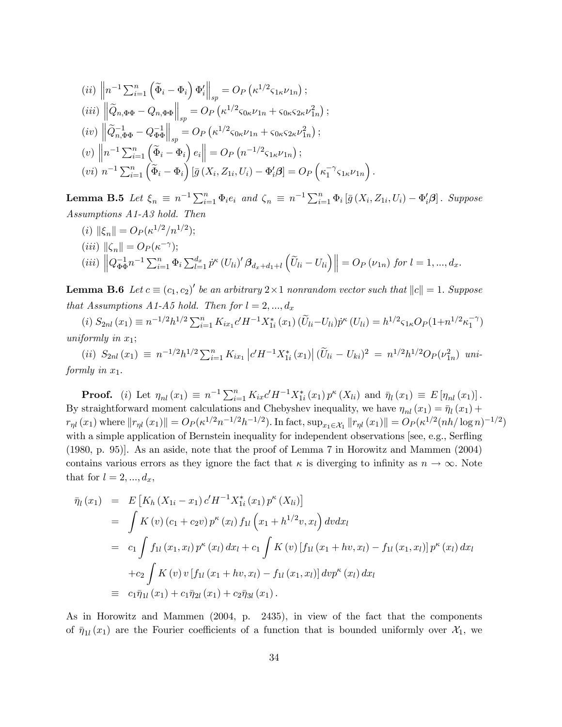(ii) $\left\| n^{-1} \sum_{i=1}^n \left( \widetilde{\Phi}_i - \Phi_i \right) \Phi_i' \right\|_{sp} = O_P\left( \kappa^{1/2} \varsigma_{1\kappa} \nu_{1n} \right);$

(iii) $\left\| \widetilde{Q}_{n,\Phi\Phi} - Q_{n,\Phi\Phi} \right\|_{sp} = O_P\left( \kappa^{1/2} \varsigma_{0\kappa} \nu_{1n} + \varsigma_{0\kappa} \varsigma_{2\kappa} \nu_{1n}^2 \right);$

(iv) $\left\| \widetilde{Q}_{n,\Phi\Phi}^{-1} - Q_{\Phi\Phi}^{-1} \right\|_{sp} = O_P\left( \kappa^{1/2} \varsigma_{0\kappa} \nu_{1n} + \varsigma_{0\kappa} \varsigma_{2\kappa} \nu_{1n}^2 \right);$

(v) $\left\| n^{-1} \sum_{i=1}^n \left( \widetilde{\Phi}_i - \Phi_i \right) e_i \right\| = O_P\left( n^{-1/2} \varsigma_{1\kappa} \nu_{1n} \right);$

(vi) $n^{-1} \sum_{i=1}^n \left( \widetilde{\Phi}_i - \Phi_i \right) \left[ \bar{g}\left( X_i, Z_{1i}, U_i \right) - \Phi_i' \boldsymbol{\beta} \right] = O_P\left( \kappa_1^{-\gamma} \varsigma_{1\kappa} \nu_{1n} \right).$

**Lemma B.5** *Let* $\xi_n \equiv n^{-1} \sum_{i=1}^n \Phi_i e_i$ *and* $\zeta_n \equiv n^{-1} \sum_{i=1}^n \Phi_i \left[ \bar{g}\left( X_i, Z_{1i}, U_i \right) - \Phi_i' \boldsymbol{\beta} \right].$ *Suppose Assumptions A1-A3 hold. Then*

(i) $\|\xi_n\| = O_P(\kappa^{1/2}/n^{1/2});$

(iii) $\|\zeta_n\| = O_P(\kappa^{-\gamma});$

(iii) $\left\| Q_{\Phi\Phi}^{-1} n^{-1} \sum_{i=1}^n \Phi_i \sum_{l=1}^{d_x} \dot{p}^{\kappa}\left( U_{li} \right)' \boldsymbol{\beta}_{d_x + d_1 + l} \left( \widetilde{U}_{li} - U_{li} \right) \right\| = O_P\left( \nu_{1n} \right)$ *for* $l = 1, ..., d_x.$

**Lemma B.6** *Let* $c \equiv (c_1, c_2)'$ *be an arbitrary* $2 \times 1$ *nonrandom vector such that* $\|c\| = 1$. *Suppose that Assumptions A1-A5 hold. Then for* $l = 2, ..., d_x$

(i) $S_{2nl}\left( x_1 \right) \equiv n^{-1/2} h^{1/2} \sum_{i=1}^n K_{ix_1} c' H^{-1} X_{1i}^*\left( x_1 \right) (\widetilde{U}_{li} - U_{li}) \dot{p}^{\kappa}\left( U_{li} \right) = h^{1/2} \varsigma_{1\kappa} O_P(1 + n^{1/2} \kappa_1^{-\gamma})$ *uniformly in* $x_1$;

(ii) $S_{2nl}\left( x_1 \right) \equiv n^{-1/2} h^{1/2} \sum_{i=1}^n K_{ix_1} \left| c' H^{-1} X_{1i}^*\left( x_1 \right) \right| (\widetilde{U}_{li} - U_{ki})^2 = n^{1/2} h^{1/2} O_P(\nu_{1n}^2)$ *uniformly in* $x_1$.

**Proof.** (i) Let $\eta_{nl}\left( x_1 \right) \equiv n^{-1} \sum_{i=1}^n K_{ix} c' H^{-1} X_{1i}^*\left( x_1 \right) p^{\kappa}\left( X_{li} \right)$ and $\bar{\eta}_l\left( x_1 \right) \equiv E\left[ \eta_{nl}\left( x_1 \right) \right].$ By straightforward moment calculations and Chebyshev inequality, we have $\eta_{nl}\left( x_1 \right) = \bar{\eta}_l\left( x_1 \right) + r_{\eta l}\left( x_1 \right)$ where $\|r_{\eta l}\left( x_1 \right)\| = O_P(\kappa^{1/2} n^{-1/2} h^{-1/2})$. In fact, $\sup_{x_1 \in \mathcal{X}_1} \|r_{\eta l}\left( x_1 \right)\| = O_P(\kappa^{1/2} (nh/\log n)^{-1/2})$ with a simple application of Bernstein inequality for independent observations [see, e.g., Serfling (1980, p. 95)]. As an aside, note that the proof of Lemma 7 in Horowitz and Mammen (2004) contains various errors as they ignore the fact that $\kappa$ is diverging to infinity as $n \to \infty$. Note that for $l = 2, ..., d_x$,

$$
\begin{aligned}
\bar{\eta}_l\left( x_1 \right) &= E\left[ K_h\left( X_{1i} - x_1 \right) c' H^{-1} X_{1i}^*\left( x_1 \right) p^{\kappa}\left( X_{li} \right) \right] \\
&= \int K\left( v \right) \left( c_1 + c_2 v \right) p^{\kappa}\left( x_l \right) f_{1l}\left( x_1 + h^{1/2} v, x_l \right) dv dx_l \\
&= c_1 \int f_{1l}\left( x_1, x_l \right) p^{\kappa}\left( x_l \right) dx_l + c_1 \int K\left( v \right) \left[ f_{1l}\left( x_1 + hv, x_l \right) - f_{1l}\left( x_1, x_l \right) \right] p^{\kappa}\left( x_l \right) dx_l \\
&\quad + c_2 \int K\left( v \right) v \left[ f_{1l}\left( x_1 + hv, x_l \right) - f_{1l}\left( x_1, x_l \right) \right] dv p^{\kappa}\left( x_l \right) dx_l \\
&\equiv c_1 \bar{\eta}_{1l}\left( x_1 \right) + c_1 \bar{\eta}_{2l}\left( x_1 \right) + c_2 \bar{\eta}_{3l}\left( x_1 \right).
\end{aligned}
$$

As in Horowitz and Mammen (2004, p. 2435), in view of the fact that the components of $\bar{\eta}_{1l}\left( x_1 \right)$ are the Fourier coefficients of a function that is bounded uniformly over $\mathcal{X}_1$, we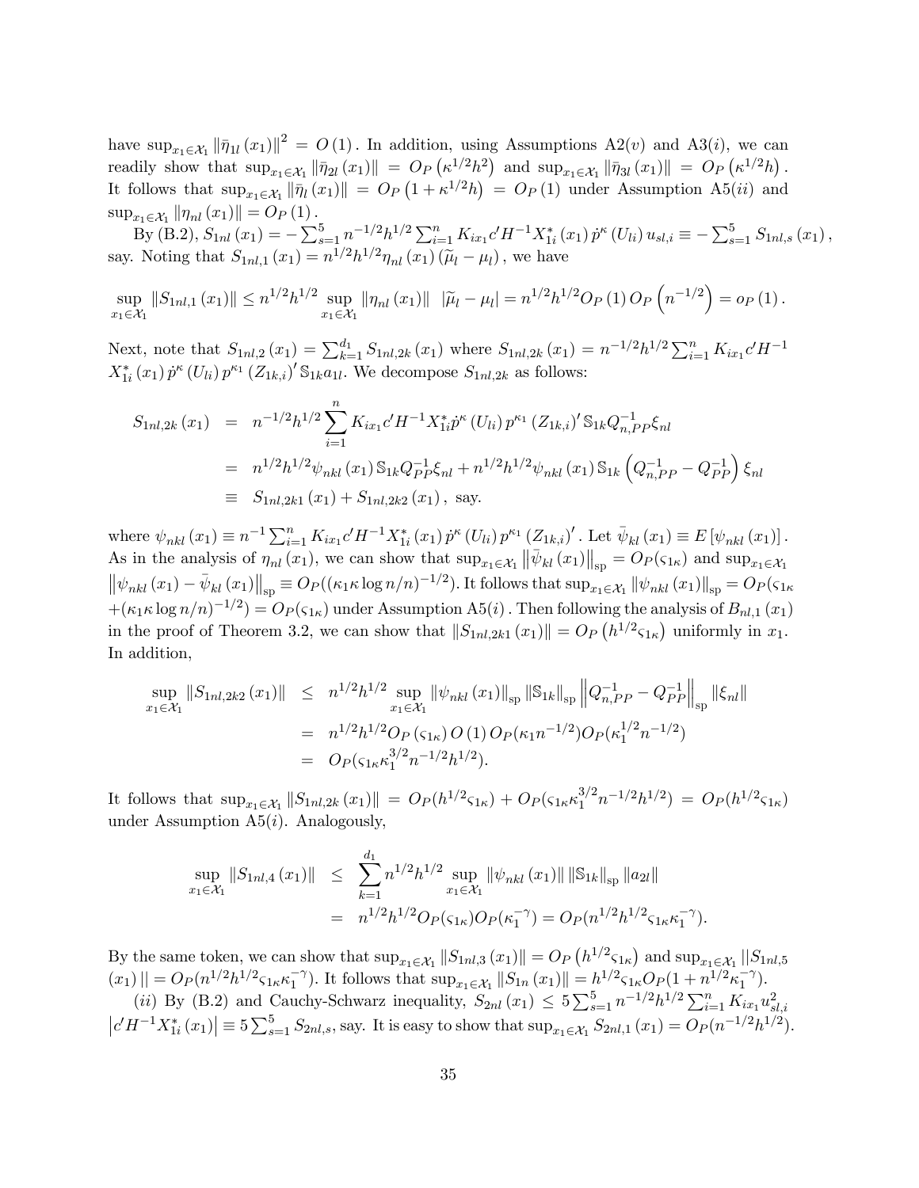have $\sup_{x_1 \in \mathcal{X}_1} \|\bar{\eta}_{1l}(x_1)\|^2 = O(1)$. In addition, using Assumptions A2($v$) and A3($i$), we can readily show that $\sup_{x_1 \in \mathcal{X}_1} \|\bar{\eta}_{2l}(x_1)\| = O_P\left(\kappa^{1/2}h^2\right)$ and $\sup_{x_1 \in \mathcal{X}_1} \|\bar{\eta}_{3l}(x_1)\| = O_P\left(\kappa^{1/2}h\right)$. It follows that $\sup_{x_1 \in \mathcal{X}_1} \|\bar{\eta}_l(x_1)\| = O_P\left(1 + \kappa^{1/2}h\right) = O_P(1)$ under Assumption A5($ii$) and $\sup_{x_1 \in \mathcal{X}_1} \|\eta_{nl}(x_1)\| = O_P(1)$.

By (B.2), $S_{1nl}(x_1) = -\sum_{s=1}^5 n^{-1/2}h^{1/2}\sum_{i=1}^n K_{ix_1}c'H^{-1}X_{1i}^*(x_1)\dot{p}^\kappa(U_{li})u_{sl,i} \equiv -\sum_{s=1}^5 S_{1nl,s}(x_1)$, say. Noting that $S_{1nl,1}(x_1) = n^{1/2}h^{1/2}\eta_{nl}(x_1)(\widetilde{\mu}_l - \mu_l)$, we have

$$\sup_{x_1 \in \mathcal{X}_1} \|S_{1nl,1}(x_1)\| \leq n^{1/2}h^{1/2} \sup_{x_1 \in \mathcal{X}_1} \|\eta_{nl}(x_1)\| \ \ |\widetilde{\mu}_l - \mu_l| = n^{1/2}h^{1/2}O_P(1)\,O_P\left(n^{-1/2}\right) = o_P(1).$$

Next, note that $S_{1nl,2}(x_1) = \sum_{k=1}^{d_1} S_{1nl,2k}(x_1)$ where $S_{1nl,2k}(x_1) = n^{-1/2}h^{1/2}\sum_{i=1}^n K_{ix_1}c'H^{-1} X_{1i}^*(x_1)\dot{p}^\kappa(U_{li})p^{\kappa_1}(Z_{1k,i})'\mathbb{S}_{1k}a_{1l}$. We decompose $S_{1nl,2k}$ as follows:

$$\begin{aligned}
S_{1nl,2k}(x_1) &= n^{-1/2}h^{1/2}\sum_{i=1}^n K_{ix_1}c'H^{-1}X_{1i}^*\dot{p}^\kappa(U_{li})p^{\kappa_1}(Z_{1k,i})'\mathbb{S}_{1k}Q_{n,PP}^{-1}\xi_{nl} \\
&= n^{1/2}h^{1/2}\psi_{nkl}(x_1)\mathbb{S}_{1k}Q_{PP}^{-1}\xi_{nl} + n^{1/2}h^{1/2}\psi_{nkl}(x_1)\mathbb{S}_{1k}\left(Q_{n,PP}^{-1} - Q_{PP}^{-1}\right)\xi_{nl} \\
&\equiv S_{1nl,2k1}(x_1) + S_{1nl,2k2}(x_1), \text{ say.}
\end{aligned}$$

where $\psi_{nkl}(x_1) \equiv n^{-1}\sum_{i=1}^n K_{ix_1}c'H^{-1}X_{1i}^*(x_1)\dot{p}^\kappa(U_{li})p^{\kappa_1}(Z_{1k,i})'$. Let $\bar{\psi}_{kl}(x_1) \equiv E[\psi_{nkl}(x_1)]$. As in the analysis of $\eta_{nl}(x_1)$, we can show that $\sup_{x_1 \in \mathcal{X}_1} \left\|\bar{\psi}_{kl}(x_1)\right\|_{\text{sp}} = O_P(\varsigma_{1\kappa})$ and $\sup_{x_1 \in \mathcal{X}_1} \left\|\psi_{nkl}(x_1) - \bar{\psi}_{kl}(x_1)\right\|_{\text{sp}} \equiv O_P((\kappa_1\kappa\log n/n)^{-1/2})$. It follows that $\sup_{x_1 \in \mathcal{X}_1} \|\psi_{nkl}(x_1)\|_{\text{sp}} = O_P(\varsigma_{1\kappa} + (\kappa_1\kappa\log n/n)^{-1/2}) = O_P(\varsigma_{1\kappa})$ under Assumption A5($i$). Then following the analysis of $B_{nl,1}(x_1)$ in the proof of Theorem 3.2, we can show that $\|S_{1nl,2k1}(x_1)\| = O_P\left(h^{1/2}\varsigma_{1\kappa}\right)$ uniformly in $x_1$. In addition,

$$\begin{aligned}
\sup_{x_1 \in \mathcal{X}_1} \|S_{1nl,2k2}(x_1)\| &\leq n^{1/2}h^{1/2} \sup_{x_1 \in \mathcal{X}_1} \|\psi_{nkl}(x_1)\|_{\text{sp}} \|\mathbb{S}_{1k}\|_{\text{sp}} \left\|Q_{n,PP}^{-1} - Q_{PP}^{-1}\right\|_{\text{sp}} \|\xi_{nl}\| \\
&= n^{1/2}h^{1/2}O_P(\varsigma_{1\kappa})\,O(1)\,O_P(\kappa_1 n^{-1/2})O_P(\kappa_1^{1/2}n^{-1/2}) \\
&= O_P(\varsigma_{1\kappa}\kappa_1^{3/2}n^{-1/2}h^{1/2}).
\end{aligned}$$

It follows that $\sup_{x_1 \in \mathcal{X}_1} \|S_{1nl,2k}(x_1)\| = O_P(h^{1/2}\varsigma_{1\kappa}) + O_P(\varsigma_{1\kappa}\kappa_1^{3/2}n^{-1/2}h^{1/2}) = O_P(h^{1/2}\varsigma_{1\kappa})$ under Assumption A5($i$). Analogously,

$$\begin{aligned}
\sup_{x_1 \in \mathcal{X}_1} \|S_{1nl,4}(x_1)\| &\leq \sum_{k=1}^{d_1} n^{1/2}h^{1/2} \sup_{x_1 \in \mathcal{X}_1} \|\psi_{nkl}(x_1)\| \, \|\mathbb{S}_{1k}\|_{\text{sp}} \|a_{2l}\| \\
&= n^{1/2}h^{1/2}O_P(\varsigma_{1\kappa})O_P(\kappa_1^{-\gamma}) = O_P(n^{1/2}h^{1/2}\varsigma_{1\kappa}\kappa_1^{-\gamma}).
\end{aligned}$$

By the same token, we can show that $\sup_{x_1 \in \mathcal{X}_1} \|S_{1nl,3}(x_1)\| = O_P\left(h^{1/2}\varsigma_{1\kappa}\right)$ and $\sup_{x_1 \in \mathcal{X}_1} ||S_{1nl,5}(x_1)|| = O_P(n^{1/2}h^{1/2}\varsigma_{1\kappa}\kappa_1^{-\gamma})$. It follows that $\sup_{x_1 \in \mathcal{X}_1} \|S_{1n}(x_1)\| = h^{1/2}\varsigma_{1\kappa}O_P(1 + n^{1/2}\kappa_1^{-\gamma})$.

($ii$) By (B.2) and Cauchy-Schwarz inequality, $S_{2nl}(x_1) \leq 5\sum_{s=1}^5 n^{-1/2}h^{1/2}\sum_{i=1}^n K_{ix_1}u_{sl,i}^2 \left|c'H^{-1}X_{1i}^*(x_1)\right| \equiv 5\sum_{s=1}^5 S_{2nl,s}$, say. It is easy to show that $\sup_{x_1 \in \mathcal{X}_1} S_{2nl,1}(x_1) = O_P(n^{-1/2}h^{1/2})$.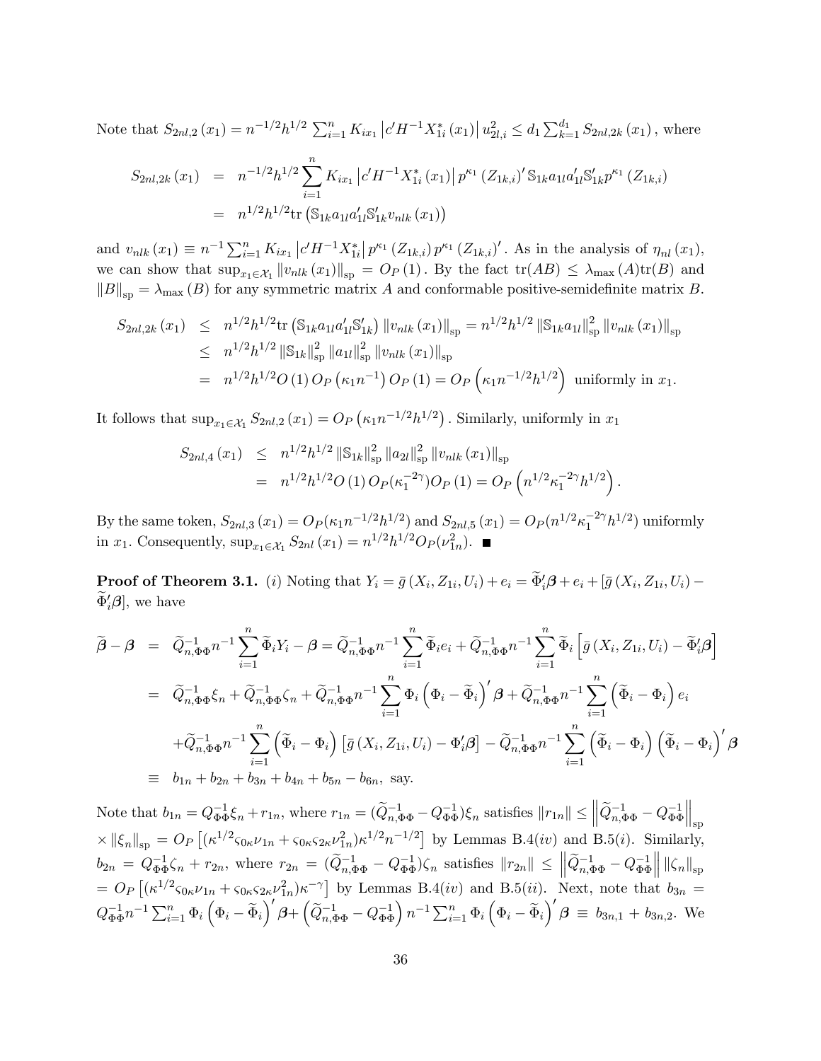Note that $S_{2nl,2}(x_1) = n^{-1/2}h^{1/2} \sum_{i=1}^n K_{ix_1} \left|c'H^{-1}X_{1i}^*(x_1)\right| u_{2l,i}^2 \leq d_1 \sum_{k=1}^{d_1} S_{2nl,2k}(x_1)$, where

$$
\begin{aligned}
S_{2nl,2k}(x_1) &= n^{-1/2}h^{1/2} \sum_{i=1}^n K_{ix_1} \left|c'H^{-1}X_{1i}^*(x_1)\right| p^{\kappa_1}(Z_{1k,i})' \mathbb{S}_{1k} a_{1l} a_{1l}' \mathbb{S}_{1k}' p^{\kappa_1}(Z_{1k,i}) \\
&= n^{1/2}h^{1/2} \text{tr}\left(\mathbb{S}_{1k} a_{1l} a_{1l}' \mathbb{S}_{1k}' v_{nlk}(x_1)\right)
\end{aligned}
$$

and $v_{nlk}(x_1) \equiv n^{-1} \sum_{i=1}^n K_{ix_1} \left|c'H^{-1}X_{1i}^*\right| p^{\kappa_1}(Z_{1k,i}) p^{\kappa_1}(Z_{1k,i})'$. As in the analysis of $\eta_{nl}(x_1)$, we can show that $\sup_{x_1 \in \mathcal{X}_1} \|v_{nlk}(x_1)\|_{\text{sp}} = O_P(1)$. By the fact $\text{tr}(AB) \leq \lambda_{\max}(A)\text{tr}(B)$ and $\|B\|_{\text{sp}} = \lambda_{\max}(B)$ for any symmetric matrix $A$ and conformable positive-semidefinite matrix $B$.

$$
\begin{aligned}
S_{2nl,2k}(x_1) &\leq n^{1/2}h^{1/2} \text{tr}\left(\mathbb{S}_{1k} a_{1l} a_{1l}' \mathbb{S}_{1k}'\right) \|v_{nlk}(x_1)\|_{\text{sp}} = n^{1/2}h^{1/2} \|\mathbb{S}_{1k} a_{1l}\|_{\text{sp}}^2 \|v_{nlk}(x_1)\|_{\text{sp}} \\
&\leq n^{1/2}h^{1/2} \|\mathbb{S}_{1k}\|_{\text{sp}}^2 \|a_{1l}\|_{\text{sp}}^2 \|v_{nlk}(x_1)\|_{\text{sp}} \\
&= n^{1/2}h^{1/2} O(1) O_P\left(\kappa_1 n^{-1}\right) O_P(1) = O_P\left(\kappa_1 n^{-1/2} h^{1/2}\right) \text{ uniformly in } x_1.
\end{aligned}
$$

It follows that $\sup_{x_1 \in \mathcal{X}_1} S_{2nl,2}(x_1) = O_P\left(\kappa_1 n^{-1/2} h^{1/2}\right)$. Similarly, uniformly in $x_1$

$$
\begin{aligned}
S_{2nl,4}(x_1) &\leq n^{1/2}h^{1/2} \|\mathbb{S}_{1k}\|_{\text{sp}}^2 \|a_{2l}\|_{\text{sp}}^2 \|v_{nlk}(x_1)\|_{\text{sp}} \\
&= n^{1/2}h^{1/2} O(1) O_P(\kappa_1^{-2\gamma}) O_P(1) = O_P\left(n^{1/2}\kappa_1^{-2\gamma}h^{1/2}\right).
\end{aligned}
$$

By the same token, $S_{2nl,3}(x_1) = O_P(\kappa_1 n^{-1/2}h^{1/2})$ and $S_{2nl,5}(x_1) = O_P(n^{1/2}\kappa_1^{-2\gamma}h^{1/2})$ uniformly in $x_1$. Consequently, $\sup_{x_1 \in \mathcal{X}_1} S_{2nl}(x_1) = n^{1/2}h^{1/2} O_P(\nu_{1n}^2)$. ■

**Proof of Theorem 3.1.** (*i*) Noting that $Y_i = \bar{g}(X_i, Z_{1i}, U_i) + e_i = \widetilde{\Phi}_i' \boldsymbol{\beta} + e_i + [\bar{g}(X_i, Z_{1i}, U_i) - \widetilde{\Phi}_i' \boldsymbol{\beta}]$, we have

$$
\begin{aligned}
\widetilde{\boldsymbol{\beta}} - \boldsymbol{\beta} &= \widetilde{Q}_{n,\Phi\Phi}^{-1} n^{-1} \sum_{i=1}^n \widetilde{\Phi}_i Y_i - \boldsymbol{\beta} = \widetilde{Q}_{n,\Phi\Phi}^{-1} n^{-1} \sum_{i=1}^n \widetilde{\Phi}_i e_i + \widetilde{Q}_{n,\Phi\Phi}^{-1} n^{-1} \sum_{i=1}^n \widetilde{\Phi}_i \left[\bar{g}(X_i, Z_{1i}, U_i) - \widetilde{\Phi}_i' \boldsymbol{\beta}\right] \\
&= \widetilde{Q}_{n,\Phi\Phi}^{-1} \xi_n + \widetilde{Q}_{n,\Phi\Phi}^{-1} \zeta_n + \widetilde{Q}_{n,\Phi\Phi}^{-1} n^{-1} \sum_{i=1}^n \Phi_i \left(\Phi_i - \widetilde{\Phi}_i\right)' \boldsymbol{\beta} + \widetilde{Q}_{n,\Phi\Phi}^{-1} n^{-1} \sum_{i=1}^n \left(\widetilde{\Phi}_i - \Phi_i\right) e_i \\
&\quad + \widetilde{Q}_{n,\Phi\Phi}^{-1} n^{-1} \sum_{i=1}^n \left(\widetilde{\Phi}_i - \Phi_i\right) \left[\bar{g}(X_i, Z_{1i}, U_i) - \Phi_i' \boldsymbol{\beta}\right] - \widetilde{Q}_{n,\Phi\Phi}^{-1} n^{-1} \sum_{i=1}^n \left(\widetilde{\Phi}_i - \Phi_i\right) \left(\widetilde{\Phi}_i - \Phi_i\right)' \boldsymbol{\beta} \\
&\equiv b_{1n} + b_{2n} + b_{3n} + b_{4n} + b_{5n} - b_{6n}, \text{ say.}
\end{aligned}
$$

Note that $b_{1n} = Q_{\Phi\Phi}^{-1} \xi_n + r_{1n}$, where $r_{1n} = (\widetilde{Q}_{n,\Phi\Phi}^{-1} - Q_{\Phi\Phi}^{-1}) \xi_n$ satisfies $\|r_{1n}\| \leq \left\|\widetilde{Q}_{n,\Phi\Phi}^{-1} - Q_{\Phi\Phi}^{-1}\right\|_{\text{sp}} \times \|\xi_n\|_{\text{sp}} = O_P\left[(\kappa^{1/2} \varsigma_{0\kappa} \nu_{1n} + \varsigma_{0\kappa} \varsigma_{2\kappa} \nu_{1n}^2) \kappa^{1/2} n^{-1/2}\right]$ by Lemmas B.4(*iv*) and B.5(*i*). Similarly, $b_{2n} = Q_{\Phi\Phi}^{-1} \zeta_n + r_{2n}$, where $r_{2n} = (\widetilde{Q}_{n,\Phi\Phi}^{-1} - Q_{\Phi\Phi}^{-1}) \zeta_n$ satisfies $\|r_{2n}\| \leq \left\|\widetilde{Q}_{n,\Phi\Phi}^{-1} - Q_{\Phi\Phi}^{-1}\right\| \|\zeta_n\|_{\text{sp}} = O_P\left[(\kappa^{1/2} \varsigma_{0\kappa} \nu_{1n} + \varsigma_{0\kappa} \varsigma_{2\kappa} \nu_{1n}^2) \kappa^{-\gamma}\right]$ by Lemmas B.4(*iv*) and B.5(*ii*). Next, note that $b_{3n} = Q_{\Phi\Phi}^{-1} n^{-1} \sum_{i=1}^n \Phi_i \left(\Phi_i - \widetilde{\Phi}_i\right)' \boldsymbol{\beta} + \left(\widetilde{Q}_{n,\Phi\Phi}^{-1} - Q_{\Phi\Phi}^{-1}\right) n^{-1} \sum_{i=1}^n \Phi_i \left(\Phi_i - \widetilde{\Phi}_i\right)' \boldsymbol{\beta} \equiv b_{3n,1} + b_{3n,2}$. We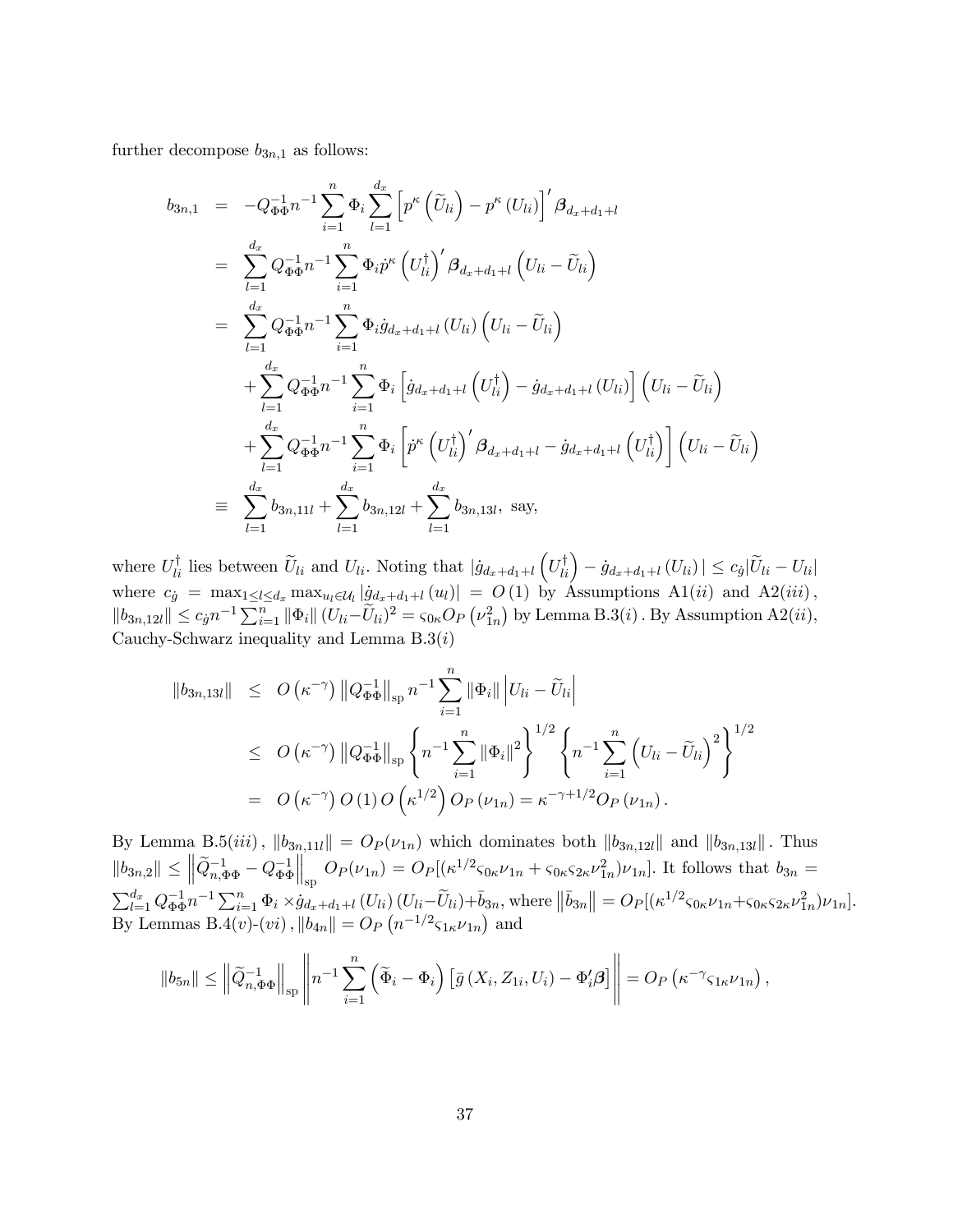further decompose $b_{3n,1}$ as follows:

$$
\begin{aligned}
b_{3n,1} &= -Q_{\Phi\Phi}^{-1} n^{-1} \sum_{i=1}^{n} \Phi_i \sum_{l=1}^{d_x} \left[ p^{\kappa}\left(\widetilde{U}_{li}\right) - p^{\kappa}\left(U_{li}\right) \right]' \boldsymbol{\beta}_{d_x+d_1+l} \\
&= \sum_{l=1}^{d_x} Q_{\Phi\Phi}^{-1} n^{-1} \sum_{i=1}^{n} \Phi_i \dot{p}^{\kappa}\left(U_{li}^{\dagger}\right)' \boldsymbol{\beta}_{d_x+d_1+l} \left(U_{li} - \widetilde{U}_{li}\right) \\
&= \sum_{l=1}^{d_x} Q_{\Phi\Phi}^{-1} n^{-1} \sum_{i=1}^{n} \Phi_i \dot{g}_{d_x+d_1+l}\left(U_{li}\right) \left(U_{li} - \widetilde{U}_{li}\right) \\
&\quad + \sum_{l=1}^{d_x} Q_{\Phi\Phi}^{-1} n^{-1} \sum_{i=1}^{n} \Phi_i \left[ \dot{g}_{d_x+d_1+l}\left(U_{li}^{\dagger}\right) - \dot{g}_{d_x+d_1+l}\left(U_{li}\right) \right] \left(U_{li} - \widetilde{U}_{li}\right) \\
&\quad + \sum_{l=1}^{d_x} Q_{\Phi\Phi}^{-1} n^{-1} \sum_{i=1}^{n} \Phi_i \left[ \dot{p}^{\kappa}\left(U_{li}^{\dagger}\right)' \boldsymbol{\beta}_{d_x+d_1+l} - \dot{g}_{d_x+d_1+l}\left(U_{li}^{\dagger}\right) \right] \left(U_{li} - \widetilde{U}_{li}\right) \\
&\equiv \sum_{l=1}^{d_x} b_{3n,11l} + \sum_{l=1}^{d_x} b_{3n,12l} + \sum_{l=1}^{d_x} b_{3n,13l}, \text{ say,}
\end{aligned}
$$

where $U_{li}^{\dagger}$ lies between $\widetilde{U}_{li}$ and $U_{li}$. Noting that $|\dot{g}_{d_x+d_1+l}\left(U_{li}^{\dagger}\right) - \dot{g}_{d_x+d_1+l}\left(U_{li}\right)| \leq c_{\dot{g}} |\widetilde{U}_{li} - U_{li}|$ where $c_{\dot{g}} = \max_{1 \leq l \leq d_x} \max_{u_l \in \mathcal{U}_l} |\ddot{g}_{d_x+d_1+l}\left(u_l\right)| = O\left(1\right)$ by Assumptions A1$(ii)$ and A2$(iii)$, $\|b_{3n,12l}\| \leq c_{\dot{g}} n^{-1} \sum_{i=1}^{n} \|\Phi_i\| (U_{li} - \widetilde{U}_{li})^2 = \varsigma_{0\kappa} O_P\left(\nu_{1n}^2\right)$ by Lemma B.3$(i)$. By Assumption A2$(ii)$, Cauchy-Schwarz inequality and Lemma B.3$(i)$

$$
\begin{aligned}
\|b_{3n,13l}\| &\leq O\left(\kappa^{-\gamma}\right) \left\|Q_{\Phi\Phi}^{-1}\right\|_{\text{sp}} n^{-1} \sum_{i=1}^{n} \|\Phi_i\| \left|U_{li} - \widetilde{U}_{li}\right| \\
&\leq O\left(\kappa^{-\gamma}\right) \left\|Q_{\Phi\Phi}^{-1}\right\|_{\text{sp}} \left\{ n^{-1} \sum_{i=1}^{n} \|\Phi_i\|^2 \right\}^{1/2} \left\{ n^{-1} \sum_{i=1}^{n} \left(U_{li} - \widetilde{U}_{li}\right)^2 \right\}^{1/2} \\
&= O\left(\kappa^{-\gamma}\right) O\left(1\right) O\left(\kappa^{1/2}\right) O_P\left(\nu_{1n}\right) = \kappa^{-\gamma+1/2} O_P\left(\nu_{1n}\right).
\end{aligned}
$$

By Lemma B.5$(iii)$, $\|b_{3n,11l}\| = O_P(\nu_{1n})$ which dominates both $\|b_{3n,12l}\|$ and $\|b_{3n,13l}\|$. Thus $\|b_{3n,2}\| \leq \left\|\widetilde{Q}_{n,\Phi\Phi}^{-1} - Q_{\Phi\Phi}^{-1}\right\|_{\text{sp}} O_P(\nu_{1n}) = O_P[(\kappa^{1/2}\varsigma_{0\kappa}\nu_{1n} + \varsigma_{0\kappa}\varsigma_{2\kappa}\nu_{1n}^2)\nu_{1n}]$. It follows that $b_{3n} = \sum_{l=1}^{d_x} Q_{\Phi\Phi}^{-1} n^{-1} \sum_{i=1}^{n} \Phi_i \times \dot{g}_{d_x+d_1+l}\left(U_{li}\right)(U_{li} - \widetilde{U}_{li}) + \bar{b}_{3n}$, where $\left\|\bar{b}_{3n}\right\| = O_P[(\kappa^{1/2}\varsigma_{0\kappa}\nu_{1n} + \varsigma_{0\kappa}\varsigma_{2\kappa}\nu_{1n}^2)\nu_{1n}]$. By Lemmas B.4$(v)$-$(vi)$, $\|b_{4n}\| = O_P\left(n^{-1/2}\varsigma_{1\kappa}\nu_{1n}\right)$ and

$$
\|b_{5n}\| \leq \left\|\widetilde{Q}_{n,\Phi\Phi}^{-1}\right\|_{\text{sp}} \left\| n^{-1} \sum_{i=1}^{n} \left(\widetilde{\Phi}_i - \Phi_i\right) \left[\bar{g}\left(X_i, Z_{1i}, U_i\right) - \Phi_i' \boldsymbol{\beta}\right] \right\| = O_P\left(\kappa^{-\gamma}\varsigma_{1\kappa}\nu_{1n}\right),
$$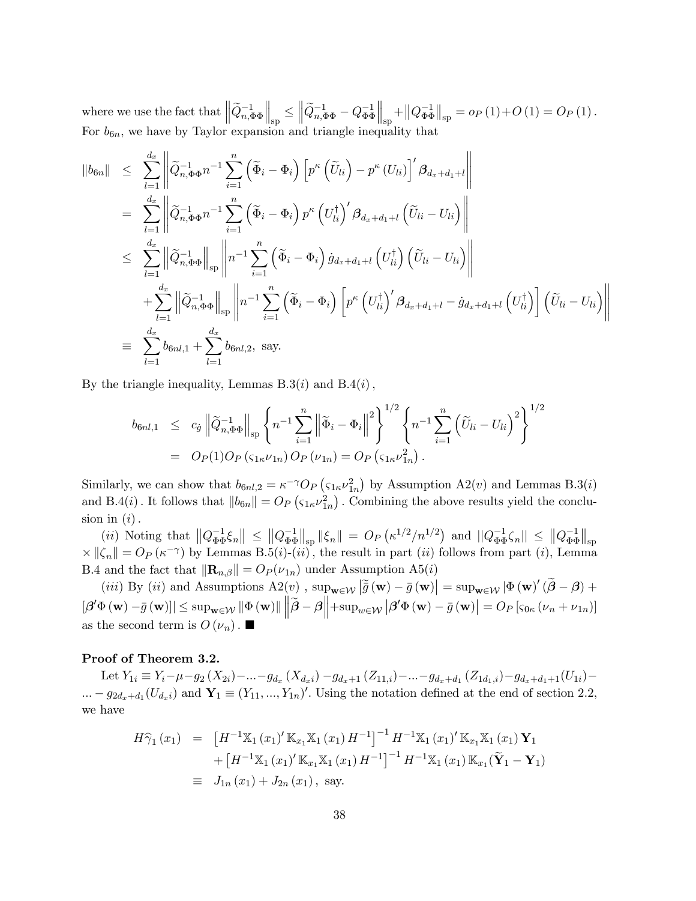where we use the fact that $\left\|\widetilde{Q}_{n,\Phi\Phi}^{-1}\right\|_{\rm sp} \leq \left\|\widetilde{Q}_{n,\Phi\Phi}^{-1} - Q_{\Phi\Phi}^{-1}\right\|_{\rm sp} + \left\|Q_{\Phi\Phi}^{-1}\right\|_{\rm sp} = o_P(1) + O(1) = O_P(1)$. For $b_{6n}$, we have by Taylor expansion and triangle inequality that

$$
\begin{aligned}
\|b_{6n}\| &\leq \sum_{l=1}^{d_x} \left\| \widetilde{Q}_{n,\Phi\Phi}^{-1} n^{-1} \sum_{i=1}^{n} \left(\widetilde{\Phi}_i - \Phi_i\right) \left[p^{\kappa}\left(\widetilde{U}_{li}\right) - p^{\kappa}\left(U_{li}\right)\right]' \boldsymbol{\beta}_{d_x+d_1+l} \right\| \\
&= \sum_{l=1}^{d_x} \left\| \widetilde{Q}_{n,\Phi\Phi}^{-1} n^{-1} \sum_{i=1}^{n} \left(\widetilde{\Phi}_i - \Phi_i\right) p^{\kappa}\left(U_{li}^{\dagger}\right)' \boldsymbol{\beta}_{d_x+d_1+l} \left(\widetilde{U}_{li} - U_{li}\right) \right\| \\
&\leq \sum_{l=1}^{d_x} \left\|\widetilde{Q}_{n,\Phi\Phi}^{-1}\right\|_{\rm sp} \left\| n^{-1} \sum_{i=1}^{n} \left(\widetilde{\Phi}_i - \Phi_i\right) \dot{g}_{d_x+d_1+l}\left(U_{li}^{\dagger}\right) \left(\widetilde{U}_{li} - U_{li}\right) \right\| \\
&\quad + \sum_{l=1}^{d_x} \left\|\widetilde{Q}_{n,\Phi\Phi}^{-1}\right\|_{\rm sp} \left\| n^{-1} \sum_{i=1}^{n} \left(\widetilde{\Phi}_i - \Phi_i\right) \left[p^{\kappa}\left(U_{li}^{\dagger}\right)' \boldsymbol{\beta}_{d_x+d_1+l} - \dot{g}_{d_x+d_1+l}\left(U_{li}^{\dagger}\right)\right] \left(\widetilde{U}_{li} - U_{li}\right) \right\| \\
&\equiv \sum_{l=1}^{d_x} b_{6nl,1} + \sum_{l=1}^{d_x} b_{6nl,2}, \text{ say.}
\end{aligned}
$$

By the triangle inequality, Lemmas B.3$(i)$ and B.4$(i)$,

$$
\begin{aligned}
b_{6nl,1} &\leq c_{\dot{g}} \left\|\widetilde{Q}_{n,\Phi\Phi}^{-1}\right\|_{\rm sp} \left\{ n^{-1} \sum_{i=1}^{n} \left\|\widetilde{\Phi}_i - \Phi_i\right\|^2 \right\}^{1/2} \left\{ n^{-1} \sum_{i=1}^{n} \left(\widetilde{U}_{li} - U_{li}\right)^2 \right\}^{1/2} \\
&= O_P(1) O_P\left(\varsigma_{1\kappa}\nu_{1n}\right) O_P\left(\nu_{1n}\right) = O_P\left(\varsigma_{1\kappa}\nu_{1n}^2\right).
\end{aligned}
$$

Similarly, we can show that $b_{6nl,2} = \kappa^{-\gamma} O_P\left(\varsigma_{1\kappa}\nu_{1n}^2\right)$ by Assumption A2$(v)$ and Lemmas B.3$(i)$ and B.4$(i)$. It follows that $\|b_{6n}\| = O_P\left(\varsigma_{1\kappa}\nu_{1n}^2\right)$. Combining the above results yield the conclusion in $(i)$.

$(ii)$ Noting that $\left\|Q_{\Phi\Phi}^{-1}\xi_n\right\| \leq \left\|Q_{\Phi\Phi}^{-1}\right\|_{\rm sp} \|\xi_n\| = O_P\left(\kappa^{1/2}/n^{1/2}\right)$ and $\|Q_{\Phi\Phi}^{-1}\zeta_n\| \leq \left\|Q_{\Phi\Phi}^{-1}\right\|_{\rm sp} \times \|\zeta_n\| = O_P\left(\kappa^{-\gamma}\right)$ by Lemmas B.5$(i)$-$(ii)$, the result in part $(ii)$ follows from part $(i)$, Lemma B.4 and the fact that $\|\mathbf{R}_{n,\beta}\| = O_P(\nu_{1n})$ under Assumption A5$(i)$

$(iii)$ By $(ii)$ and Assumptions A2$(v)$, $\sup_{\mathbf{w}\in\mathcal{W}} \left|\widetilde{\bar{g}}(\mathbf{w}) - \bar{g}(\mathbf{w})\right| = \sup_{\mathbf{w}\in\mathcal{W}} \left|\Phi(\mathbf{w})'(\widetilde{\boldsymbol{\beta}} - \boldsymbol{\beta}) + [\boldsymbol{\beta}'\Phi(\mathbf{w}) - \bar{g}(\mathbf{w})]\right| \leq \sup_{\mathbf{w}\in\mathcal{W}} \|\Phi(\mathbf{w})\| \left\|\widetilde{\boldsymbol{\beta}} - \boldsymbol{\beta}\right\| + \sup_{w\in\mathcal{W}} \left|\boldsymbol{\beta}'\Phi(\mathbf{w}) - \bar{g}(\mathbf{w})\right| = O_P\left[\varsigma_{0\kappa}\left(\nu_n + \nu_{1n}\right)\right]$ as the second term is $O(\nu_n)$. ■

**Proof of Theorem 3.2.**

Let $Y_{1i} \equiv Y_i - \mu - g_2(X_{2i}) - \ldots - g_{d_x}(X_{d_x i}) - g_{d_x+1}(Z_{11,i}) - \ldots - g_{d_x+d_1}(Z_{1d_1,i}) - g_{d_x+d_1+1}(U_{1i}) - \ldots - g_{2d_x+d_1}(U_{d_x i})$ and $\mathbf{Y}_1 \equiv (Y_{11}, \ldots, Y_{1n})'$. Using the notation defined at the end of section 2.2, we have

$$
\begin{aligned}
H\widehat{\gamma}_1(x_1) &= \left[H^{-1}\mathbb{X}_1(x_1)' \mathbb{K}_{x_1} \mathbb{X}_1(x_1) H^{-1}\right]^{-1} H^{-1}\mathbb{X}_1(x_1)' \mathbb{K}_{x_1} \mathbb{X}_1(x_1) \mathbf{Y}_1 \\
&\quad + \left[H^{-1}\mathbb{X}_1(x_1)' \mathbb{K}_{x_1} \mathbb{X}_1(x_1) H^{-1}\right]^{-1} H^{-1}\mathbb{X}_1(x_1) \mathbb{K}_{x_1} (\widetilde{\mathbf{Y}}_1 - \mathbf{Y}_1) \\
&\equiv J_{1n}(x_1) + J_{2n}(x_1), \text{ say.}
\end{aligned}
$$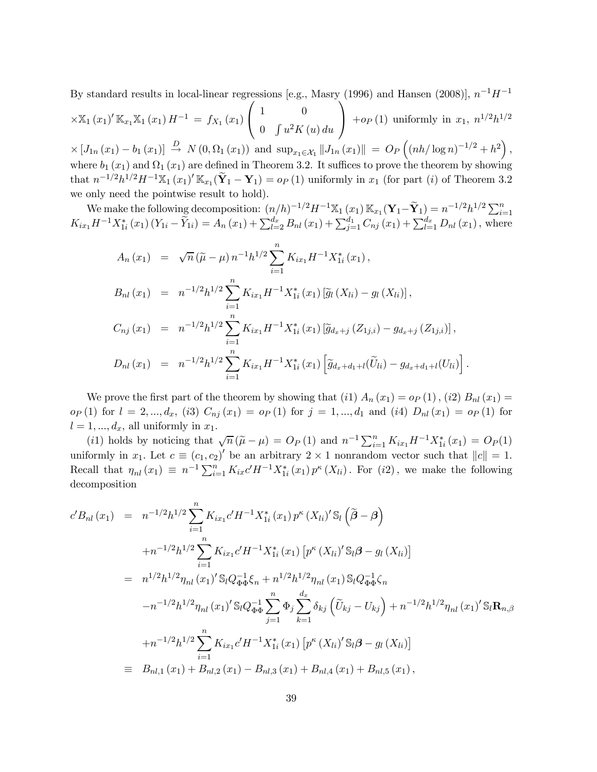By standard results in local-linear regressions [e.g., Masry (1996) and Hansen (2008)], $n^{-1}H^{-1}$ $\times\mathbb{X}_1(x_1)'\mathbb{K}_{x_1}\mathbb{X}_1(x_1)H^{-1} = f_{X_1}(x_1)\begin{pmatrix} 1 & 0 \\ 0 & \int u^2 K(u)\,du \end{pmatrix} + o_P(1)$ uniformly in $x_1$, $n^{1/2}h^{1/2}$ $\times[J_{1n}(x_1) - b_1(x_1)] \xrightarrow{D} N(0, \Omega_1(x_1))$ and $\sup_{x_1\in\mathcal{X}_1}\|J_{1n}(x_1)\| = O_P\left((nh/\log n)^{-1/2} + h^2\right)$, where $b_1(x_1)$ and $\Omega_1(x_1)$ are defined in Theorem 3.2. It suffices to prove the theorem by showing that $n^{-1/2}h^{1/2}H^{-1}\mathbb{X}_1(x_1)'\mathbb{K}_{x_1}(\widetilde{\mathbf{Y}}_1 - \mathbf{Y}_1) = o_P(1)$ uniformly in $x_1$ (for part $(i)$ of Theorem 3.2 we only need the pointwise result to hold).

We make the following decomposition: $(n/h)^{-1/2}H^{-1}\mathbb{X}_1(x_1)\mathbb{K}_{x_1}(\mathbf{Y}_1 - \widetilde{\mathbf{Y}}_1) = n^{-1/2}h^{1/2}\sum_{i=1}^n K_{ix_1}H^{-1}X_{1i}^*(x_1)(Y_{1i} - \widetilde{Y}_{1i}) = A_n(x_1) + \sum_{l=2}^{d_x} B_{nl}(x_1) + \sum_{j=1}^{d_1} C_{nj}(x_1) + \sum_{l=1}^{d_x} D_{nl}(x_1)$, where

$$
\begin{aligned}
A_n(x_1) &= \sqrt{n}(\widetilde{\mu} - \mu)\, n^{-1}h^{1/2}\sum_{i=1}^n K_{ix_1}H^{-1}X_{1i}^*(x_1), \\
B_{nl}(x_1) &= n^{-1/2}h^{1/2}\sum_{i=1}^n K_{ix_1}H^{-1}X_{1i}^*(x_1)\left[\widetilde{g}_l(X_{li}) - g_l(X_{li})\right], \\
C_{nj}(x_1) &= n^{-1/2}h^{1/2}\sum_{i=1}^n K_{ix_1}H^{-1}X_{1i}^*(x_1)\left[\widetilde{g}_{d_x+j}(Z_{1j,i}) - g_{d_x+j}(Z_{1j,i})\right], \\
D_{nl}(x_1) &= n^{-1/2}h^{1/2}\sum_{i=1}^n K_{ix_1}H^{-1}X_{1i}^*(x_1)\left[\widetilde{g}_{d_x+d_1+l}(\widetilde{U}_{li}) - g_{d_x+d_1+l}(U_{li})\right].
\end{aligned}
$$

We prove the first part of the theorem by showing that $(i1)$ $A_n(x_1) = o_P(1)$, $(i2)$ $B_{nl}(x_1) = o_P(1)$ for $l = 2, ..., d_x$, $(i3)$ $C_{nj}(x_1) = o_P(1)$ for $j = 1, ..., d_1$ and $(i4)$ $D_{nl}(x_1) = o_P(1)$ for $l = 1, ..., d_x$, all uniformly in $x_1$.

$(i1)$ holds by noticing that $\sqrt{n}(\widetilde{\mu} - \mu) = O_P(1)$ and $n^{-1}\sum_{i=1}^n K_{ix_1}H^{-1}X_{1i}^*(x_1) = O_P(1)$ uniformly in $x_1$. Let $c \equiv (c_1, c_2)'$ be an arbitrary $2\times 1$ nonrandom vector such that $\|c\| = 1$. Recall that $\eta_{nl}(x_1) \equiv n^{-1}\sum_{i=1}^n K_{ix}c'H^{-1}X_{1i}^*(x_1)p^\kappa(X_{li})$. For $(i2)$, we make the following decomposition

$$
\begin{aligned}
c'B_{nl}(x_1) &= n^{-1/2}h^{1/2}\sum_{i=1}^n K_{ix_1}c'H^{-1}X_{1i}^*(x_1)p^\kappa(X_{li})'\mathbb{S}_l\left(\widetilde{\boldsymbol{\beta}} - \boldsymbol{\beta}\right) \\
&\quad + n^{-1/2}h^{1/2}\sum_{i=1}^n K_{ix_1}c'H^{-1}X_{1i}^*(x_1)\left[p^\kappa(X_{li})'\mathbb{S}_l\boldsymbol{\beta} - g_l(X_{li})\right] \\
&= n^{1/2}h^{1/2}\eta_{nl}(x_1)'\mathbb{S}_l Q_{\Phi\Phi}^{-1}\xi_n + n^{1/2}h^{1/2}\eta_{nl}(x_1)\mathbb{S}_l Q_{\Phi\Phi}^{-1}\zeta_n \\
&\quad - n^{-1/2}h^{1/2}\eta_{nl}(x_1)'\mathbb{S}_l Q_{\Phi\Phi}^{-1}\sum_{j=1}^n \Phi_j\sum_{k=1}^{d_x}\delta_{kj}\left(\widetilde{U}_{kj} - U_{kj}\right) + n^{-1/2}h^{1/2}\eta_{nl}(x_1)'\mathbb{S}_l\mathbf{R}_{n,\beta} \\
&\quad + n^{-1/2}h^{1/2}\sum_{i=1}^n K_{ix_1}c'H^{-1}X_{1i}^*(x_1)\left[p^\kappa(X_{li})'\mathbb{S}_l\boldsymbol{\beta} - g_l(X_{li})\right] \\
&\equiv B_{nl,1}(x_1) + B_{nl,2}(x_1) - B_{nl,3}(x_1) + B_{nl,4}(x_1) + B_{nl,5}(x_1),
\end{aligned}
$$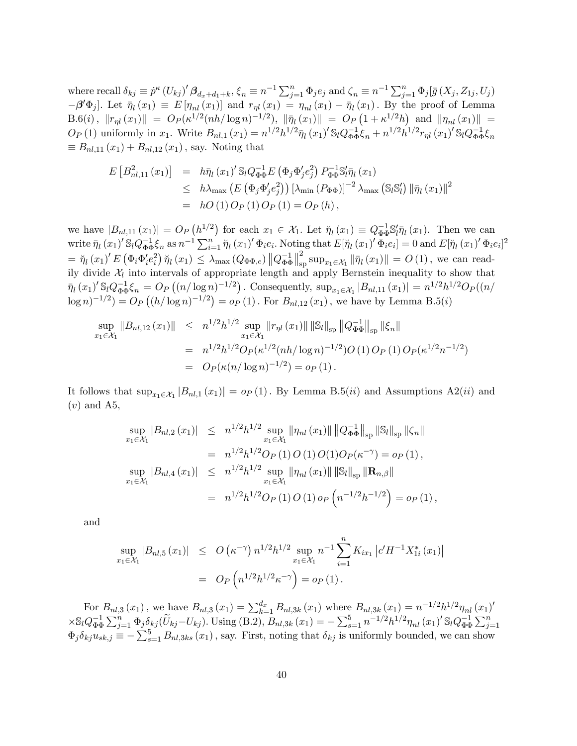where recall $\delta_{kj} \equiv \dot{p}^{\kappa}(U_{kj})' \boldsymbol{\beta}_{d_x+d_1+k}$, $\xi_n \equiv n^{-1}\sum_{j=1}^n \Phi_j e_j$ and $\zeta_n \equiv n^{-1}\sum_{j=1}^n \Phi_j[\bar{g}(X_j, Z_{1j}, U_j) - \boldsymbol{\beta}'\Phi_j]$. Let $\bar{\eta}_l(x_1) \equiv E[\eta_{nl}(x_1)]$ and $r_{\eta l}(x_1) = \eta_{nl}(x_1) - \bar{\eta}_l(x_1)$. By the proof of Lemma B.6($i$), $\|r_{\eta l}(x_1)\| = O_P(\kappa^{1/2}(nh/\log n)^{-1/2})$, $\|\bar{\eta}_l(x_1)\| = O_P(1 + \kappa^{1/2}h)$ and $\|\eta_{nl}(x_1)\| = O_P(1)$ uniformly in $x_1$. Write $B_{nl,1}(x_1) = n^{1/2}h^{1/2}\bar{\eta}_l(x_1)' \mathbb{S}_l Q_{\Phi\Phi}^{-1}\xi_n + n^{1/2}h^{1/2} r_{\eta l}(x_1)' \mathbb{S}_l Q_{\Phi\Phi}^{-1}\xi_n \equiv B_{nl,11}(x_1) + B_{nl,12}(x_1)$, say. Noting that

$$
\begin{aligned}
E\left[B_{nl,11}^2(x_1)\right] &= h\bar{\eta}_l(x_1)' \mathbb{S}_l Q_{\Phi\Phi}^{-1} E\left(\Phi_j \Phi_j' e_j^2\right) P_{\Phi\Phi}^{-1} \mathbb{S}_l' \bar{\eta}_l(x_1) \\
&\leq h\lambda_{\max}\left(E\left(\Phi_j \Phi_j' e_j^2\right)\right)\left[\lambda_{\min}(P_{\Phi\Phi})\right]^{-2} \lambda_{\max}\left(\mathbb{S}_l \mathbb{S}_l'\right)\|\bar{\eta}_l(x_1)\|^2 \\
&= hO(1)\, O_P(1)\, O_P(1) = O_P(h),
\end{aligned}
$$

we have $|B_{nl,11}(x_1)| = O_P(h^{1/2})$ for each $x_1 \in \mathcal{X}_1$. Let $\breve{\eta}_l(x_1) \equiv Q_{\Phi\Phi}^{-1}\mathbb{S}_l'\bar{\eta}_l(x_1)$. Then we can write $\bar{\eta}_l(x_1)' \mathbb{S}_l Q_{\Phi\Phi}^{-1}\xi_n$ as $n^{-1}\sum_{i=1}^n \breve{\eta}_l(x_1)' \Phi_i e_i$. Noting that $E[\breve{\eta}_l(x_1)' \Phi_i e_i] = 0$ and $E[\breve{\eta}_l(x_1)' \Phi_i e_i]^2 = \breve{\eta}_l(x_1)' E\left(\Phi_i \Phi_i' e_i^2\right)\breve{\eta}_l(x_1) \leq \lambda_{\max}(Q_{\Phi\Phi,e})\left\|Q_{\Phi\Phi}^{-1}\right\|_{\rm sp}^2 \sup_{x_1\in\mathcal{X}_1}\|\bar{\eta}_l(x_1)\| = O(1)$, we can readily divide $\mathcal{X}_l$ into intervals of appropriate length and apply Bernstein inequality to show that $\bar{\eta}_l(x_1)' \mathbb{S}_l Q_{\Phi\Phi}^{-1}\xi_n = O_P\left((n/\log n)^{-1/2}\right)$. Consequently, $\sup_{x_1\in\mathcal{X}_1}|B_{nl,11}(x_1)| = n^{1/2}h^{1/2}O_P((n/\log n)^{-1/2}) = O_P\left((h/\log n)^{-1/2}\right) = o_P(1)$. For $B_{nl,12}(x_1)$, we have by Lemma B.5($i$)

$$
\begin{aligned}
\sup_{x_1\in\mathcal{X}_1}\|B_{nl,12}(x_1)\| &\leq n^{1/2}h^{1/2}\sup_{x_1\in\mathcal{X}_1}\|r_{\eta l}(x_1)\|\,\|\mathbb{S}_l\|_{\rm sp}\left\|Q_{\Phi\Phi}^{-1}\right\|_{\rm sp}\|\xi_n\| \\
&= n^{1/2}h^{1/2}O_P(\kappa^{1/2}(nh/\log n)^{-1/2})O(1)\, O_P(1)\, O_P(\kappa^{1/2}n^{-1/2}) \\
&= O_P(\kappa(n/\log n)^{-1/2}) = o_P(1).
\end{aligned}
$$

It follows that $\sup_{x_1\in\mathcal{X}_1}|B_{nl,1}(x_1)| = o_P(1)$. By Lemma B.5($ii$) and Assumptions A2($ii$) and ($v$) and A5,

$$
\begin{aligned}
\sup_{x_1\in\mathcal{X}_1}|B_{nl,2}(x_1)| &\leq n^{1/2}h^{1/2}\sup_{x_1\in\mathcal{X}_1}\|\eta_{nl}(x_1)\|\left\|Q_{\Phi\Phi}^{-1}\right\|_{\rm sp}\|\mathbb{S}_l\|_{\rm sp}\|\zeta_n\| \\
&= n^{1/2}h^{1/2}O_P(1)\, O(1)\, O(1) O_P(\kappa^{-\gamma}) = o_P(1), \\
\sup_{x_1\in\mathcal{X}_1}|B_{nl,4}(x_1)| &\leq n^{1/2}h^{1/2}\sup_{x_1\in\mathcal{X}_1}\|\eta_{nl}(x_1)\|\,\|\mathbb{S}_l\|_{\rm sp}\|\mathbf{R}_{n,\beta}\| \\
&= n^{1/2}h^{1/2}O_P(1)\, O(1)\, o_P\left(n^{-1/2}h^{-1/2}\right) = o_P(1),
\end{aligned}
$$

and

$$
\begin{aligned}
\sup_{x_1\in\mathcal{X}_1}|B_{nl,5}(x_1)| &\leq O\left(\kappa^{-\gamma}\right) n^{1/2}h^{1/2}\sup_{x_1\in\mathcal{X}_1} n^{-1}\sum_{i=1}^n K_{ix_1}\left|c'H^{-1}X_{1i}^*(x_1)\right| \\
&= O_P\left(n^{1/2}h^{1/2}\kappa^{-\gamma}\right) = o_P(1).
\end{aligned}
$$

For $B_{nl,3}(x_1)$, we have $B_{nl,3}(x_1) = \sum_{k=1}^{d_x} B_{nl,3k}(x_1)$ where $B_{nl,3k}(x_1) = n^{-1/2}h^{1/2}\eta_{nl}(x_1)' \times \mathbb{S}_l Q_{\Phi\Phi}^{-1}\sum_{j=1}^n \Phi_j \delta_{kj}(\widetilde{U}_{kj} - U_{kj})$. Using (B.2), $B_{nl,3k}(x_1) = -\sum_{s=1}^5 n^{-1/2}h^{1/2}\eta_{nl}(x_1)' \mathbb{S}_l Q_{\Phi\Phi}^{-1}\sum_{j=1}^n \Phi_j \delta_{kj} u_{sk,j} \equiv -\sum_{s=1}^5 B_{nl,3ks}(x_1)$, say. First, noting that $\delta_{kj}$ is uniformly bounded, we can show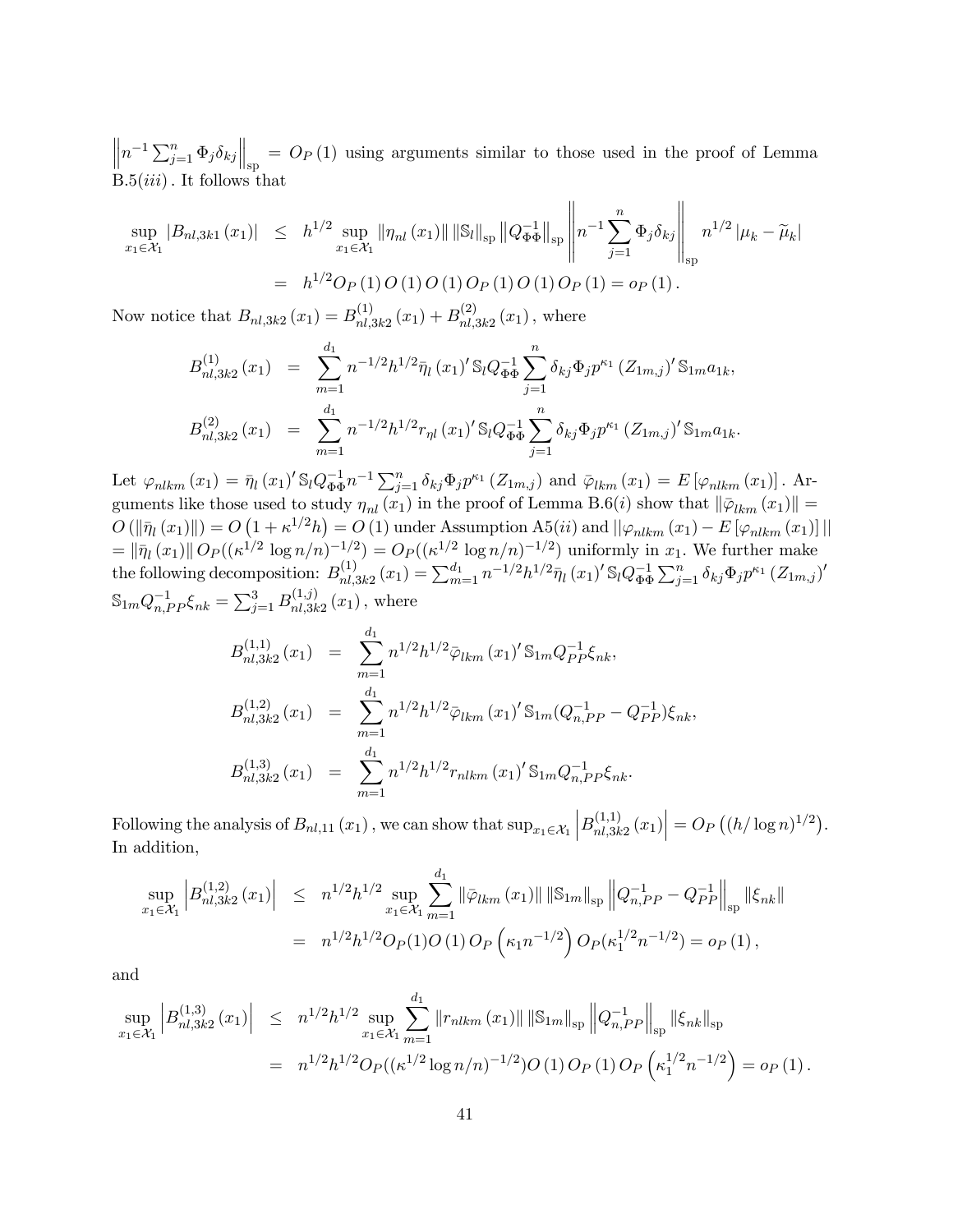$\left\|n^{-1}\sum_{j=1}^{n}\Phi_j\delta_{kj}\right\|_{\text{sp}} = O_P(1)$ using arguments similar to those used in the proof of Lemma B.5$(iii)$. It follows that

$$
\begin{aligned}
\sup_{x_1\in\mathcal{X}_1}|B_{nl,3k1}(x_1)| &\leq h^{1/2}\sup_{x_1\in\mathcal{X}_1}\|\eta_{nl}(x_1)\|\,\|\mathbb{S}_l\|_{\text{sp}}\left\|Q_{\Phi\Phi}^{-1}\right\|_{\text{sp}}\left\|n^{-1}\sum_{j=1}^{n}\Phi_j\delta_{kj}\right\|_{\text{sp}}n^{1/2}|\mu_k-\widetilde{\mu}_k| \\
&= h^{1/2}O_P(1)\,O(1)\,O(1)\,O_P(1)\,O(1)\,O_P(1) = o_P(1).
\end{aligned}
$$

Now notice that $B_{nl,3k2}(x_1) = B_{nl,3k2}^{(1)}(x_1) + B_{nl,3k2}^{(2)}(x_1)$, where

$$
\begin{aligned}
B_{nl,3k2}^{(1)}(x_1) &= \sum_{m=1}^{d_1} n^{-1/2}h^{1/2}\bar{\eta}_l(x_1)'\,\mathbb{S}_l Q_{\Phi\Phi}^{-1}\sum_{j=1}^{n}\delta_{kj}\Phi_j p^{\kappa_1}(Z_{1m,j})'\,\mathbb{S}_{1m}a_{1k}, \\
B_{nl,3k2}^{(2)}(x_1) &= \sum_{m=1}^{d_1} n^{-1/2}h^{1/2}r_{\eta l}(x_1)'\,\mathbb{S}_l Q_{\Phi\Phi}^{-1}\sum_{j=1}^{n}\delta_{kj}\Phi_j p^{\kappa_1}(Z_{1m,j})'\,\mathbb{S}_{1m}a_{1k}.
\end{aligned}
$$

Let $\varphi_{nlkm}(x_1) = \bar{\eta}_l(x_1)'\,\mathbb{S}_l Q_{\Phi\Phi}^{-1} n^{-1}\sum_{j=1}^{n}\delta_{kj}\Phi_j p^{\kappa_1}(Z_{1m,j})$ and $\bar{\varphi}_{lkm}(x_1) = E[\varphi_{nlkm}(x_1)]$. Arguments like those used to study $\eta_{nl}(x_1)$ in the proof of Lemma B.6$(i)$ show that $\|\bar{\varphi}_{lkm}(x_1)\| = O(\|\bar{\eta}_l(x_1)\|) = O(1+\kappa^{1/2}h) = O(1)$ under Assumption A5$(ii)$ and $\|\varphi_{nlkm}(x_1) - E[\varphi_{nlkm}(x_1)]\|$ $= \|\bar{\eta}_l(x_1)\|\,O_P((\kappa^{1/2}\log n/n)^{-1/2}) = O_P((\kappa^{1/2}\log n/n)^{-1/2})$ uniformly in $x_1$. We further make the following decomposition: $B_{nl,3k2}^{(1)}(x_1) = \sum_{m=1}^{d_1} n^{-1/2}h^{1/2}\bar{\eta}_l(x_1)'\,\mathbb{S}_l Q_{\Phi\Phi}^{-1}\sum_{j=1}^{n}\delta_{kj}\Phi_j p^{\kappa_1}(Z_{1m,j})'$ $\mathbb{S}_{1m}Q_{n,PP}^{-1}\xi_{nk} = \sum_{j=1}^{3}B_{nl,3k2}^{(1,j)}(x_1)$, where

$$
\begin{aligned}
B_{nl,3k2}^{(1,1)}(x_1) &= \sum_{m=1}^{d_1} n^{1/2}h^{1/2}\bar{\varphi}_{lkm}(x_1)'\,\mathbb{S}_{1m}Q_{PP}^{-1}\xi_{nk}, \\
B_{nl,3k2}^{(1,2)}(x_1) &= \sum_{m=1}^{d_1} n^{1/2}h^{1/2}\bar{\varphi}_{lkm}(x_1)'\,\mathbb{S}_{1m}(Q_{n,PP}^{-1}-Q_{PP}^{-1})\xi_{nk}, \\
B_{nl,3k2}^{(1,3)}(x_1) &= \sum_{m=1}^{d_1} n^{1/2}h^{1/2}r_{nlkm}(x_1)'\,\mathbb{S}_{1m}Q_{n,PP}^{-1}\xi_{nk}.
\end{aligned}
$$

Following the analysis of $B_{nl,11}(x_1)$, we can show that $\sup_{x_1\in\mathcal{X}_1}\left|B_{nl,3k2}^{(1,1)}(x_1)\right| = O_P\left((h/\log n)^{1/2}\right)$. In addition,

$$
\begin{aligned}
\sup_{x_1\in\mathcal{X}_1}\left|B_{nl,3k2}^{(1,2)}(x_1)\right| &\leq n^{1/2}h^{1/2}\sup_{x_1\in\mathcal{X}_1}\sum_{m=1}^{d_1}\|\bar{\varphi}_{lkm}(x_1)\|\,\|\mathbb{S}_{1m}\|_{\text{sp}}\left\|Q_{n,PP}^{-1}-Q_{PP}^{-1}\right\|_{\text{sp}}\|\xi_{nk}\| \\
&= n^{1/2}h^{1/2}O_P(1)O(1)\,O_P\left(\kappa_1 n^{-1/2}\right)O_P(\kappa_1^{1/2}n^{-1/2}) = o_P(1),
\end{aligned}
$$

and

$$
\begin{aligned}
\sup_{x_1\in\mathcal{X}_1}\left|B_{nl,3k2}^{(1,3)}(x_1)\right| &\leq n^{1/2}h^{1/2}\sup_{x_1\in\mathcal{X}_1}\sum_{m=1}^{d_1}\|r_{nlkm}(x_1)\|\,\|\mathbb{S}_{1m}\|_{\text{sp}}\left\|Q_{n,PP}^{-1}\right\|_{\text{sp}}\|\xi_{nk}\|_{\text{sp}} \\
&= n^{1/2}h^{1/2}O_P((\kappa^{1/2}\log n/n)^{-1/2})O(1)\,O_P(1)\,O_P\left(\kappa_1^{1/2}n^{-1/2}\right) = o_P(1).
\end{aligned}
$$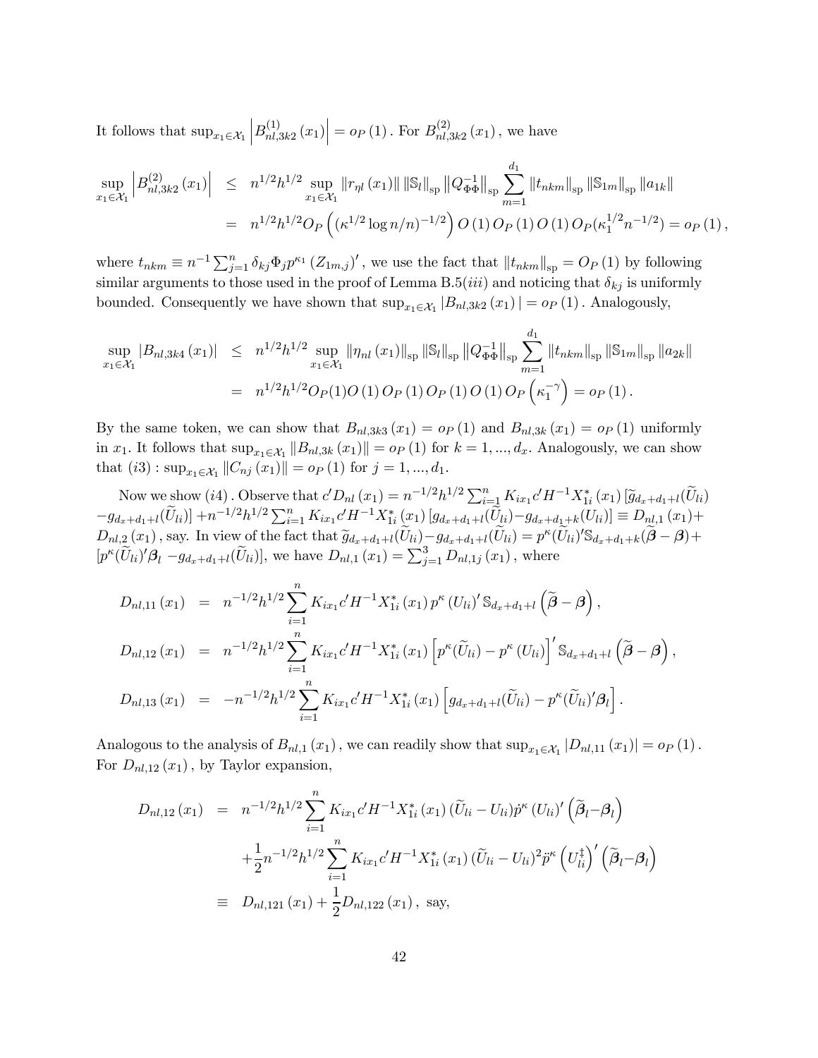It follows that $\sup_{x_1 \in \mathcal{X}_1} \left| B^{(1)}_{nl,3k2}(x_1) \right| = o_P(1)$. For $B^{(2)}_{nl,3k2}(x_1)$, we have

$$
\begin{aligned}
\sup_{x_1 \in \mathcal{X}_1} \left| B^{(2)}_{nl,3k2}(x_1) \right| &\leq n^{1/2} h^{1/2} \sup_{x_1 \in \mathcal{X}_1} \| r_{\eta l}(x_1) \| \, \|\mathbb{S}_l\|_{\text{sp}} \left\| Q^{-1}_{\Phi\Phi} \right\|_{\text{sp}} \sum_{m=1}^{d_1} \|t_{nkm}\|_{\text{sp}} \|\mathbb{S}_{1m}\|_{\text{sp}} \|a_{1k}\| \\
&= n^{1/2} h^{1/2} O_P\left( (\kappa^{1/2} \log n / n)^{-1/2} \right) O(1) \, O_P(1) \, O(1) \, O_P(\kappa_1^{1/2} n^{-1/2}) = o_P(1),
\end{aligned}
$$

where $t_{nkm} \equiv n^{-1} \sum_{j=1}^n \delta_{kj} \Phi_j p^{\kappa_1}(Z_{1m,j})'$, we use the fact that $\|t_{nkm}\|_{\text{sp}} = O_P(1)$ by following similar arguments to those used in the proof of Lemma B.5$(iii)$ and noticing that $\delta_{kj}$ is uniformly bounded. Consequently we have shown that $\sup_{x_1 \in \mathcal{X}_1} |B_{nl,3k2}(x_1)| = o_P(1)$. Analogously,

$$
\begin{aligned}
\sup_{x_1 \in \mathcal{X}_1} |B_{nl,3k4}(x_1)| &\leq n^{1/2} h^{1/2} \sup_{x_1 \in \mathcal{X}_1} \| \eta_{nl}(x_1) \|_{\text{sp}} \|\mathbb{S}_l\|_{\text{sp}} \left\| Q^{-1}_{\Phi\Phi} \right\|_{\text{sp}} \sum_{m=1}^{d_1} \|t_{nkm}\|_{\text{sp}} \|\mathbb{S}_{1m}\|_{\text{sp}} \|a_{2k}\| \\
&= n^{1/2} h^{1/2} O_P(1) O(1) \, O_P(1) \, O_P(1) \, O(1) \, O_P\left( \kappa_1^{-\gamma} \right) = o_P(1).
\end{aligned}
$$

By the same token, we can show that $B_{nl,3k3}(x_1) = o_P(1)$ and $B_{nl,3k}(x_1) = o_P(1)$ uniformly in $x_1$. It follows that $\sup_{x_1 \in \mathcal{X}_1} \|B_{nl,3k}(x_1)\| = o_P(1)$ for $k = 1, ..., d_x$. Analogously, we can show that $(i3)$ : $\sup_{x_1 \in \mathcal{X}_1} \|C_{nj}(x_1)\| = o_P(1)$ for $j = 1, ..., d_1$.

Now we show $(i4)$. Observe that $c' D_{nl}(x_1) = n^{-1/2} h^{1/2} \sum_{i=1}^n K_{ix_1} c' H^{-1} X^*_{1i}(x_1) [\widetilde{g}_{d_x+d_1+l}(\widetilde{U}_{li}) - g_{d_x+d_1+l}(\widetilde{U}_{li})] + n^{-1/2} h^{1/2} \sum_{i=1}^n K_{ix_1} c' H^{-1} X^*_{1i}(x_1) [g_{d_x+d_1+l}(\widetilde{U}_{li}) - g_{d_x+d_1+k}(U_{li})] \equiv D_{nl,1}(x_1) + D_{nl,2}(x_1)$, say. In view of the fact that $\widetilde{g}_{d_x+d_1+l}(\widetilde{U}_{li}) - g_{d_x+d_1+l}(\widetilde{U}_{li}) = p^{\kappa}(\widetilde{U}_{li})' \mathbb{S}_{d_x+d_1+k}(\widetilde{\boldsymbol{\beta}} - \boldsymbol{\beta}) + [p^{\kappa}(\widetilde{U}_{li})' \boldsymbol{\beta}_l - g_{d_x+d_1+l}(\widetilde{U}_{li})]$, we have $D_{nl,1}(x_1) = \sum_{j=1}^3 D_{nl,1j}(x_1)$, where

$$
\begin{aligned}
D_{nl,11}(x_1) &= n^{-1/2} h^{1/2} \sum_{i=1}^n K_{ix_1} c' H^{-1} X^*_{1i}(x_1) \, p^{\kappa}(U_{li})' \mathbb{S}_{d_x+d_1+l} \left( \widetilde{\boldsymbol{\beta}} - \boldsymbol{\beta} \right), \\
D_{nl,12}(x_1) &= n^{-1/2} h^{1/2} \sum_{i=1}^n K_{ix_1} c' H^{-1} X^*_{1i}(x_1) \left[ p^{\kappa}(\widetilde{U}_{li}) - p^{\kappa}(U_{li}) \right]' \mathbb{S}_{d_x+d_1+l} \left( \widetilde{\boldsymbol{\beta}} - \boldsymbol{\beta} \right), \\
D_{nl,13}(x_1) &= -n^{-1/2} h^{1/2} \sum_{i=1}^n K_{ix_1} c' H^{-1} X^*_{1i}(x_1) \left[ g_{d_x+d_1+l}(\widetilde{U}_{li}) - p^{\kappa}(\widetilde{U}_{li})' \boldsymbol{\beta}_l \right].
\end{aligned}
$$

Analogous to the analysis of $B_{nl,1}(x_1)$, we can readily show that $\sup_{x_1 \in \mathcal{X}_1} |D_{nl,11}(x_1)| = o_P(1)$. For $D_{nl,12}(x_1)$, by Taylor expansion,

$$
\begin{aligned}
D_{nl,12}(x_1) &= n^{-1/2} h^{1/2} \sum_{i=1}^n K_{ix_1} c' H^{-1} X^*_{1i}(x_1) (\widetilde{U}_{li} - U_{li}) \dot{p}^{\kappa}(U_{li})' \left( \widetilde{\boldsymbol{\beta}}_l - \boldsymbol{\beta}_l \right) \\
&\quad + \frac{1}{2} n^{-1/2} h^{1/2} \sum_{i=1}^n K_{ix_1} c' H^{-1} X^*_{1i}(x_1) (\widetilde{U}_{li} - U_{li})^2 \ddot{p}^{\kappa}\left( U^{\dagger}_{li} \right)' \left( \widetilde{\boldsymbol{\beta}}_l - \boldsymbol{\beta}_l \right) \\
&\equiv D_{nl,121}(x_1) + \frac{1}{2} D_{nl,122}(x_1), \text{ say,}
\end{aligned}
$$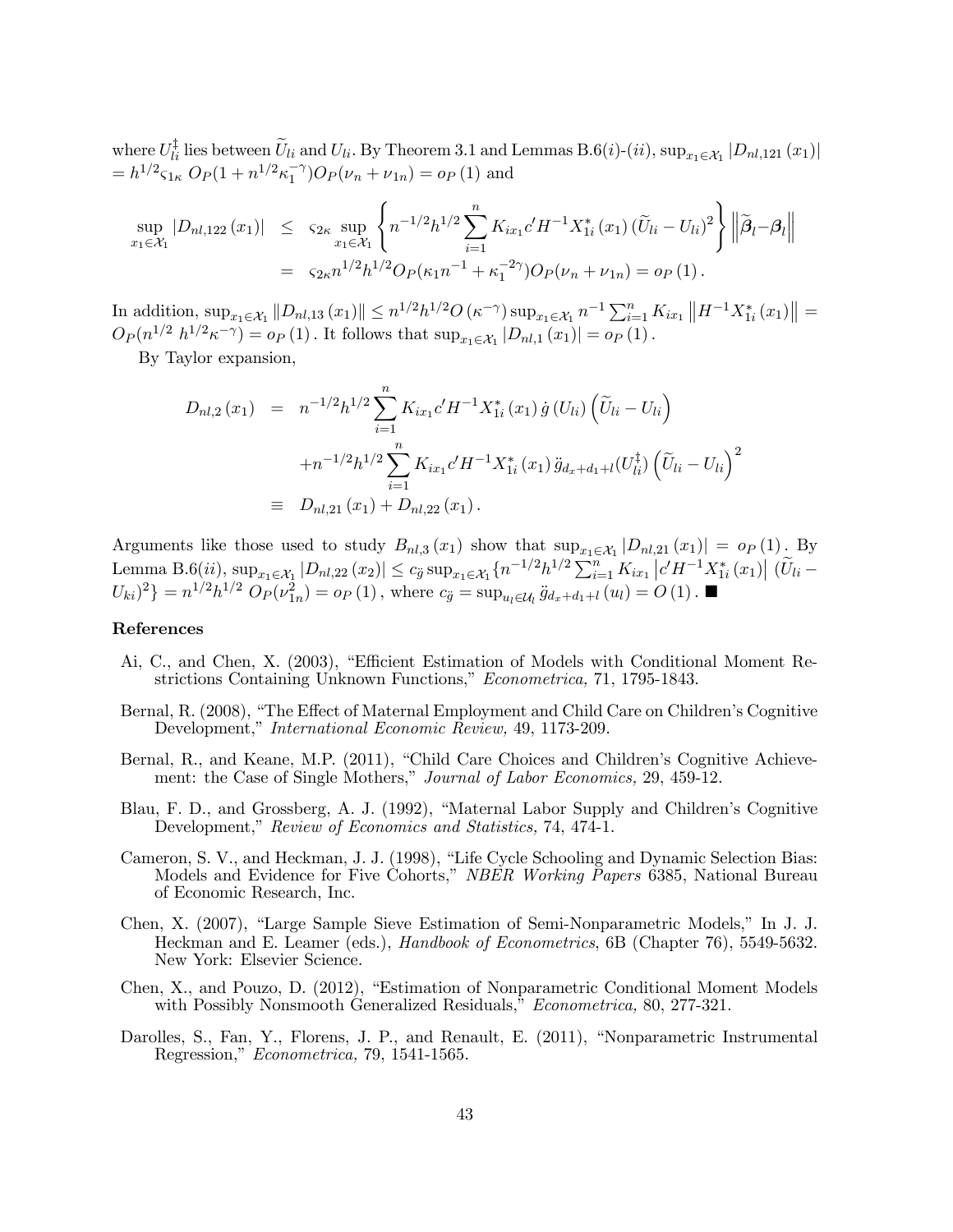where $U_{li}^{\ddagger}$ lies between $\widetilde{U}_{li}$ and $U_{li}$. By Theorem 3.1 and Lemmas B.6$(i)$-$(ii)$, $\sup_{x_1 \in \mathcal{X}_1} |D_{nl,121}(x_1)| = h^{1/2}\varsigma_{1\kappa}\ O_P(1 + n^{1/2}\kappa_1^{-\gamma})O_P(\nu_n + \nu_{1n}) = o_P(1)$ and

$$
\begin{aligned}
\sup_{x_1 \in \mathcal{X}_1} |D_{nl,122}(x_1)| &\leq \varsigma_{2\kappa} \sup_{x_1 \in \mathcal{X}_1} \left\{ n^{-1/2}h^{1/2} \sum_{i=1}^{n} K_{ix_1} c' H^{-1} X_{1i}^*(x_1)\,(\widetilde{U}_{li} - U_{li})^2 \right\} \left\| \widetilde{\boldsymbol{\beta}}_l - \boldsymbol{\beta}_l \right\| \\
&= \varsigma_{2\kappa} n^{1/2} h^{1/2} O_P(\kappa_1 n^{-1} + \kappa_1^{-2\gamma}) O_P(\nu_n + \nu_{1n}) = o_P(1).
\end{aligned}
$$

In addition, $\sup_{x_1 \in \mathcal{X}_1} \|D_{nl,13}(x_1)\| \leq n^{1/2}h^{1/2}O(\kappa^{-\gamma}) \sup_{x_1 \in \mathcal{X}_1} n^{-1}\sum_{i=1}^{n} K_{ix_1} \left\|H^{-1}X_{1i}^*(x_1)\right\| = O_P(n^{1/2}\ h^{1/2}\kappa^{-\gamma}) = o_P(1)$. It follows that $\sup_{x_1 \in \mathcal{X}_1} |D_{nl,1}(x_1)| = o_P(1)$.

By Taylor expansion,

$$
\begin{aligned}
D_{nl,2}(x_1) &= n^{-1/2}h^{1/2} \sum_{i=1}^{n} K_{ix_1} c' H^{-1} X_{1i}^*(x_1)\, \dot{g}(U_{li}) \left( \widetilde{U}_{li} - U_{li} \right) \\
&\quad + n^{-1/2}h^{1/2} \sum_{i=1}^{n} K_{ix_1} c' H^{-1} X_{1i}^*(x_1)\, \ddot{g}_{d_x+d_1+l}(U_{li}^{\ddagger}) \left( \widetilde{U}_{li} - U_{li} \right)^2 \\
&\equiv D_{nl,21}(x_1) + D_{nl,22}(x_1).
\end{aligned}
$$

Arguments like those used to study $B_{nl,3}(x_1)$ show that $\sup_{x_1 \in \mathcal{X}_1} |D_{nl,21}(x_1)| = o_P(1)$. By Lemma B.6$(ii)$, $\sup_{x_1 \in \mathcal{X}_1} |D_{nl,22}(x_2)| \leq c_{\ddot{g}} \sup_{x_1 \in \mathcal{X}_1} \{ n^{-1/2}h^{1/2} \sum_{i=1}^{n} K_{ix_1} \left| c' H^{-1} X_{1i}^*(x_1) \right| (\widetilde{U}_{li} - U_{ki})^2 \} = n^{1/2}h^{1/2}\ O_P(\nu_{1n}^2) = o_P(1)$, where $c_{\ddot{g}} = \sup_{u_l \in \mathcal{U}_l} \ddot{g}_{d_x+d_1+l}(u_l) = O(1)$. ■

## References

- Ai, C., and Chen, X. (2003), "Efficient Estimation of Models with Conditional Moment Restrictions Containing Unknown Functions," *Econometrica,* 71, 1795-1843.
- Bernal, R. (2008), "The Effect of Maternal Employment and Child Care on Children's Cognitive Development," *International Economic Review,* 49, 1173-209.
- Bernal, R., and Keane, M.P. (2011), "Child Care Choices and Children's Cognitive Achievement: the Case of Single Mothers," *Journal of Labor Economics,* 29, 459-12.
- Blau, F. D., and Grossberg, A. J. (1992), "Maternal Labor Supply and Children's Cognitive Development," *Review of Economics and Statistics,* 74, 474-1.
- Cameron, S. V., and Heckman, J. J. (1998), "Life Cycle Schooling and Dynamic Selection Bias: Models and Evidence for Five Cohorts," *NBER Working Papers* 6385, National Bureau of Economic Research, Inc.
- Chen, X. (2007), "Large Sample Sieve Estimation of Semi-Nonparametric Models," In J. J. Heckman and E. Leamer (eds.), *Handbook of Econometrics*, 6B (Chapter 76), 5549-5632. New York: Elsevier Science.
- Chen, X., and Pouzo, D. (2012), "Estimation of Nonparametric Conditional Moment Models with Possibly Nonsmooth Generalized Residuals," *Econometrica,* 80, 277-321.
- Darolles, S., Fan, Y., Florens, J. P., and Renault, E. (2011), "Nonparametric Instrumental Regression," *Econometrica,* 79, 1541-1565.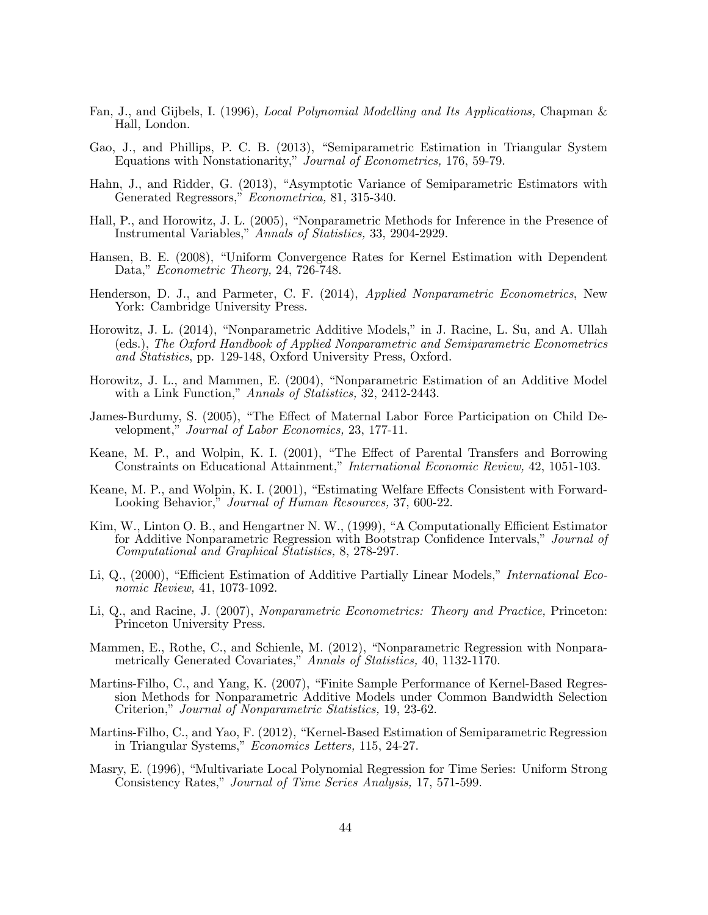Fan, J., and Gijbels, I. (1996), *Local Polynomial Modelling and Its Applications,* Chapman & Hall, London.

Gao, J., and Phillips, P. C. B. (2013), "Semiparametric Estimation in Triangular System Equations with Nonstationarity," *Journal of Econometrics,* 176, 59-79.

Hahn, J., and Ridder, G. (2013), "Asymptotic Variance of Semiparametric Estimators with Generated Regressors," *Econometrica,* 81, 315-340.

Hall, P., and Horowitz, J. L. (2005), "Nonparametric Methods for Inference in the Presence of Instrumental Variables," *Annals of Statistics,* 33, 2904-2929.

Hansen, B. E. (2008), "Uniform Convergence Rates for Kernel Estimation with Dependent Data," *Econometric Theory,* 24, 726-748.

Henderson, D. J., and Parmeter, C. F. (2014), *Applied Nonparametric Econometrics*, New York: Cambridge University Press.

Horowitz, J. L. (2014), "Nonparametric Additive Models," in J. Racine, L. Su, and A. Ullah (eds.), *The Oxford Handbook of Applied Nonparametric and Semiparametric Econometrics and Statistics*, pp. 129-148, Oxford University Press, Oxford.

Horowitz, J. L., and Mammen, E. (2004), "Nonparametric Estimation of an Additive Model with a Link Function," *Annals of Statistics,* 32, 2412-2443.

James-Burdumy, S. (2005), "The Effect of Maternal Labor Force Participation on Child Development," *Journal of Labor Economics,* 23, 177-11.

Keane, M. P., and Wolpin, K. I. (2001), "The Effect of Parental Transfers and Borrowing Constraints on Educational Attainment," *International Economic Review,* 42, 1051-103.

Keane, M. P., and Wolpin, K. I. (2001), "Estimating Welfare Effects Consistent with Forward-Looking Behavior," *Journal of Human Resources,* 37, 600-22.

Kim, W., Linton O. B., and Hengartner N. W., (1999), "A Computationally Efficient Estimator for Additive Nonparametric Regression with Bootstrap Confidence Intervals," *Journal of Computational and Graphical Statistics,* 8, 278-297.

Li, Q., (2000), "Efficient Estimation of Additive Partially Linear Models," *International Economic Review,* 41, 1073-1092.

Li, Q., and Racine, J. (2007), *Nonparametric Econometrics: Theory and Practice,* Princeton: Princeton University Press.

Mammen, E., Rothe, C., and Schienle, M. (2012), "Nonparametric Regression with Nonparametrically Generated Covariates," *Annals of Statistics,* 40, 1132-1170.

Martins-Filho, C., and Yang, K. (2007), "Finite Sample Performance of Kernel-Based Regression Methods for Nonparametric Additive Models under Common Bandwidth Selection Criterion," *Journal of Nonparametric Statistics,* 19, 23-62.

Martins-Filho, C., and Yao, F. (2012), "Kernel-Based Estimation of Semiparametric Regression in Triangular Systems," *Economics Letters,* 115, 24-27.

Masry, E. (1996), "Multivariate Local Polynomial Regression for Time Series: Uniform Strong Consistency Rates," *Journal of Time Series Analysis,* 17, 571-599.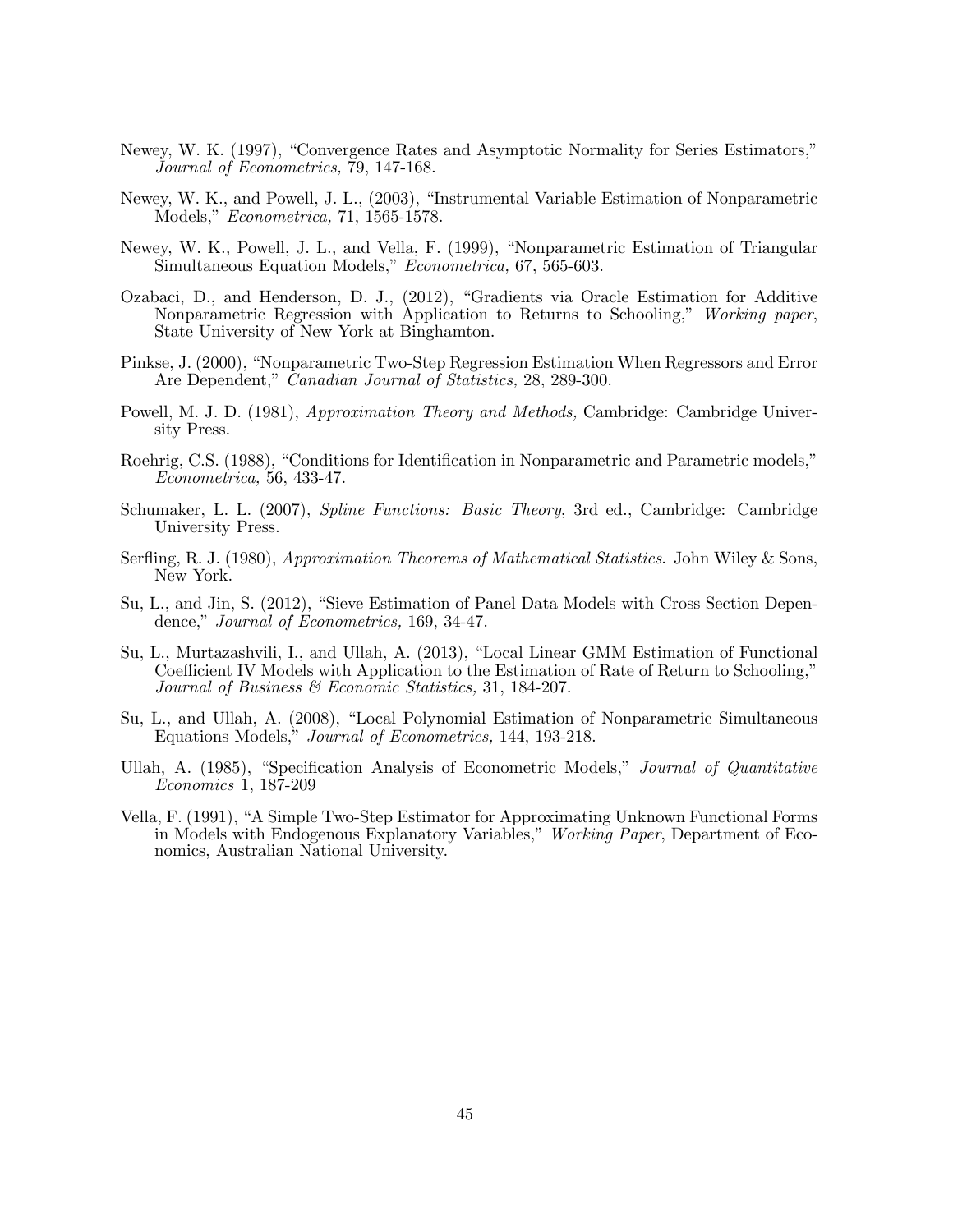Newey, W. K. (1997), "Convergence Rates and Asymptotic Normality for Series Estimators," *Journal of Econometrics,* 79, 147-168.

Newey, W. K., and Powell, J. L., (2003), "Instrumental Variable Estimation of Nonparametric Models," *Econometrica,* 71, 1565-1578.

Newey, W. K., Powell, J. L., and Vella, F. (1999), "Nonparametric Estimation of Triangular Simultaneous Equation Models," *Econometrica,* 67, 565-603.

Ozabaci, D., and Henderson, D. J., (2012), "Gradients via Oracle Estimation for Additive Nonparametric Regression with Application to Returns to Schooling," *Working paper*, State University of New York at Binghamton.

Pinkse, J. (2000), "Nonparametric Two-Step Regression Estimation When Regressors and Error Are Dependent," *Canadian Journal of Statistics,* 28, 289-300.

Powell, M. J. D. (1981), *Approximation Theory and Methods,* Cambridge: Cambridge University Press.

Roehrig, C.S. (1988), "Conditions for Identification in Nonparametric and Parametric models," *Econometrica,* 56, 433-47.

Schumaker, L. L. (2007), *Spline Functions: Basic Theory*, 3rd ed., Cambridge: Cambridge University Press.

Serfling, R. J. (1980), *Approximation Theorems of Mathematical Statistics*. John Wiley & Sons, New York.

Su, L., and Jin, S. (2012), "Sieve Estimation of Panel Data Models with Cross Section Dependence," *Journal of Econometrics,* 169, 34-47.

Su, L., Murtazashvili, I., and Ullah, A. (2013), "Local Linear GMM Estimation of Functional Coefficient IV Models with Application to the Estimation of Rate of Return to Schooling," *Journal of Business & Economic Statistics,* 31, 184-207.

Su, L., and Ullah, A. (2008), "Local Polynomial Estimation of Nonparametric Simultaneous Equations Models," *Journal of Econometrics,* 144, 193-218.

Ullah, A. (1985), "Specification Analysis of Econometric Models," *Journal of Quantitative Economics* 1, 187-209

Vella, F. (1991), "A Simple Two-Step Estimator for Approximating Unknown Functional Forms in Models with Endogenous Explanatory Variables," *Working Paper*, Department of Economics, Australian National University.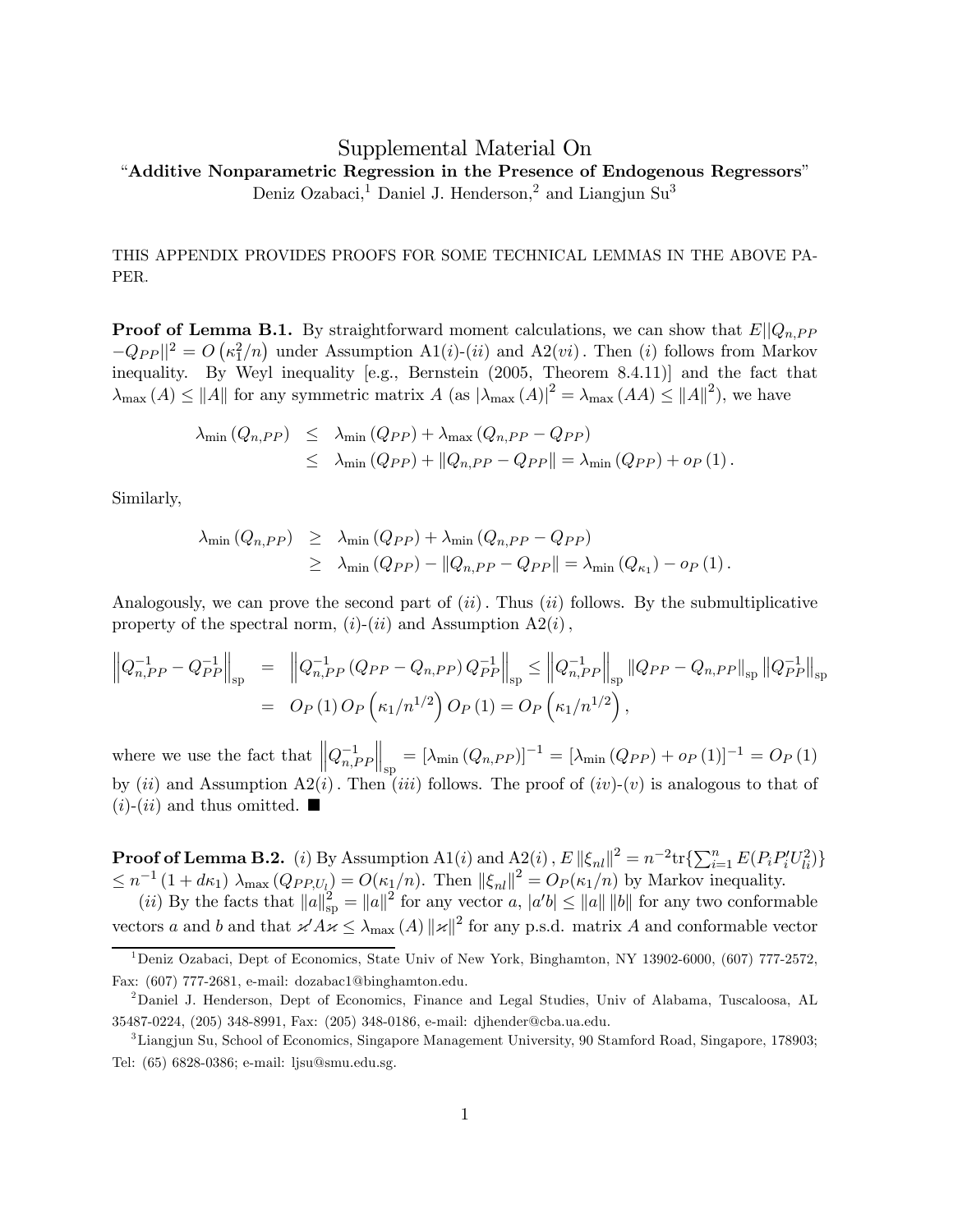# Supplemental Material On

## "Additive Nonparametric Regression in the Presence of Endogenous Regressors"

Deniz Ozabaci,[1] Daniel J. Henderson,[2] and Liangjun Su[3]

THIS APPENDIX PROVIDES PROOFS FOR SOME TECHNICAL LEMMAS IN THE ABOVE PAPER.

**Proof of Lemma B.1.** By straightforward moment calculations, we can show that $E||Q_{n,PP} - Q_{PP}||^2 = O\left(\kappa_1^2/n\right)$ under Assumption A1$(i)$-$(ii)$ and A2$(vi)$. Then $(i)$ follows from Markov inequality. By Weyl inequality [e.g., Bernstein (2005, Theorem 8.4.11)] and the fact that $\lambda_{\max}(A) \leq \|A\|$ for any symmetric matrix $A$ (as $|\lambda_{\max}(A)|^2 = \lambda_{\max}(AA) \leq \|A\|^2$), we have

$$
\begin{aligned}
\lambda_{\min}(Q_{n,PP}) &\leq \lambda_{\min}(Q_{PP}) + \lambda_{\max}(Q_{n,PP} - Q_{PP}) \\
&\leq \lambda_{\min}(Q_{PP}) + \|Q_{n,PP} - Q_{PP}\| = \lambda_{\min}(Q_{PP}) + o_P(1).
\end{aligned}
$$

Similarly,

$$
\begin{aligned}
\lambda_{\min}(Q_{n,PP}) &\geq \lambda_{\min}(Q_{PP}) + \lambda_{\min}(Q_{n,PP} - Q_{PP}) \\
&\geq \lambda_{\min}(Q_{PP}) - \|Q_{n,PP} - Q_{PP}\| = \lambda_{\min}(Q_{\kappa_1}) - o_P(1).
\end{aligned}
$$

Analogously, we can prove the second part of $(ii)$. Thus $(ii)$ follows. By the submultiplicative property of the spectral norm, $(i)$-$(ii)$ and Assumption A2$(i)$,

$$
\begin{aligned}
\left\|Q_{n,PP}^{-1} - Q_{PP}^{-1}\right\|_{\text{sp}} &= \left\|Q_{n,PP}^{-1}(Q_{PP} - Q_{n,PP})Q_{PP}^{-1}\right\|_{\text{sp}} \leq \left\|Q_{n,PP}^{-1}\right\|_{\text{sp}} \|Q_{PP} - Q_{n,PP}\|_{\text{sp}} \left\|Q_{PP}^{-1}\right\|_{\text{sp}} \\
&= O_P(1)\, O_P\left(\kappa_1/n^{1/2}\right) O_P(1) = O_P\left(\kappa_1/n^{1/2}\right),
\end{aligned}
$$

where we use the fact that $\left\|Q_{n,PP}^{-1}\right\|_{\text{sp}} = [\lambda_{\min}(Q_{n,PP})]^{-1} = [\lambda_{\min}(Q_{PP}) + o_P(1)]^{-1} = O_P(1)$ by $(ii)$ and Assumption A2$(i)$. Then $(iii)$ follows. The proof of $(iv)$-$(v)$ is analogous to that of $(i)$-$(ii)$ and thus omitted. ■

**Proof of Lemma B.2.** $(i)$ By Assumption A1$(i)$ and A2$(i)$, $E\|\xi_{nl}\|^2 = n^{-2}\text{tr}\{\sum_{i=1}^n E(P_i P_i' U_{li}^2)\} \leq n^{-1}(1 + d\kappa_1)\, \lambda_{\max}(Q_{PP,U_l}) = O(\kappa_1/n)$. Then $\|\xi_{nl}\|^2 = O_P(\kappa_1/n)$ by Markov inequality.

$(ii)$ By the facts that $\|a\|_{\text{sp}}^2 = \|a\|^2$ for any vector $a$, $|a'b| \leq \|a\|\,\|b\|$ for any two conformable vectors $a$ and $b$ and that $\varkappa' A \varkappa \leq \lambda_{\max}(A)\, \|\varkappa\|^2$ for any p.s.d. matrix $A$ and conformable vector

---

[1] Deniz Ozabaci, Dept of Economics, State Univ of New York, Binghamton, NY 13902-6000, (607) 777-2572, Fax: (607) 777-2681, e-mail: dozabac1@binghamton.edu.

[2] Daniel J. Henderson, Dept of Economics, Finance and Legal Studies, Univ of Alabama, Tuscaloosa, AL 35487-0224, (205) 348-8991, Fax: (205) 348-0186, e-mail: djhender@cba.ua.edu.

[3] Liangjun Su, School of Economics, Singapore Management University, 90 Stamford Road, Singapore, 178903; Tel: (65) 6828-0386; e-mail: ljsu@smu.edu.sg.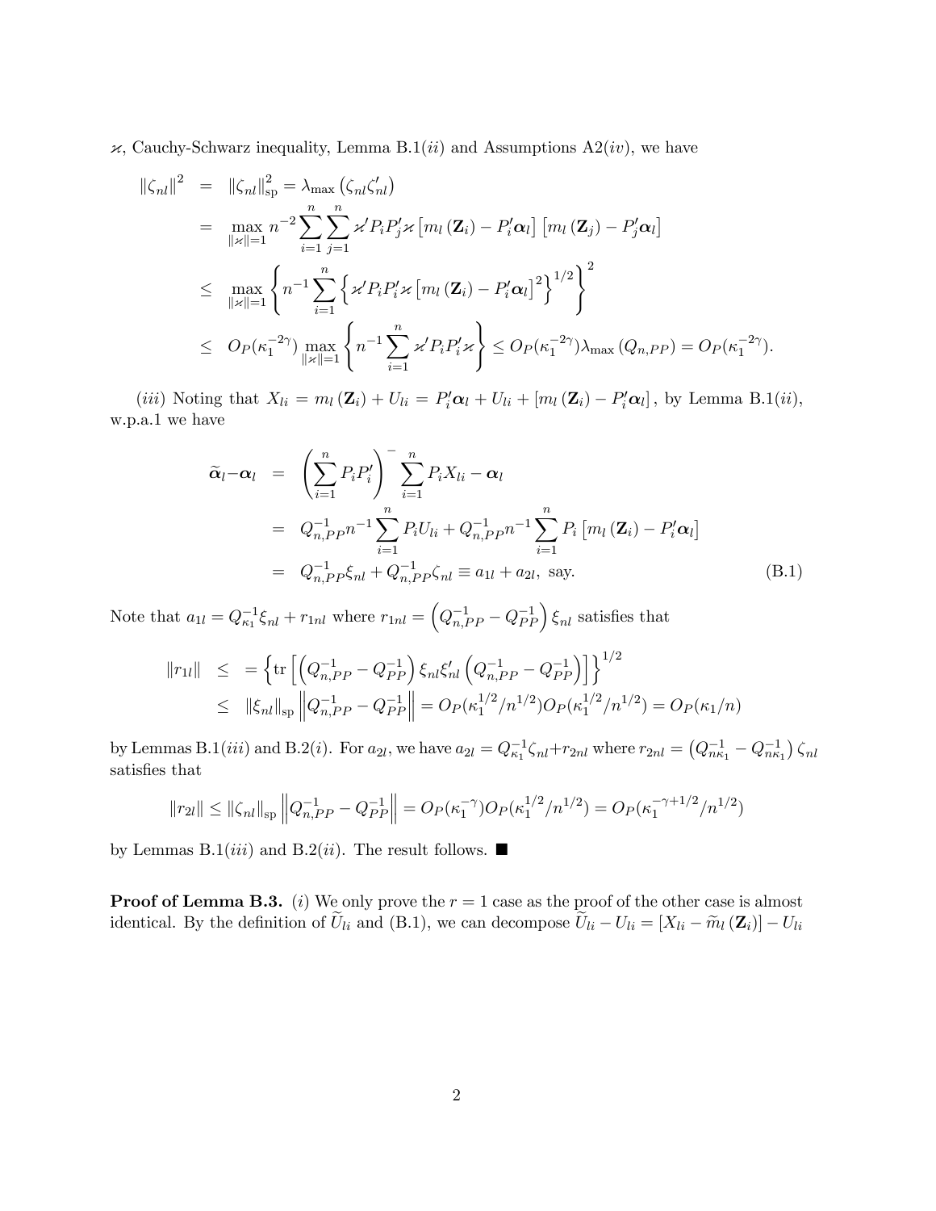$\varkappa$, Cauchy-Schwarz inequality, Lemma B.1($ii$) and Assumptions A2($iv$), we have

$$
\begin{aligned}
\|\zeta_{nl}\|^2 &= \|\zeta_{nl}\|_{\rm sp}^2 = \lambda_{\max}\left(\zeta_{nl}\zeta_{nl}'\right) \\
&= \max_{\|\varkappa\|=1} n^{-2}\sum_{i=1}^{n}\sum_{j=1}^{n} \varkappa' P_i P_j' \varkappa \left[m_l\left(\mathbf{Z}_i\right) - P_i'\boldsymbol{\alpha}_l\right]\left[m_l\left(\mathbf{Z}_j\right) - P_j'\boldsymbol{\alpha}_l\right] \\
&\leq \max_{\|\varkappa\|=1} \left\{ n^{-1}\sum_{i=1}^{n} \left\{ \varkappa' P_i P_i' \varkappa \left[m_l\left(\mathbf{Z}_i\right) - P_i'\boldsymbol{\alpha}_l\right]^2 \right\}^{1/2} \right\}^2 \\
&\leq O_P(\kappa_1^{-2\gamma}) \max_{\|\varkappa\|=1} \left\{ n^{-1}\sum_{i=1}^{n} \varkappa' P_i P_i' \varkappa \right\} \leq O_P(\kappa_1^{-2\gamma})\lambda_{\max}\left(Q_{n,PP}\right) = O_P(\kappa_1^{-2\gamma}).
\end{aligned}
$$

($iii$) Noting that $X_{li} = m_l\left(\mathbf{Z}_i\right) + U_{li} = P_i'\boldsymbol{\alpha}_l + U_{li} + \left[m_l\left(\mathbf{Z}_i\right) - P_i'\boldsymbol{\alpha}_l\right],$ by Lemma B.1($ii$), w.p.a.1 we have

$$
\begin{aligned}
\widetilde{\boldsymbol{\alpha}}_l - \boldsymbol{\alpha}_l &= \left(\sum_{i=1}^{n} P_i P_i'\right)^{-}\sum_{i=1}^{n} P_i X_{li} - \boldsymbol{\alpha}_l \\
&= Q_{n,PP}^{-1} n^{-1}\sum_{i=1}^{n} P_i U_{li} + Q_{n,PP}^{-1} n^{-1}\sum_{i=1}^{n} P_i\left[m_l\left(\mathbf{Z}_i\right) - P_i'\boldsymbol{\alpha}_l\right] \\
&= Q_{n,PP}^{-1}\xi_{nl} + Q_{n,PP}^{-1}\zeta_{nl} \equiv a_{1l} + a_{2l}, \text{ say.}
\end{aligned} \tag{B.1}
$$

Note that $a_{1l} = Q_{\kappa_1}^{-1}\xi_{nl} + r_{1nl}$ where $r_{1nl} = \left(Q_{n,PP}^{-1} - Q_{PP}^{-1}\right)\xi_{nl}$ satisfies that

$$
\begin{aligned}
\|r_{1l}\| &\leq\ = \left\{ \operatorname{tr}\left[\left(Q_{n,PP}^{-1} - Q_{PP}^{-1}\right)\xi_{nl}\xi_{nl}'\left(Q_{n,PP}^{-1} - Q_{PP}^{-1}\right)\right]\right\}^{1/2} \\
&\leq \|\xi_{nl}\|_{\rm sp}\left\|Q_{n,PP}^{-1} - Q_{PP}^{-1}\right\| = O_P(\kappa_1^{1/2}/n^{1/2})O_P(\kappa_1^{1/2}/n^{1/2}) = O_P(\kappa_1/n)
\end{aligned}
$$

by Lemmas B.1($iii$) and B.2($i$). For $a_{2l}$, we have $a_{2l} = Q_{\kappa_1}^{-1}\zeta_{nl} + r_{2nl}$ where $r_{2nl} = \left(Q_{n\kappa_1}^{-1} - Q_{n\kappa_1}^{-1}\right)\zeta_{nl}$ satisfies that

$$
\|r_{2l}\| \leq \|\zeta_{nl}\|_{\rm sp}\left\|Q_{n,PP}^{-1} - Q_{PP}^{-1}\right\| = O_P(\kappa_1^{-\gamma})O_P(\kappa_1^{1/2}/n^{1/2}) = O_P(\kappa_1^{-\gamma+1/2}/n^{1/2})
$$

by Lemmas B.1($iii$) and B.2($ii$). The result follows. ■

**Proof of Lemma B.3.** ($i$) We only prove the $r = 1$ case as the proof of the other case is almost identical. By the definition of $\widetilde{U}_{li}$ and (B.1), we can decompose $\widetilde{U}_{li} - U_{li} = \left[X_{li} - \widetilde{m}_l\left(\mathbf{Z}_i\right)\right] - U_{li}$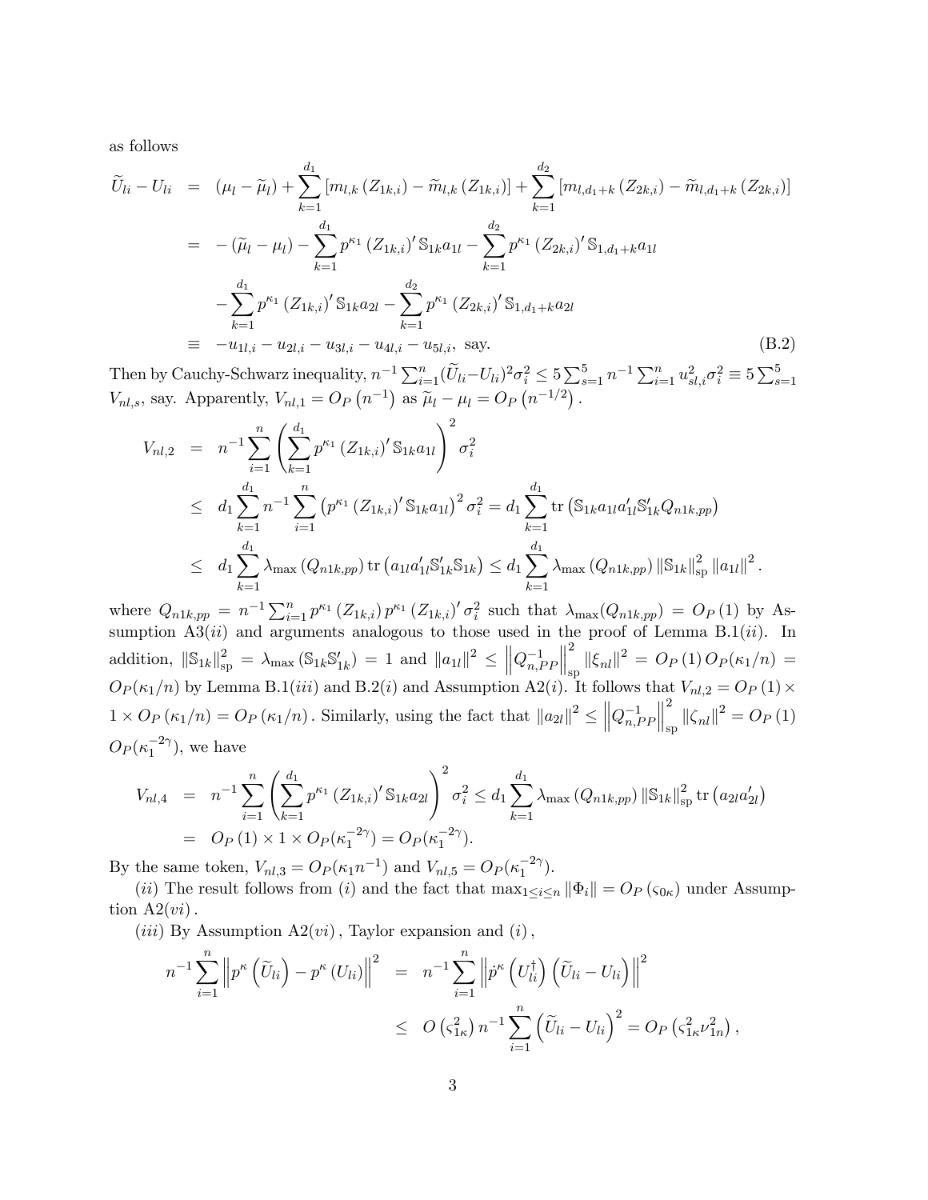as follows

$$
\begin{aligned}
\widetilde{U}_{li}-U_{li} &= (\mu_l-\widetilde{\mu}_l)+\sum_{k=1}^{d_1}\left[m_{l,k}\left(Z_{1k,i}\right)-\widetilde{m}_{l,k}\left(Z_{1k,i}\right)\right]+\sum_{k=1}^{d_2}\left[m_{l,d_1+k}\left(Z_{2k,i}\right)-\widetilde{m}_{l,d_1+k}\left(Z_{2k,i}\right)\right]\\
&= -\left(\widetilde{\mu}_l-\mu_l\right)-\sum_{k=1}^{d_1}p^{\kappa_1}\left(Z_{1k,i}\right)'\mathbb{S}_{1k}a_{1l}-\sum_{k=1}^{d_2}p^{\kappa_1}\left(Z_{2k,i}\right)'\mathbb{S}_{1,d_1+k}a_{1l}\\
&\quad -\sum_{k=1}^{d_1}p^{\kappa_1}\left(Z_{1k,i}\right)'\mathbb{S}_{1k}a_{2l}-\sum_{k=1}^{d_2}p^{\kappa_1}\left(Z_{2k,i}\right)'\mathbb{S}_{1,d_1+k}a_{2l}\\
&\equiv -u_{1l,i}-u_{2l,i}-u_{3l,i}-u_{4l,i}-u_{5l,i},\ \text{say.}
\end{aligned}
\tag{B.2}
$$

Then by Cauchy-Schwarz inequality, $n^{-1}\sum_{i=1}^{n}(\widetilde{U}_{li}-U_{li})^2\sigma_i^2 \le 5\sum_{s=1}^{5}n^{-1}\sum_{i=1}^{n}u_{sl,i}^2\sigma_i^2 \equiv 5\sum_{s=1}^{5} V_{nl,s}$, say. Apparently, $V_{nl,1}=O_P\left(n^{-1}\right)$ as $\widetilde{\mu}_l-\mu_l=O_P\left(n^{-1/2}\right)$.

$$
\begin{aligned}
V_{nl,2} &= n^{-1}\sum_{i=1}^{n}\left(\sum_{k=1}^{d_1}p^{\kappa_1}\left(Z_{1k,i}\right)'\mathbb{S}_{1k}a_{1l}\right)^2\sigma_i^2\\
&\le d_1\sum_{k=1}^{d_1}n^{-1}\sum_{i=1}^{n}\left(p^{\kappa_1}\left(Z_{1k,i}\right)'\mathbb{S}_{1k}a_{1l}\right)^2\sigma_i^2 = d_1\sum_{k=1}^{d_1}\operatorname{tr}\left(\mathbb{S}_{1k}a_{1l}a_{1l}'\mathbb{S}_{1k}'Q_{n1k,pp}\right)\\
&\le d_1\sum_{k=1}^{d_1}\lambda_{\max}\left(Q_{n1k,pp}\right)\operatorname{tr}\left(a_{1l}a_{1l}'\mathbb{S}_{1k}'\mathbb{S}_{1k}\right)\le d_1\sum_{k=1}^{d_1}\lambda_{\max}\left(Q_{n1k,pp}\right)\left\|\mathbb{S}_{1k}\right\|_{\rm sp}^2\left\|a_{1l}\right\|^2.
\end{aligned}
$$

where $Q_{n1k,pp}=n^{-1}\sum_{i=1}^{n}p^{\kappa_1}\left(Z_{1k,i}\right)p^{\kappa_1}\left(Z_{1k,i}\right)'\sigma_i^2$ such that $\lambda_{\max}(Q_{n1k,pp})=O_P(1)$ by Assumption A3($ii$) and arguments analogous to those used in the proof of Lemma B.1($ii$). In addition, $\left\|\mathbb{S}_{1k}\right\|_{\rm sp}^2=\lambda_{\max}\left(\mathbb{S}_{1k}\mathbb{S}_{1k}'\right)=1$ and $\left\|a_{1l}\right\|^2\le\left\|Q_{n,PP}^{-1}\right\|_{\rm sp}^2\left\|\xi_{nl}\right\|^2=O_P(1)\,O_P(\kappa_1/n)=O_P(\kappa_1/n)$ by Lemma B.1($iii$) and B.2($i$) and Assumption A2($i$). It follows that $V_{nl,2}=O_P(1)\times 1\times O_P(\kappa_1/n)=O_P(\kappa_1/n)$. Similarly, using the fact that $\left\|a_{2l}\right\|^2\le\left\|Q_{n,PP}^{-1}\right\|_{\rm sp}^2\left\|\zeta_{nl}\right\|^2=O_P(1)$ $O_P(\kappa_1^{-2\gamma})$, we have

$$
\begin{aligned}
V_{nl,4} &= n^{-1}\sum_{i=1}^{n}\left(\sum_{k=1}^{d_1}p^{\kappa_1}\left(Z_{1k,i}\right)'\mathbb{S}_{1k}a_{2l}\right)^2\sigma_i^2\le d_1\sum_{k=1}^{d_1}\lambda_{\max}\left(Q_{n1k,pp}\right)\left\|\mathbb{S}_{1k}\right\|_{\rm sp}^2\operatorname{tr}\left(a_{2l}a_{2l}'\right)\\
&= O_P(1)\times 1\times O_P(\kappa_1^{-2\gamma})=O_P(\kappa_1^{-2\gamma}).
\end{aligned}
$$

By the same token, $V_{nl,3}=O_P(\kappa_1 n^{-1})$ and $V_{nl,5}=O_P(\kappa_1^{-2\gamma})$.

($ii$) The result follows from ($i$) and the fact that $\max_{1\le i\le n}\left\|\Phi_i\right\|=O_P\left(\varsigma_{0\kappa}\right)$ under Assumption A2$(vi)$.

($iii$) By Assumption A2$(vi)$, Taylor expansion and $(i)$,

$$
\begin{aligned}
n^{-1}\sum_{i=1}^{n}\left\|p^{\kappa}\left(\widetilde{U}_{li}\right)-p^{\kappa}\left(U_{li}\right)\right\|^2 &= n^{-1}\sum_{i=1}^{n}\left\|\dot{p}^{\kappa}\left(U_{li}^{\dagger}\right)\left(\widetilde{U}_{li}-U_{li}\right)\right\|^2\\
&\le O\left(\varsigma_{1\kappa}^2\right)n^{-1}\sum_{i=1}^{n}\left(\widetilde{U}_{li}-U_{li}\right)^2=O_P\left(\varsigma_{1\kappa}^2\nu_{1n}^2\right),
\end{aligned}
$$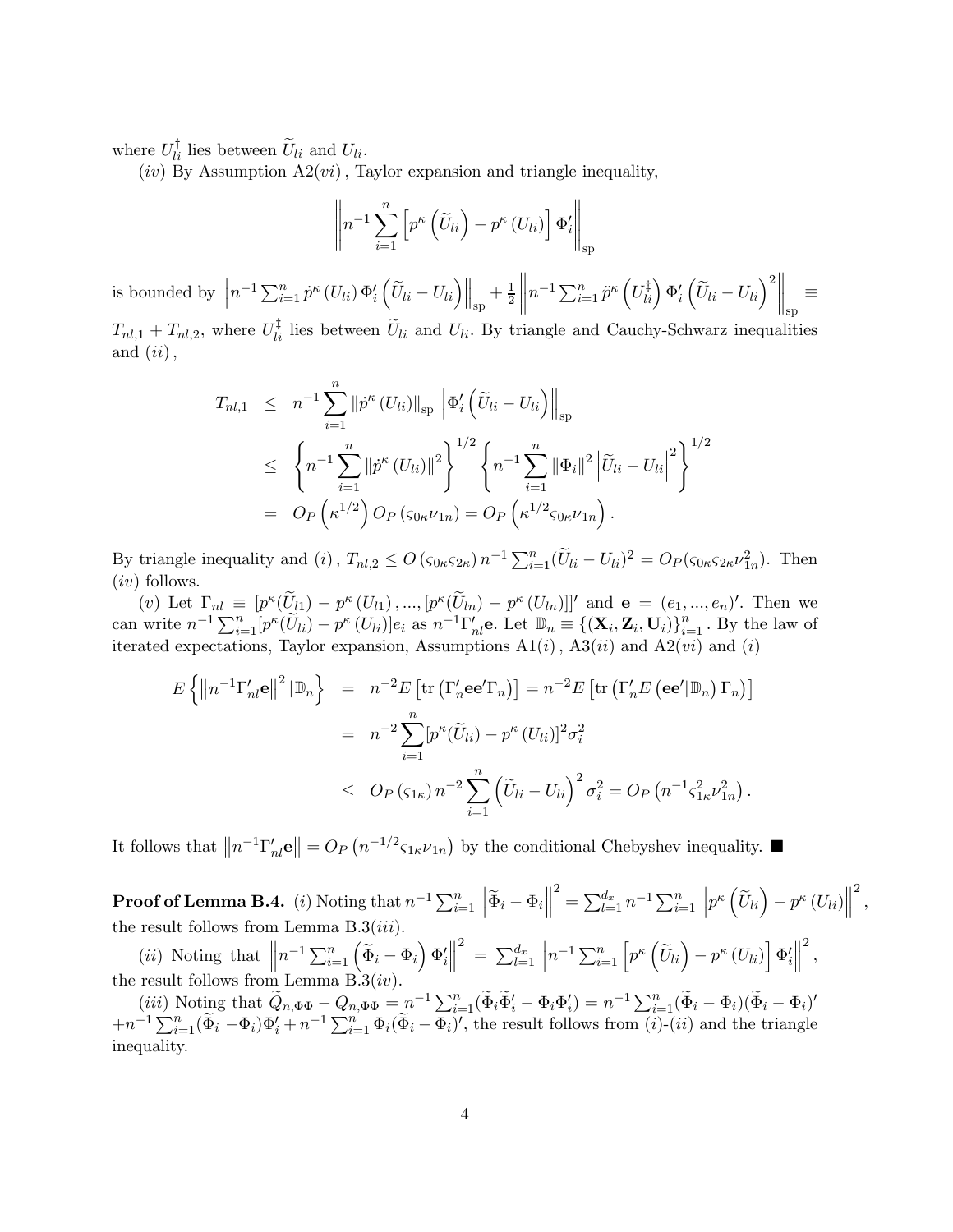where $U_{li}^{\dagger}$ lies between $\widetilde{U}_{li}$ and $U_{li}$.

(*iv*) By Assumption A2$(vi)$, Taylor expansion and triangle inequality,

$$\left\| n^{-1} \sum_{i=1}^{n} \left[ p^{\kappa}\left(\widetilde{U}_{li}\right) - p^{\kappa}\left(U_{li}\right) \right] \Phi_i' \right\|_{\mathrm{sp}}$$

is bounded by $\left\| n^{-1} \sum_{i=1}^{n} \dot{p}^{\kappa}\left(U_{li}\right) \Phi_i' \left(\widetilde{U}_{li} - U_{li}\right) \right\|_{\mathrm{sp}} + \frac{1}{2} \left\| n^{-1} \sum_{i=1}^{n} \ddot{p}^{\kappa}\left(U_{li}^{\ddagger}\right) \Phi_i' \left(\widetilde{U}_{li} - U_{li}\right)^2 \right\|_{\mathrm{sp}} \equiv T_{nl,1} + T_{nl,2}$, where $U_{li}^{\ddagger}$ lies between $\widetilde{U}_{li}$ and $U_{li}$. By triangle and Cauchy-Schwarz inequalities and $(ii)$,

$$\begin{aligned}
T_{nl,1} &\leq n^{-1} \sum_{i=1}^{n} \left\| \dot{p}^{\kappa}\left(U_{li}\right) \right\|_{\mathrm{sp}} \left\| \Phi_i' \left(\widetilde{U}_{li} - U_{li}\right) \right\|_{\mathrm{sp}} \\
&\leq \left\{ n^{-1} \sum_{i=1}^{n} \left\| \dot{p}^{\kappa}\left(U_{li}\right) \right\|^2 \right\}^{1/2} \left\{ n^{-1} \sum_{i=1}^{n} \left\| \Phi_i \right\|^2 \left| \widetilde{U}_{li} - U_{li} \right|^2 \right\}^{1/2} \\
&= O_P\left(\kappa^{1/2}\right) O_P\left(\varsigma_{0\kappa} \nu_{1n}\right) = O_P\left(\kappa^{1/2} \varsigma_{0\kappa} \nu_{1n}\right).
\end{aligned}$$

By triangle inequality and $(i)$, $T_{nl,2} \leq O\left(\varsigma_{0\kappa}\varsigma_{2\kappa}\right) n^{-1} \sum_{i=1}^{n} (\widetilde{U}_{li} - U_{li})^2 = O_P(\varsigma_{0\kappa}\varsigma_{2\kappa}\nu_{1n}^2)$. Then $(iv)$ follows.

(*v*) Let $\Gamma_{nl} \equiv [p^{\kappa}(\widetilde{U}_{l1}) - p^{\kappa}\left(U_{l1}\right), ..., [p^{\kappa}(\widetilde{U}_{ln}) - p^{\kappa}\left(U_{ln}\right)]]'$ and $\mathbf{e} = (e_1, ..., e_n)'$. Then we can write $n^{-1} \sum_{i=1}^{n} [p^{\kappa}(\widetilde{U}_{li}) - p^{\kappa}\left(U_{li}\right)] e_i$ as $n^{-1} \Gamma_{nl}' \mathbf{e}$. Let $\mathbb{D}_n \equiv \{(\mathbf{X}_i, \mathbf{Z}_i, \mathbf{U}_i)\}_{i=1}^{n}$. By the law of iterated expectations, Taylor expansion, Assumptions A1$(i)$, A3$(ii)$ and A2$(vi)$ and $(i)$

$$\begin{aligned}
E\left\{ \left\| n^{-1} \Gamma_{nl}' \mathbf{e} \right\|^2 | \mathbb{D}_n \right\} &= n^{-2} E\left[ \mathrm{tr}\left( \Gamma_n' \mathbf{e}\mathbf{e}' \Gamma_n \right) \right] = n^{-2} E\left[ \mathrm{tr}\left( \Gamma_n' E\left( \mathbf{e}\mathbf{e}' | \mathbb{D}_n \right) \Gamma_n \right) \right] \\
&= n^{-2} \sum_{i=1}^{n} [p^{\kappa}(\widetilde{U}_{li}) - p^{\kappa}\left(U_{li}\right)]^2 \sigma_i^2 \\
&\leq O_P\left(\varsigma_{1\kappa}\right) n^{-2} \sum_{i=1}^{n} \left( \widetilde{U}_{li} - U_{li} \right)^2 \sigma_i^2 = O_P\left( n^{-1} \varsigma_{1\kappa}^2 \nu_{1n}^2 \right).
\end{aligned}$$

It follows that $\left\| n^{-1} \Gamma_{nl}' \mathbf{e} \right\| = O_P\left( n^{-1/2} \varsigma_{1\kappa} \nu_{1n} \right)$ by the conditional Chebyshev inequality. ■

**Proof of Lemma B.4.** (*i*) Noting that $n^{-1} \sum_{i=1}^{n} \left\| \widetilde{\Phi}_i - \Phi_i \right\|^2 = \sum_{l=1}^{d_x} n^{-1} \sum_{i=1}^{n} \left\| p^{\kappa}\left(\widetilde{U}_{li}\right) - p^{\kappa}\left(U_{li}\right) \right\|^2$, the result follows from Lemma B.3$(iii)$.

(*ii*) Noting that $\left\| n^{-1} \sum_{i=1}^{n} \left( \widetilde{\Phi}_i - \Phi_i \right) \Phi_i' \right\|^2 = \sum_{l=1}^{d_x} \left\| n^{-1} \sum_{i=1}^{n} \left[ p^{\kappa}\left(\widetilde{U}_{li}\right) - p^{\kappa}\left(U_{li}\right) \right] \Phi_i' \right\|^2$, the result follows from Lemma B.3$(iv)$.

(*iii*) Noting that $\widetilde{Q}_{n,\Phi\Phi} - Q_{n,\Phi\Phi} = n^{-1} \sum_{i=1}^{n} (\widetilde{\Phi}_i \widetilde{\Phi}_i' - \Phi_i \Phi_i') = n^{-1} \sum_{i=1}^{n} (\widetilde{\Phi}_i - \Phi_i)(\widetilde{\Phi}_i - \Phi_i)'$ $+ n^{-1} \sum_{i=1}^{n} (\widetilde{\Phi}_i - \Phi_i) \Phi_i' + n^{-1} \sum_{i=1}^{n} \Phi_i (\widetilde{\Phi}_i - \Phi_i)'$, the result follows from $(i)$-$(ii)$ and the triangle inequality.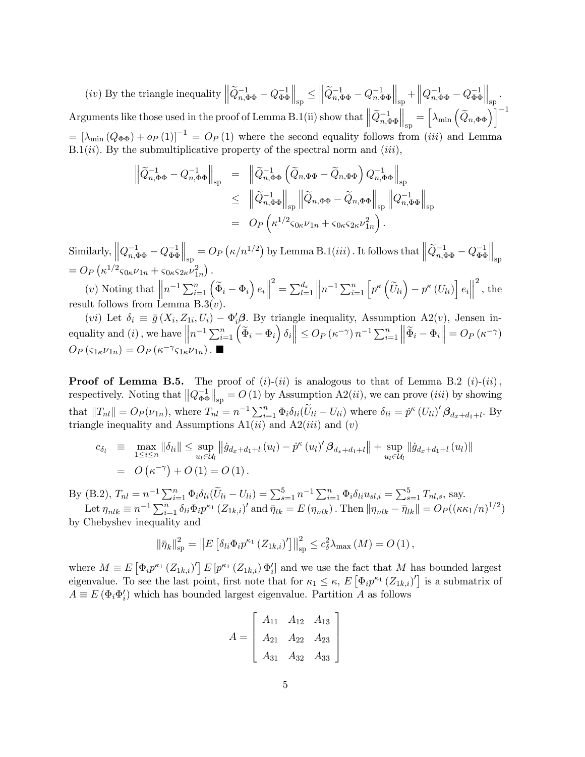$(iv)$ By the triangle inequality $\left\|\widetilde{Q}_{n,\Phi\Phi}^{-1} - Q_{\Phi\Phi}^{-1}\right\|_{\rm sp} \leq \left\|\widetilde{Q}_{n,\Phi\Phi}^{-1} - Q_{n,\Phi\Phi}^{-1}\right\|_{\rm sp} + \left\|Q_{n,\Phi\Phi}^{-1} - Q_{\Phi\Phi}^{-1}\right\|_{\rm sp}$. Arguments like those used in the proof of Lemma B.1(ii) show that $\left\|\widetilde{Q}_{n,\Phi\Phi}^{-1}\right\|_{\rm sp} = \left[\lambda_{\min}\left(\widetilde{Q}_{n,\Phi\Phi}\right)\right]^{-1}$ $= \left[\lambda_{\min}\left(Q_{\Phi\Phi}\right) + o_P(1)\right]^{-1} = O_P(1)$ where the second equality follows from $(iii)$ and Lemma B.1$(ii)$. By the submultiplicative property of the spectral norm and $(iii)$,

$$
\begin{aligned}
\left\|\widetilde{Q}_{n,\Phi\Phi}^{-1} - Q_{n,\Phi\Phi}^{-1}\right\|_{\rm sp} &= \left\|\widetilde{Q}_{n,\Phi\Phi}^{-1}\left(\widetilde{Q}_{n,\Phi\Phi} - \widetilde{Q}_{n,\Phi\Phi}\right)Q_{n,\Phi\Phi}^{-1}\right\|_{\rm sp} \\
&\leq \left\|\widetilde{Q}_{n,\Phi\Phi}^{-1}\right\|_{\rm sp}\left\|\widetilde{Q}_{n,\Phi\Phi} - \widetilde{Q}_{n,\Phi\Phi}\right\|_{\rm sp}\left\|Q_{n,\Phi\Phi}^{-1}\right\|_{\rm sp} \\
&= O_P\left(\kappa^{1/2}\varsigma_{0\kappa}\nu_{1n} + \varsigma_{0\kappa}\varsigma_{2\kappa}\nu_{1n}^2\right).
\end{aligned}
$$

Similarly, $\left\|Q_{n,\Phi\Phi}^{-1} - Q_{\Phi\Phi}^{-1}\right\|_{\rm sp} = O_P\left(\kappa/n^{1/2}\right)$ by Lemma B.1$(iii)$. It follows that $\left\|\widetilde{Q}_{n,\Phi\Phi}^{-1} - Q_{\Phi\Phi}^{-1}\right\|_{\rm sp}$ $= O_P\left(\kappa^{1/2}\varsigma_{0\kappa}\nu_{1n} + \varsigma_{0\kappa}\varsigma_{2\kappa}\nu_{1n}^2\right)$.

$(v)$ Noting that $\left\|n^{-1}\sum_{i=1}^n\left(\widetilde{\Phi}_i - \Phi_i\right)e_i\right\|^2 = \sum_{l=1}^{d_x}\left\|n^{-1}\sum_{i=1}^n\left[p^\kappa\left(\widetilde{U}_{li}\right) - p^\kappa\left(U_{li}\right)\right]e_i\right\|^2$, the result follows from Lemma B.3$(v)$.

$(vi)$ Let $\delta_i \equiv \bar{g}(X_i, Z_{1i}, U_i) - \Phi_i'\boldsymbol{\beta}$. By triangle inequality, Assumption A2$(v)$, Jensen inequality and $(i)$, we have $\left\|n^{-1}\sum_{i=1}^n\left(\widetilde{\Phi}_i - \Phi_i\right)\delta_i\right\| \leq O_P\left(\kappa^{-\gamma}\right)n^{-1}\sum_{i=1}^n\left\|\widetilde{\Phi}_i - \Phi_i\right\| = O_P\left(\kappa^{-\gamma}\right)$ $O_P\left(\varsigma_{1\kappa}\nu_{1n}\right) = O_P\left(\kappa^{-\gamma}\varsigma_{1\kappa}\nu_{1n}\right)$. ■

**Proof of Lemma B.5.** The proof of $(i)$-$(ii)$ is analogous to that of Lemma B.2 $(i)$-$(ii)$, respectively. Noting that $\left\|Q_{\Phi\Phi}^{-1}\right\|_{\rm sp} = O(1)$ by Assumption A2$(ii)$, we can prove $(iii)$ by showing that $\|T_{nl}\| = O_P(\nu_{1n})$, where $T_{nl} = n^{-1}\sum_{i=1}^n\Phi_i\delta_{li}(\widetilde{U}_{li} - U_{li})$ where $\delta_{li} = \dot{p}^\kappa\left(U_{li}\right)'\boldsymbol{\beta}_{d_x+d_1+l}$. By triangle inequality and Assumptions A1$(ii)$ and A2$(iii)$ and $(v)$

$$
\begin{aligned}
c_{\delta_l} &\equiv \max_{1\leq i\leq n}\|\delta_{li}\| \leq \sup_{u_l\in\mathcal{U}_l}\left\|\dot{g}_{d_x+d_1+l}\left(u_l\right) - \dot{p}^\kappa\left(u_l\right)'\boldsymbol{\beta}_{d_x+d_1+l}\right\| + \sup_{u_l\in\mathcal{U}_l}\left\|\dot{g}_{d_x+d_1+l}\left(u_l\right)\right\| \\
&= O\left(\kappa^{-\gamma}\right) + O(1) = O(1).
\end{aligned}
$$

By (B.2), $T_{nl} = n^{-1}\sum_{i=1}^n\Phi_i\delta_{li}(\widetilde{U}_{li} - U_{li}) = \sum_{s=1}^5 n^{-1}\sum_{i=1}^n\Phi_i\delta_{li}u_{sl,i} = \sum_{s=1}^5 T_{nl,s}$, say.

Let $\eta_{nlk} \equiv n^{-1}\sum_{i=1}^n\delta_{li}\Phi_i p^{\kappa_1}\left(Z_{1k,i}\right)'$ and $\bar{\eta}_{lk} = E\left(\eta_{nlk}\right)$. Then $\|\eta_{nlk} - \bar{\eta}_{lk}\| = O_P((\kappa\kappa_1/n)^{1/2})$ by Chebyshev inequality and

$$
\|\bar{\eta}_k\|_{\rm sp}^2 = \left\|E\left[\delta_{li}\Phi_i p^{\kappa_1}\left(Z_{1k,i}\right)'\right]\right\|_{\rm sp}^2 \leq c_\delta^2\lambda_{\max}(M) = O(1),
$$

where $M \equiv E\left[\Phi_i p^{\kappa_1}\left(Z_{1k,i}\right)'\right]E\left[p^{\kappa_1}\left(Z_{1k,i}\right)\Phi_i'\right]$ and we use the fact that $M$ has bounded largest eigenvalue. To see the last point, first note that for $\kappa_1 \leq \kappa$, $E\left[\Phi_i p^{\kappa_1}\left(Z_{1k,i}\right)'\right]$ is a submatrix of $A \equiv E\left(\Phi_i\Phi_i'\right)$ which has bounded largest eigenvalue. Partition $A$ as follows

$$
A = \begin{bmatrix} A_{11} & A_{12} & A_{13} \\ A_{21} & A_{22} & A_{23} \\ A_{31} & A_{32} & A_{33} \end{bmatrix}
$$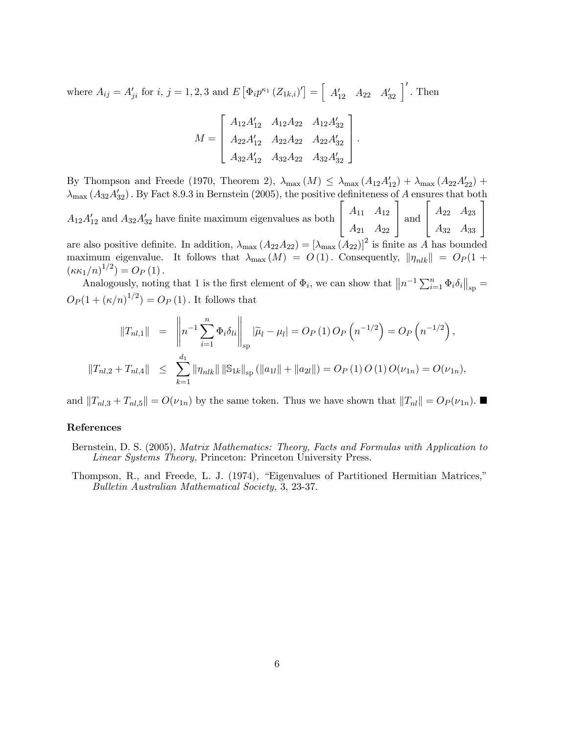where $A_{ij} = A'_{ji}$ for $i, j = 1, 2, 3$ and $E\left[\Phi_i p^{\kappa_1}(Z_{1k,i})'\right] = \left[\begin{array}{ccc} A'_{12} & A_{22} & A'_{32} \end{array}\right]'$. Then

$$M = \left[\begin{array}{ccc} A_{12}A'_{12} & A_{12}A_{22} & A_{12}A'_{32} \\ A_{22}A'_{12} & A_{22}A_{22} & A_{22}A'_{32} \\ A_{32}A'_{12} & A_{32}A_{22} & A_{32}A'_{32} \end{array}\right].$$

By Thompson and Freede (1970, Theorem 2), $\lambda_{\max}(M) \leq \lambda_{\max}(A_{12}A'_{12}) + \lambda_{\max}(A_{22}A'_{22}) + \lambda_{\max}(A_{32}A'_{32})$. By Fact 8.9.3 in Bernstein (2005), the positive definiteness of $A$ ensures that both $A_{12}A'_{12}$ and $A_{32}A'_{32}$ have finite maximum eigenvalues as both $\left[\begin{array}{cc} A_{11} & A_{12} \\ A_{21} & A_{22} \end{array}\right]$ and $\left[\begin{array}{cc} A_{22} & A_{23} \\ A_{32} & A_{33} \end{array}\right]$ are also positive definite. In addition, $\lambda_{\max}(A_{22}A_{22}) = [\lambda_{\max}(A_{22})]^2$ is finite as $A$ has bounded maximum eigenvalue. It follows that $\lambda_{\max}(M) = O(1)$. Consequently, $\|\eta_{nlk}\| = O_P(1 + (\kappa\kappa_1/n)^{1/2}) = O_P(1)$.

Analogously, noting that 1 is the first element of $\Phi_i$, we can show that $\left\|n^{-1}\sum_{i=1}^n \Phi_i\delta_i\right\|_{\text{sp}} = O_P(1 + (\kappa/n)^{1/2}) = O_P(1)$. It follows that

$$\begin{aligned} \|T_{nl,1}\| &= \left\|n^{-1}\sum_{i=1}^n \Phi_i\delta_{li}\right\|_{\text{sp}} |\widetilde{\mu}_l - \mu_l| = O_P(1)\, O_P\left(n^{-1/2}\right) = O_P\left(n^{-1/2}\right), \\ \|T_{nl,2} + T_{nl,4}\| &\leq \sum_{k=1}^{d_1} \|\eta_{nlk}\| \, \|\mathbb{S}_{1k}\|_{\text{sp}} (\|a_{1l}\| + \|a_{2l}\|) = O_P(1)\, O(1)\, O(\nu_{1n}) = O(\nu_{1n}), \end{aligned}$$

and $\|T_{nl,3} + T_{nl,5}\| = O(\nu_{1n})$ by the same token. Thus we have shown that $\|T_{nl}\| = O_P(\nu_{1n})$. ■

## References

Bernstein, D. S. (2005), *Matrix Mathematics: Theory, Facts and Formulas with Application to Linear Systems Theory,* Princeton: Princeton University Press.

Thompson, R., and Freede, L. J. (1974), "Eigenvalues of Partitioned Hermitian Matrices," *Bulletin Australian Mathematical Society,* 3, 23-37.